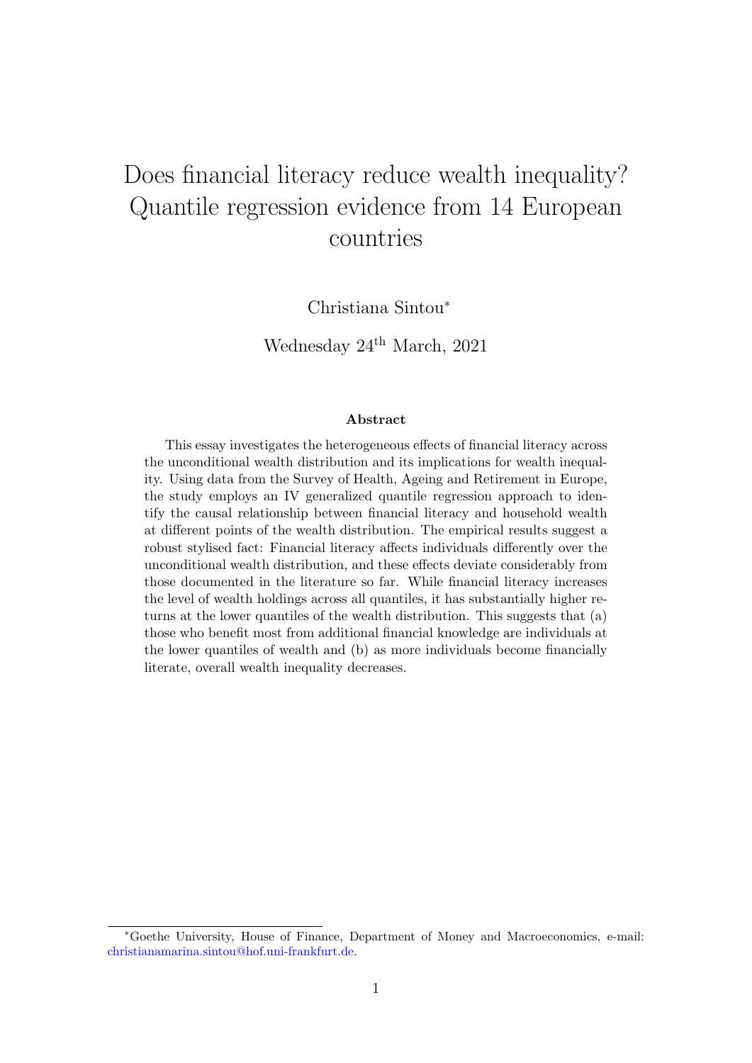# Does financial literacy reduce wealth inequality? Quantile regression evidence from 14 European countries

Christiana Sintou[*]

Wednesday 24th March, 2021

### Abstract

This essay investigates the heterogeneous effects of financial literacy across the unconditional wealth distribution and its implications for wealth inequality. Using data from the Survey of Health, Ageing and Retirement in Europe, the study employs an IV generalized quantile regression approach to identify the causal relationship between financial literacy and household wealth at different points of the wealth distribution. The empirical results suggest a robust stylised fact: Financial literacy affects individuals differently over the unconditional wealth distribution, and these effects deviate considerably from those documented in the literature so far. While financial literacy increases the level of wealth holdings across all quantiles, it has substantially higher returns at the lower quantiles of the wealth distribution. This suggests that (a) those who benefit most from additional financial knowledge are individuals at the lower quantiles of wealth and (b) as more individuals become financially literate, overall wealth inequality decreases.

[*]Goethe University, House of Finance, Department of Money and Macroeconomics, e-mail: christianamarina.sintou@hof.uni-frankfurt.de.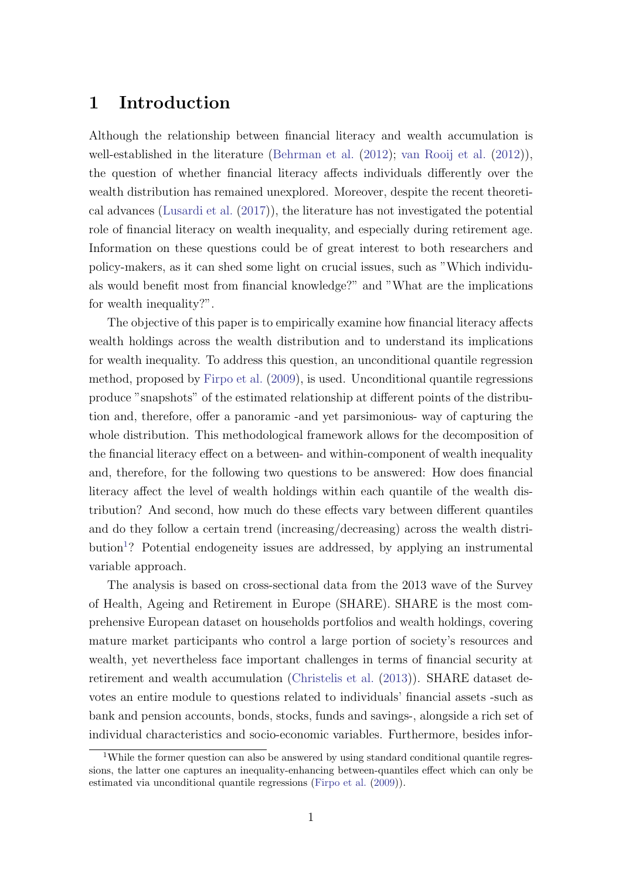# 1 Introduction

Although the relationship between financial literacy and wealth accumulation is well-established in the literature (Behrman et al. (2012); van Rooij et al. (2012)), the question of whether financial literacy affects individuals differently over the wealth distribution has remained unexplored. Moreover, despite the recent theoretical advances (Lusardi et al. (2017)), the literature has not investigated the potential role of financial literacy on wealth inequality, and especially during retirement age. Information on these questions could be of great interest to both researchers and policy-makers, as it can shed some light on crucial issues, such as "Which individuals would benefit most from financial knowledge?" and "What are the implications for wealth inequality?".

The objective of this paper is to empirically examine how financial literacy affects wealth holdings across the wealth distribution and to understand its implications for wealth inequality. To address this question, an unconditional quantile regression method, proposed by Firpo et al. (2009), is used. Unconditional quantile regressions produce "snapshots" of the estimated relationship at different points of the distribution and, therefore, offer a panoramic -and yet parsimonious- way of capturing the whole distribution. This methodological framework allows for the decomposition of the financial literacy effect on a between- and within-component of wealth inequality and, therefore, for the following two questions to be answered: How does financial literacy affect the level of wealth holdings within each quantile of the wealth distribution? And second, how much do these effects vary between different quantiles and do they follow a certain trend (increasing/decreasing) across the wealth distribution[1]? Potential endogeneity issues are addressed, by applying an instrumental variable approach.

The analysis is based on cross-sectional data from the 2013 wave of the Survey of Health, Ageing and Retirement in Europe (SHARE). SHARE is the most comprehensive European dataset on households portfolios and wealth holdings, covering mature market participants who control a large portion of society's resources and wealth, yet nevertheless face important challenges in terms of financial security at retirement and wealth accumulation (Christelis et al. (2013)). SHARE dataset devotes an entire module to questions related to individuals' financial assets -such as bank and pension accounts, bonds, stocks, funds and savings-, alongside a rich set of individual characteristics and socio-economic variables. Furthermore, besides infor-

[1] While the former question can also be answered by using standard conditional quantile regressions, the latter one captures an inequality-enhancing between-quantiles effect which can only be estimated via unconditional quantile regressions (Firpo et al. (2009)).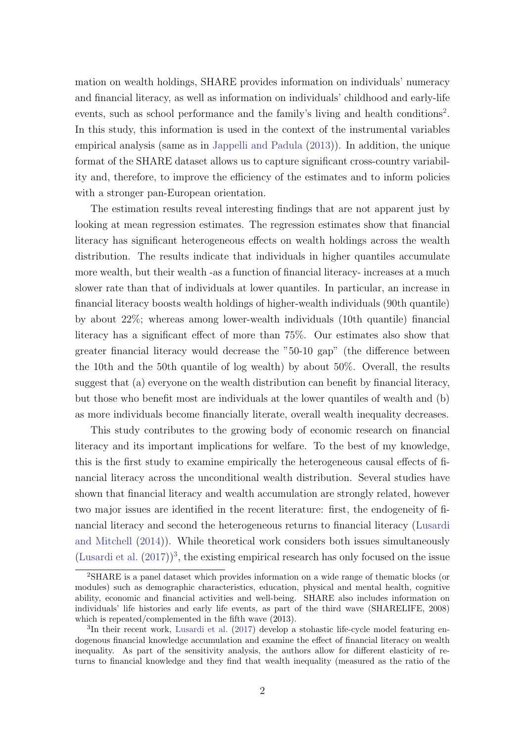mation on wealth holdings, SHARE provides information on individuals' numeracy and financial literacy, as well as information on individuals' childhood and early-life events, such as school performance and the family's living and health conditions[2]. In this study, this information is used in the context of the instrumental variables empirical analysis (same as in Jappelli and Padula (2013)). In addition, the unique format of the SHARE dataset allows us to capture significant cross-country variability and, therefore, to improve the efficiency of the estimates and to inform policies with a stronger pan-European orientation.

The estimation results reveal interesting findings that are not apparent just by looking at mean regression estimates. The regression estimates show that financial literacy has significant heterogeneous effects on wealth holdings across the wealth distribution. The results indicate that individuals in higher quantiles accumulate more wealth, but their wealth -as a function of financial literacy- increases at a much slower rate than that of individuals at lower quantiles. In particular, an increase in financial literacy boosts wealth holdings of higher-wealth individuals (90th quantile) by about 22%; whereas among lower-wealth individuals (10th quantile) financial literacy has a significant effect of more than 75%. Our estimates also show that greater financial literacy would decrease the "50-10 gap" (the difference between the 10th and the 50th quantile of log wealth) by about 50%. Overall, the results suggest that (a) everyone on the wealth distribution can benefit by financial literacy, but those who benefit most are individuals at the lower quantiles of wealth and (b) as more individuals become financially literate, overall wealth inequality decreases.

This study contributes to the growing body of economic research on financial literacy and its important implications for welfare. To the best of my knowledge, this is the first study to examine empirically the heterogeneous causal effects of financial literacy across the unconditional wealth distribution. Several studies have shown that financial literacy and wealth accumulation are strongly related, however two major issues are identified in the recent literature: first, the endogeneity of financial literacy and second the heterogeneous returns to financial literacy (Lusardi and Mitchell (2014)). While theoretical work considers both issues simultaneously (Lusardi et al. (2017))[3], the existing empirical research has only focused on the issue

[2] SHARE is a panel dataset which provides information on a wide range of thematic blocks (or modules) such as demographic characteristics, education, physical and mental health, cognitive ability, economic and financial activities and well-being. SHARE also includes information on individuals' life histories and early life events, as part of the third wave (SHARELIFE, 2008) which is repeated/complemented in the fifth wave (2013).

[3] In their recent work, Lusardi et al. (2017) develop a stohastic life-cycle model featuring endogenous financial knowledge accumulation and examine the effect of financial literacy on wealth inequality. As part of the sensitivity analysis, the authors allow for different elasticity of returns to financial knowledge and they find that wealth inequality (measured as the ratio of the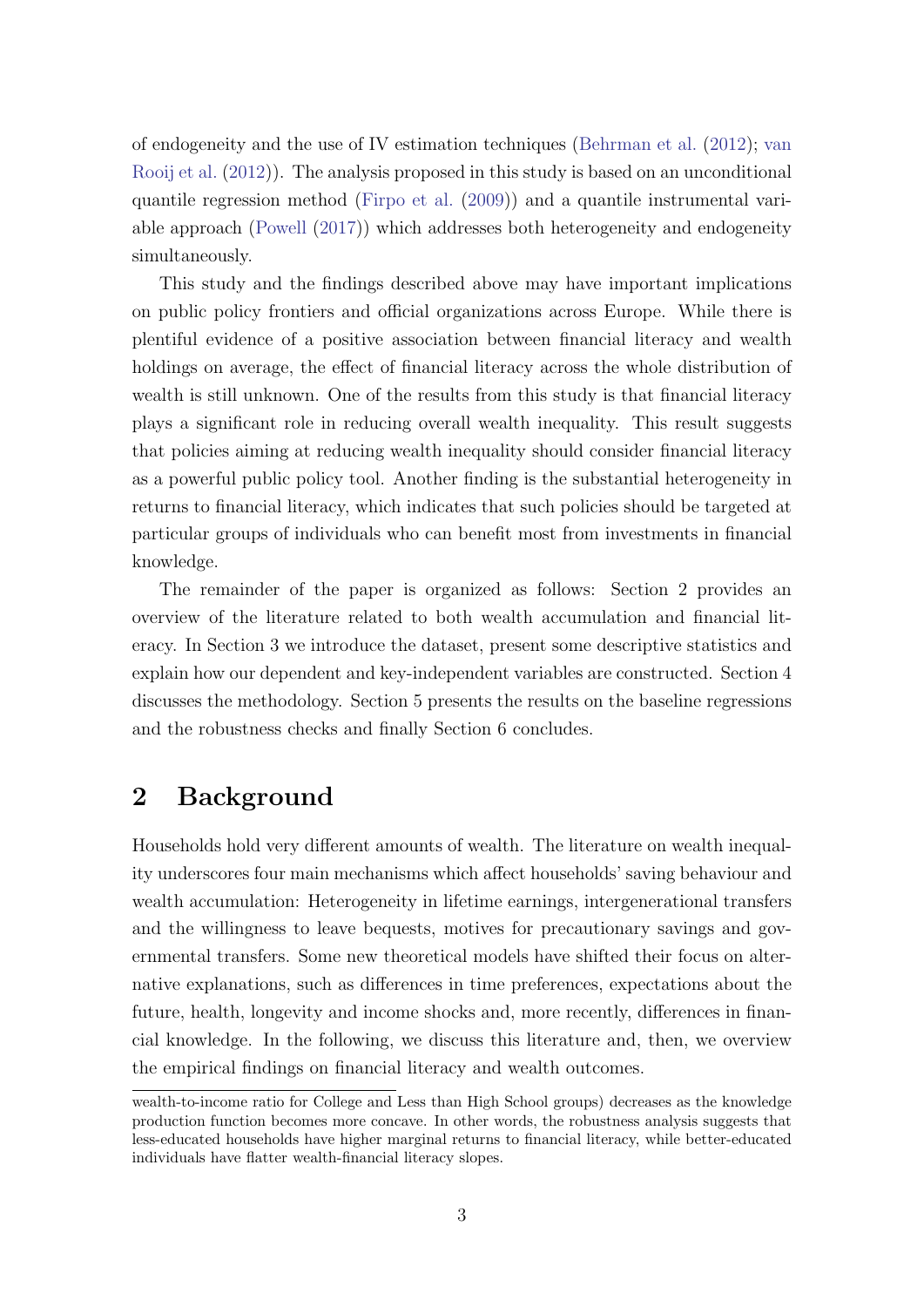of endogeneity and the use of IV estimation techniques (Behrman et al. (2012); van Rooij et al. (2012)). The analysis proposed in this study is based on an unconditional quantile regression method (Firpo et al. (2009)) and a quantile instrumental variable approach (Powell (2017)) which addresses both heterogeneity and endogeneity simultaneously.

This study and the findings described above may have important implications on public policy frontiers and official organizations across Europe. While there is plentiful evidence of a positive association between financial literacy and wealth holdings on average, the effect of financial literacy across the whole distribution of wealth is still unknown. One of the results from this study is that financial literacy plays a significant role in reducing overall wealth inequality. This result suggests that policies aiming at reducing wealth inequality should consider financial literacy as a powerful public policy tool. Another finding is the substantial heterogeneity in returns to financial literacy, which indicates that such policies should be targeted at particular groups of individuals who can benefit most from investments in financial knowledge.

The remainder of the paper is organized as follows: Section 2 provides an overview of the literature related to both wealth accumulation and financial literacy. In Section 3 we introduce the dataset, present some descriptive statistics and explain how our dependent and key-independent variables are constructed. Section 4 discusses the methodology. Section 5 presents the results on the baseline regressions and the robustness checks and finally Section 6 concludes.

## 2 Background

Households hold very different amounts of wealth. The literature on wealth inequality underscores four main mechanisms which affect households' saving behaviour and wealth accumulation: Heterogeneity in lifetime earnings, intergenerational transfers and the willingness to leave bequests, motives for precautionary savings and governmental transfers. Some new theoretical models have shifted their focus on alternative explanations, such as differences in time preferences, expectations about the future, health, longevity and income shocks and, more recently, differences in financial knowledge. In the following, we discuss this literature and, then, we overview the empirical findings on financial literacy and wealth outcomes.

---

wealth-to-income ratio for College and Less than High School groups) decreases as the knowledge production function becomes more concave. In other words, the robustness analysis suggests that less-educated households have higher marginal returns to financial literacy, while better-educated individuals have flatter wealth-financial literacy slopes.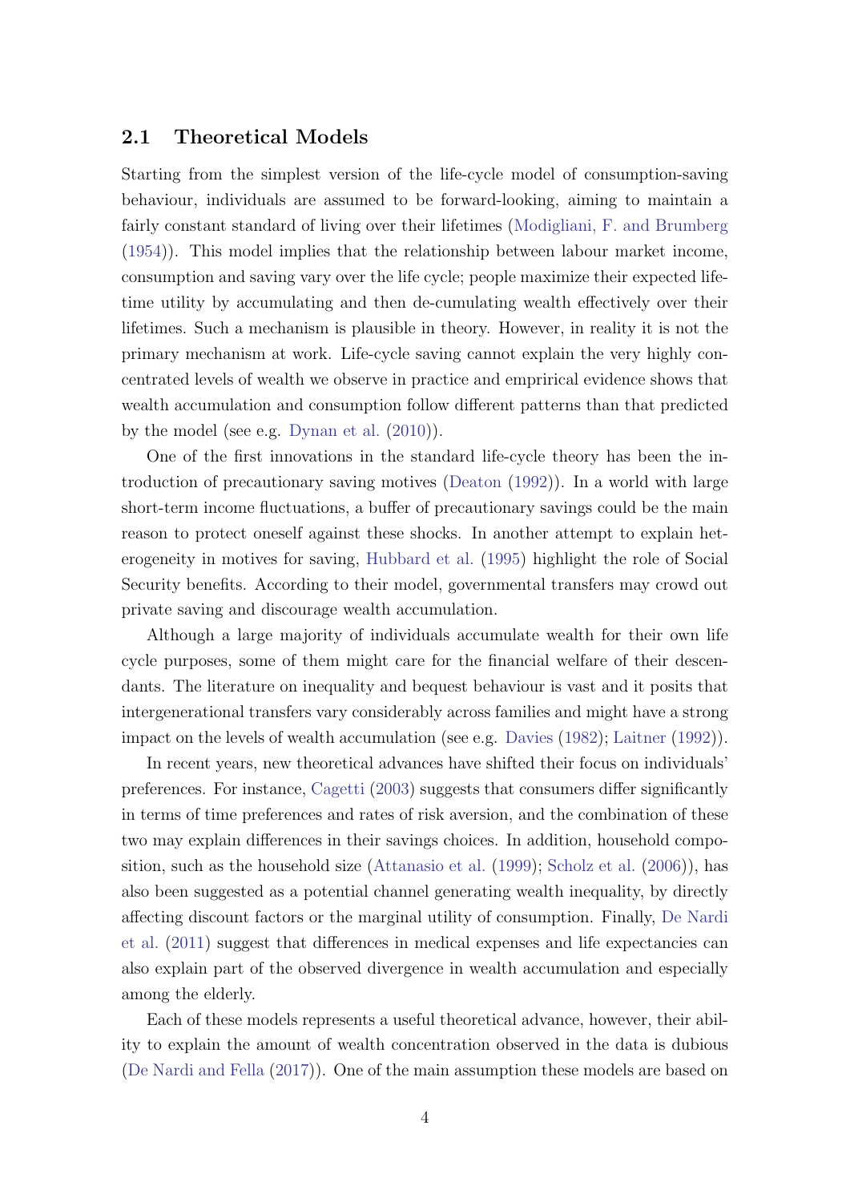### 2.1 Theoretical Models

Starting from the simplest version of the life-cycle model of consumption-saving behaviour, individuals are assumed to be forward-looking, aiming to maintain a fairly constant standard of living over their lifetimes (Modigliani, F. and Brumberg (1954)). This model implies that the relationship between labour market income, consumption and saving vary over the life cycle; people maximize their expected lifetime utility by accumulating and then de-cumulating wealth effectively over their lifetimes. Such a mechanism is plausible in theory. However, in reality it is not the primary mechanism at work. Life-cycle saving cannot explain the very highly concentrated levels of wealth we observe in practice and empririical evidence shows that wealth accumulation and consumption follow different patterns than that predicted by the model (see e.g. Dynan et al. (2010)).

One of the first innovations in the standard life-cycle theory has been the introduction of precautionary saving motives (Deaton (1992)). In a world with large short-term income fluctuations, a buffer of precautionary savings could be the main reason to protect oneself against these shocks. In another attempt to explain heterogeneity in motives for saving, Hubbard et al. (1995) highlight the role of Social Security benefits. According to their model, governmental transfers may crowd out private saving and discourage wealth accumulation.

Although a large majority of individuals accumulate wealth for their own life cycle purposes, some of them might care for the financial welfare of their descendants. The literature on inequality and bequest behaviour is vast and it posits that intergenerational transfers vary considerably across families and might have a strong impact on the levels of wealth accumulation (see e.g. Davies (1982); Laitner (1992)).

In recent years, new theoretical advances have shifted their focus on individuals' preferences. For instance, Cagetti (2003) suggests that consumers differ significantly in terms of time preferences and rates of risk aversion, and the combination of these two may explain differences in their savings choices. In addition, household composition, such as the household size (Attanasio et al. (1999); Scholz et al. (2006)), has also been suggested as a potential channel generating wealth inequality, by directly affecting discount factors or the marginal utility of consumption. Finally, De Nardi et al. (2011) suggest that differences in medical expenses and life expectancies can also explain part of the observed divergence in wealth accumulation and especially among the elderly.

Each of these models represents a useful theoretical advance, however, their ability to explain the amount of wealth concentration observed in the data is dubious (De Nardi and Fella (2017)). One of the main assumption these models are based on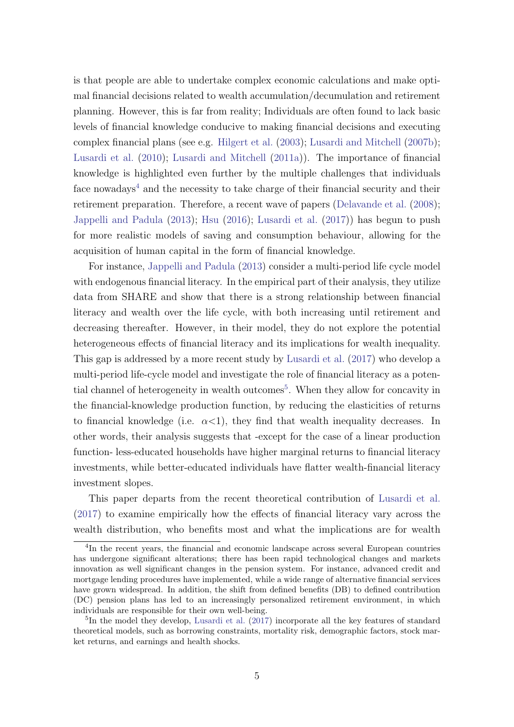is that people are able to undertake complex economic calculations and make optimal financial decisions related to wealth accumulation/decumulation and retirement planning. However, this is far from reality; Individuals are often found to lack basic levels of financial knowledge conducive to making financial decisions and executing complex financial plans (see e.g. Hilgert et al. (2003); Lusardi and Mitchell (2007b); Lusardi et al. (2010); Lusardi and Mitchell (2011a)). The importance of financial knowledge is highlighted even further by the multiple challenges that individuals face nowadays[4] and the necessity to take charge of their financial security and their retirement preparation. Therefore, a recent wave of papers (Delavande et al. (2008); Jappelli and Padula (2013); Hsu (2016); Lusardi et al. (2017)) has begun to push for more realistic models of saving and consumption behaviour, allowing for the acquisition of human capital in the form of financial knowledge.

For instance, Jappelli and Padula (2013) consider a multi-period life cycle model with endogenous financial literacy. In the empirical part of their analysis, they utilize data from SHARE and show that there is a strong relationship between financial literacy and wealth over the life cycle, with both increasing until retirement and decreasing thereafter. However, in their model, they do not explore the potential heterogeneous effects of financial literacy and its implications for wealth inequality. This gap is addressed by a more recent study by Lusardi et al. (2017) who develop a multi-period life-cycle model and investigate the role of financial literacy as a potential channel of heterogeneity in wealth outcomes[5]. When they allow for concavity in the financial-knowledge production function, by reducing the elasticities of returns to financial knowledge (i.e. $\alpha<1$), they find that wealth inequality decreases. In other words, their analysis suggests that -except for the case of a linear production function- less-educated households have higher marginal returns to financial literacy investments, while better-educated individuals have flatter wealth-financial literacy investment slopes.

This paper departs from the recent theoretical contribution of Lusardi et al. (2017) to examine empirically how the effects of financial literacy vary across the wealth distribution, who benefits most and what the implications are for wealth

[4] In the recent years, the financial and economic landscape across several European countries has undergone significant alterations; there has been rapid technological changes and markets innovation as well significant changes in the pension system. For instance, advanced credit and mortgage lending procedures have implemented, while a wide range of alternative financial services have grown widespread. In addition, the shift from defined benefits (DB) to defined contribution (DC) pension plans has led to an increasingly personalized retirement environment, in which individuals are responsible for their own well-being.

[5] In the model they develop, Lusardi et al. (2017) incorporate all the key features of standard theoretical models, such as borrowing constraints, mortality risk, demographic factors, stock market returns, and earnings and health shocks.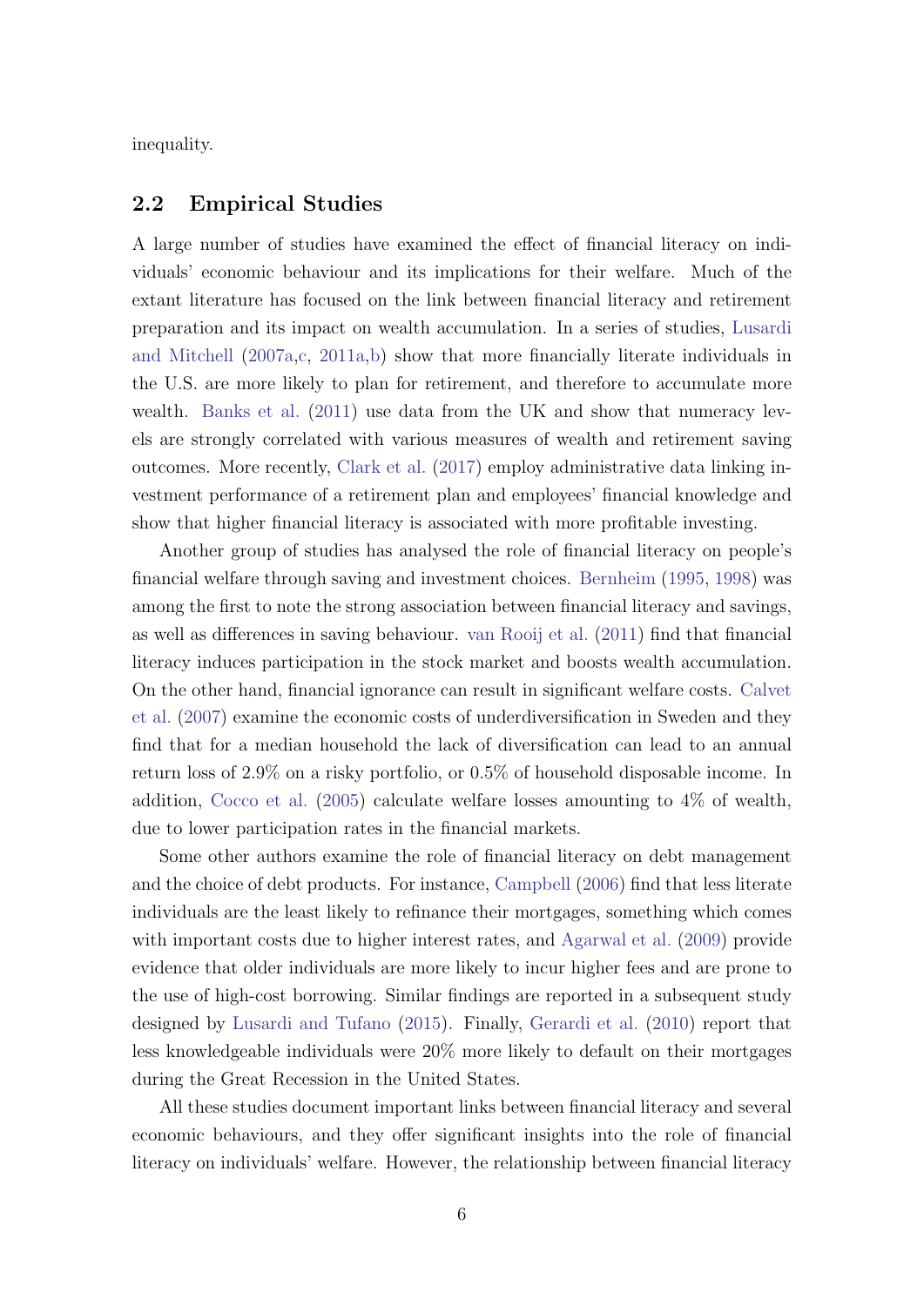inequality.

## 2.2 Empirical Studies

A large number of studies have examined the effect of financial literacy on individuals' economic behaviour and its implications for their welfare. Much of the extant literature has focused on the link between financial literacy and retirement preparation and its impact on wealth accumulation. In a series of studies, Lusardi and Mitchell (2007a,c, 2011a,b) show that more financially literate individuals in the U.S. are more likely to plan for retirement, and therefore to accumulate more wealth. Banks et al. (2011) use data from the UK and show that numeracy levels are strongly correlated with various measures of wealth and retirement saving outcomes. More recently, Clark et al. (2017) employ administrative data linking investment performance of a retirement plan and employees' financial knowledge and show that higher financial literacy is associated with more profitable investing.

Another group of studies has analysed the role of financial literacy on people's financial welfare through saving and investment choices. Bernheim (1995, 1998) was among the first to note the strong association between financial literacy and savings, as well as differences in saving behaviour. van Rooij et al. (2011) find that financial literacy induces participation in the stock market and boosts wealth accumulation. On the other hand, financial ignorance can result in significant welfare costs. Calvet et al. (2007) examine the economic costs of underdiversification in Sweden and they find that for a median household the lack of diversification can lead to an annual return loss of 2.9% on a risky portfolio, or 0.5% of household disposable income. In addition, Cocco et al. (2005) calculate welfare losses amounting to 4% of wealth, due to lower participation rates in the financial markets.

Some other authors examine the role of financial literacy on debt management and the choice of debt products. For instance, Campbell (2006) find that less literate individuals are the least likely to refinance their mortgages, something which comes with important costs due to higher interest rates, and Agarwal et al. (2009) provide evidence that older individuals are more likely to incur higher fees and are prone to the use of high-cost borrowing. Similar findings are reported in a subsequent study designed by Lusardi and Tufano (2015). Finally, Gerardi et al. (2010) report that less knowledgeable individuals were 20% more likely to default on their mortgages during the Great Recession in the United States.

All these studies document important links between financial literacy and several economic behaviours, and they offer significant insights into the role of financial literacy on individuals' welfare. However, the relationship between financial literacy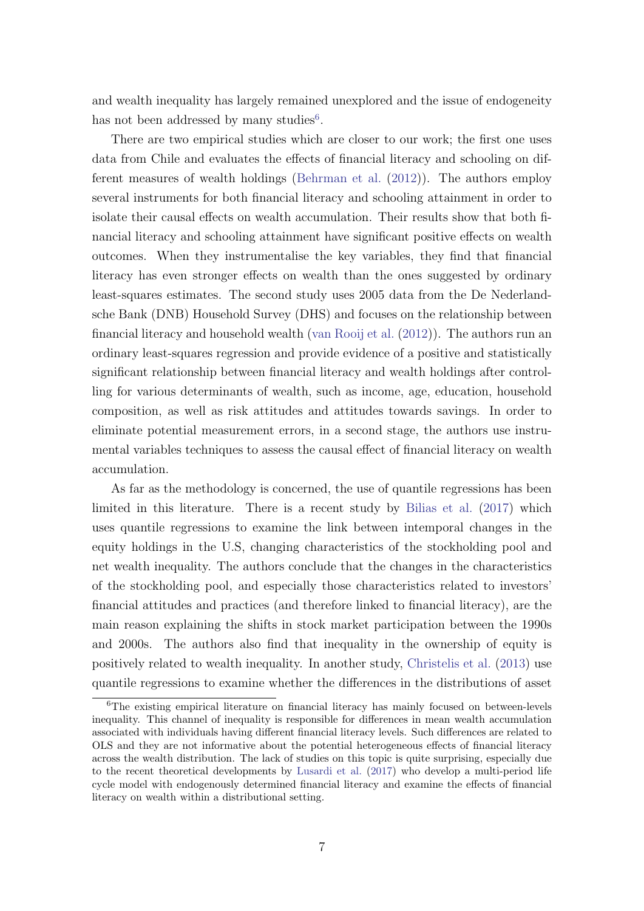and wealth inequality has largely remained unexplored and the issue of endogeneity has not been addressed by many studies[6].

There are two empirical studies which are closer to our work; the first one uses data from Chile and evaluates the effects of financial literacy and schooling on different measures of wealth holdings (Behrman et al. (2012)). The authors employ several instruments for both financial literacy and schooling attainment in order to isolate their causal effects on wealth accumulation. Their results show that both financial literacy and schooling attainment have significant positive effects on wealth outcomes. When they instrumentalise the key variables, they find that financial literacy has even stronger effects on wealth than the ones suggested by ordinary least-squares estimates. The second study uses 2005 data from the De Nederlandsche Bank (DNB) Household Survey (DHS) and focuses on the relationship between financial literacy and household wealth (van Rooij et al. (2012)). The authors run an ordinary least-squares regression and provide evidence of a positive and statistically significant relationship between financial literacy and wealth holdings after controlling for various determinants of wealth, such as income, age, education, household composition, as well as risk attitudes and attitudes towards savings. In order to eliminate potential measurement errors, in a second stage, the authors use instrumental variables techniques to assess the causal effect of financial literacy on wealth accumulation.

As far as the methodology is concerned, the use of quantile regressions has been limited in this literature. There is a recent study by Bilias et al. (2017) which uses quantile regressions to examine the link between intemporal changes in the equity holdings in the U.S, changing characteristics of the stockholding pool and net wealth inequality. The authors conclude that the changes in the characteristics of the stockholding pool, and especially those characteristics related to investors' financial attitudes and practices (and therefore linked to financial literacy), are the main reason explaining the shifts in stock market participation between the 1990s and 2000s. The authors also find that inequality in the ownership of equity is positively related to wealth inequality. In another study, Christelis et al. (2013) use quantile regressions to examine whether the differences in the distributions of asset

[6] The existing empirical literature on financial literacy has mainly focused on between-levels inequality. This channel of inequality is responsible for differences in mean wealth accumulation associated with individuals having different financial literacy levels. Such differences are related to OLS and they are not informative about the potential heterogeneous effects of financial literacy across the wealth distribution. The lack of studies on this topic is quite surprising, especially due to the recent theoretical developments by Lusardi et al. (2017) who develop a multi-period life cycle model with endogenously determined financial literacy and examine the effects of financial literacy on wealth within a distributional setting.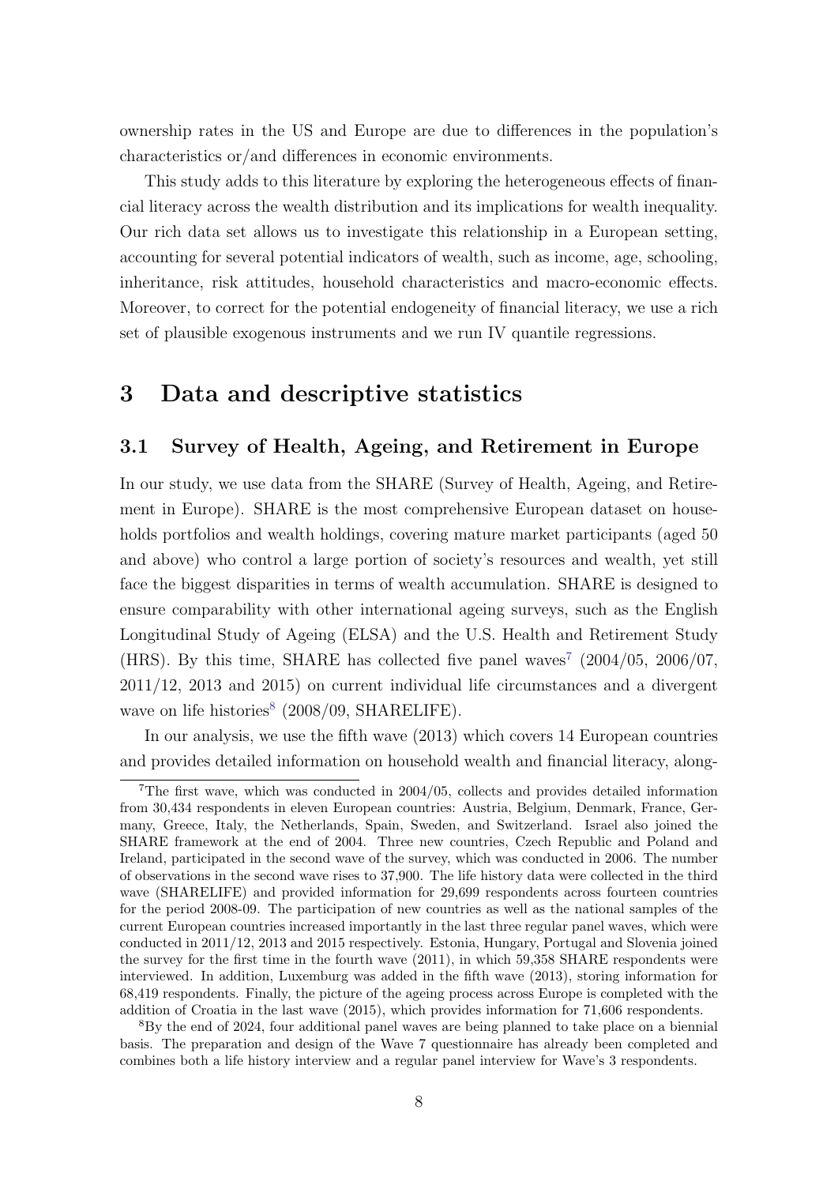ownership rates in the US and Europe are due to differences in the population's characteristics or/and differences in economic environments.

This study adds to this literature by exploring the heterogeneous effects of financial literacy across the wealth distribution and its implications for wealth inequality. Our rich data set allows us to investigate this relationship in a European setting, accounting for several potential indicators of wealth, such as income, age, schooling, inheritance, risk attitudes, household characteristics and macro-economic effects. Moreover, to correct for the potential endogeneity of financial literacy, we use a rich set of plausible exogenous instruments and we run IV quantile regressions.

# 3 Data and descriptive statistics

## 3.1 Survey of Health, Ageing, and Retirement in Europe

In our study, we use data from the SHARE (Survey of Health, Ageing, and Retirement in Europe). SHARE is the most comprehensive European dataset on households portfolios and wealth holdings, covering mature market participants (aged 50 and above) who control a large portion of society's resources and wealth, yet still face the biggest disparities in terms of wealth accumulation. SHARE is designed to ensure comparability with other international ageing surveys, such as the English Longitudinal Study of Ageing (ELSA) and the U.S. Health and Retirement Study (HRS). By this time, SHARE has collected five panel waves[7] (2004/05, 2006/07, 2011/12, 2013 and 2015) on current individual life circumstances and a divergent wave on life histories[8] (2008/09, SHARELIFE).

In our analysis, we use the fifth wave (2013) which covers 14 European countries and provides detailed information on household wealth and financial literacy, along-

[7] The first wave, which was conducted in 2004/05, collects and provides detailed information from 30,434 respondents in eleven European countries: Austria, Belgium, Denmark, France, Germany, Greece, Italy, the Netherlands, Spain, Sweden, and Switzerland. Israel also joined the SHARE framework at the end of 2004. Three new countries, Czech Republic and Poland and Ireland, participated in the second wave of the survey, which was conducted in 2006. The number of observations in the second wave rises to 37,900. The life history data were collected in the third wave (SHARELIFE) and provided information for 29,699 respondents across fourteen countries for the period 2008-09. The participation of new countries as well as the national samples of the current European countries increased importantly in the last three regular panel waves, which were conducted in 2011/12, 2013 and 2015 respectively. Estonia, Hungary, Portugal and Slovenia joined the survey for the first time in the fourth wave (2011), in which 59,358 SHARE respondents were interviewed. In addition, Luxemburg was added in the fifth wave (2013), storing information for 68,419 respondents. Finally, the picture of the ageing process across Europe is completed with the addition of Croatia in the last wave (2015), which provides information for 71,606 respondents.

[8] By the end of 2024, four additional panel waves are being planned to take place on a biennial basis. The preparation and design of the Wave 7 questionnaire has already been completed and combines both a life history interview and a regular panel interview for Wave's 3 respondents.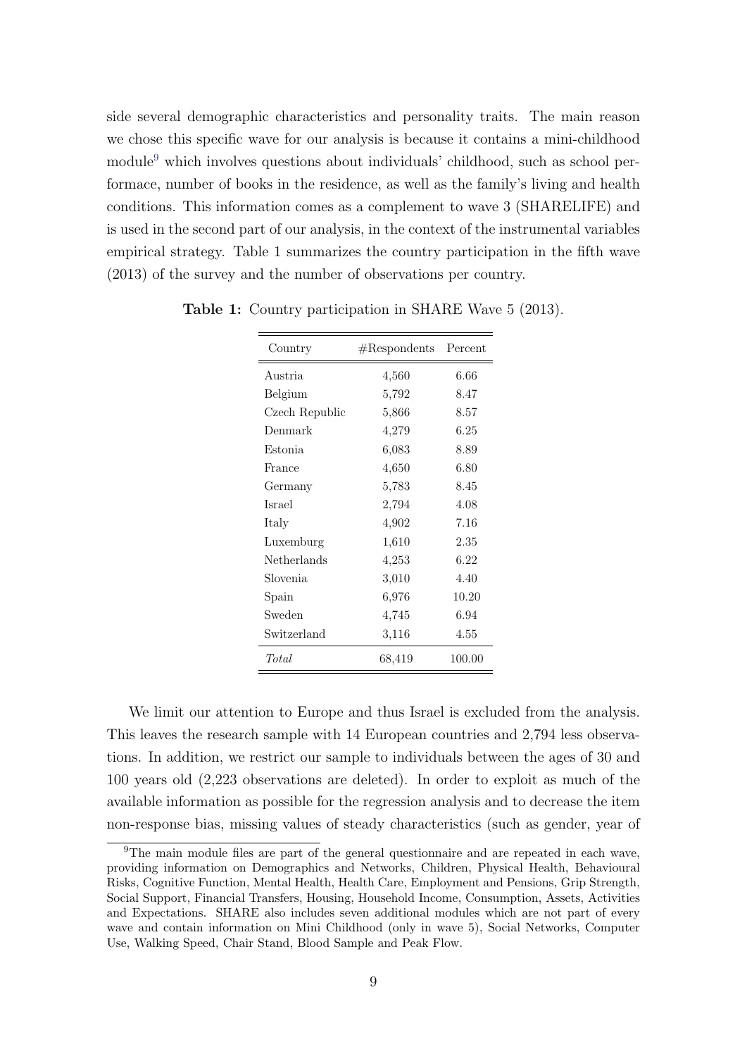side several demographic characteristics and personality traits. The main reason we chose this specific wave for our analysis is because it contains a mini-childhood module[9] which involves questions about individuals' childhood, such as school performace, number of books in the residence, as well as the family's living and health conditions. This information comes as a complement to wave 3 (SHARELIFE) and is used in the second part of our analysis, in the context of the instrumental variables empirical strategy. Table 1 summarizes the country participation in the fifth wave (2013) of the survey and the number of observations per country.

**Table 1:** Country participation in SHARE Wave 5 (2013).

| Country | #Respondents | Percent |
|---|---|---|
| Austria | 4,560 | 6.66 |
| Belgium | 5,792 | 8.47 |
| Czech Republic | 5,866 | 8.57 |
| Denmark | 4,279 | 6.25 |
| Estonia | 6,083 | 8.89 |
| France | 4,650 | 6.80 |
| Germany | 5,783 | 8.45 |
| Israel | 2,794 | 4.08 |
| Italy | 4,902 | 7.16 |
| Luxemburg | 1,610 | 2.35 |
| Netherlands | 4,253 | 6.22 |
| Slovenia | 3,010 | 4.40 |
| Spain | 6,976 | 10.20 |
| Sweden | 4,745 | 6.94 |
| Switzerland | 3,116 | 4.55 |
| *Total* | 68,419 | 100.00 |

We limit our attention to Europe and thus Israel is excluded from the analysis. This leaves the research sample with 14 European countries and 2,794 less observations. In addition, we restrict our sample to individuals between the ages of 30 and 100 years old (2,223 observations are deleted). In order to exploit as much of the available information as possible for the regression analysis and to decrease the item non-response bias, missing values of steady characteristics (such as gender, year of

[9] The main module files are part of the general questionnaire and are repeated in each wave, providing information on Demographics and Networks, Children, Physical Health, Behavioural Risks, Cognitive Function, Mental Health, Health Care, Employment and Pensions, Grip Strength, Social Support, Financial Transfers, Housing, Household Income, Consumption, Assets, Activities and Expectations. SHARE also includes seven additional modules which are not part of every wave and contain information on Mini Childhood (only in wave 5), Social Networks, Computer Use, Walking Speed, Chair Stand, Blood Sample and Peak Flow.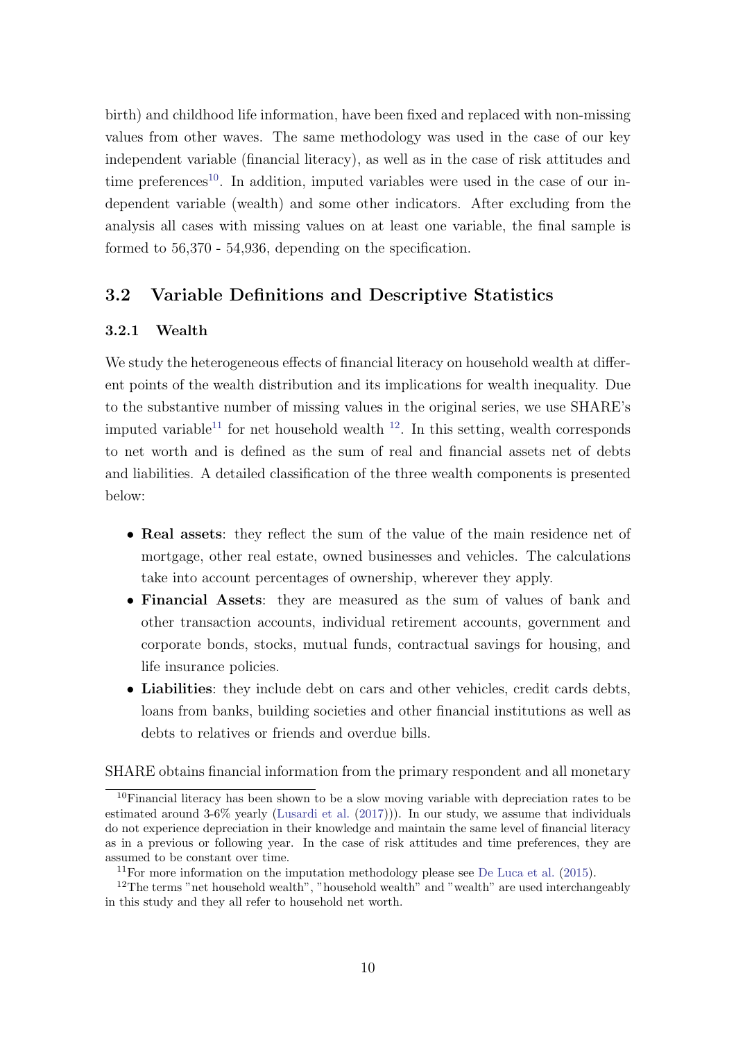birth) and childhood life information, have been fixed and replaced with non-missing values from other waves. The same methodology was used in the case of our key independent variable (financial literacy), as well as in the case of risk attitudes and time preferences[10]. In addition, imputed variables were used in the case of our independent variable (wealth) and some other indicators. After excluding from the analysis all cases with missing values on at least one variable, the final sample is formed to 56,370 - 54,936, depending on the specification.

## 3.2 Variable Definitions and Descriptive Statistics

### 3.2.1 Wealth

We study the heterogeneous effects of financial literacy on household wealth at different points of the wealth distribution and its implications for wealth inequality. Due to the substantive number of missing values in the original series, we use SHARE's imputed variable[11] for net household wealth [12]. In this setting, wealth corresponds to net worth and is defined as the sum of real and financial assets net of debts and liabilities. A detailed classification of the three wealth components is presented below:

- **Real assets**: they reflect the sum of the value of the main residence net of mortgage, other real estate, owned businesses and vehicles. The calculations take into account percentages of ownership, wherever they apply.
- **Financial Assets**: they are measured as the sum of values of bank and other transaction accounts, individual retirement accounts, government and corporate bonds, stocks, mutual funds, contractual savings for housing, and life insurance policies.
- **Liabilities**: they include debt on cars and other vehicles, credit cards debts, loans from banks, building societies and other financial institutions as well as debts to relatives or friends and overdue bills.

SHARE obtains financial information from the primary respondent and all monetary

[10] Financial literacy has been shown to be a slow moving variable with depreciation rates to be estimated around 3-6% yearly (Lusardi et al. (2017))). In our study, we assume that individuals do not experience depreciation in their knowledge and maintain the same level of financial literacy as in a previous or following year. In the case of risk attitudes and time preferences, they are assumed to be constant over time.

[11] For more information on the imputation methodology please see De Luca et al. (2015).

[12] The terms "net household wealth", "household wealth" and "wealth" are used interchangeably in this study and they all refer to household net worth.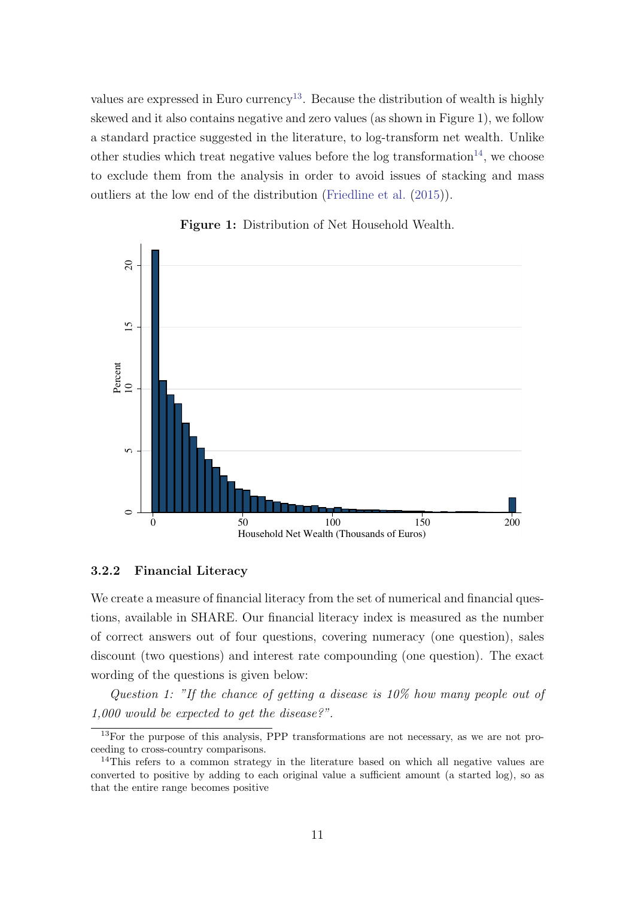values are expressed in Euro currency[13]. Because the distribution of wealth is highly skewed and it also contains negative and zero values (as shown in Figure 1), we follow a standard practice suggested in the literature, to log-transform net wealth. Unlike other studies which treat negative values before the log transformation[14], we choose to exclude them from the analysis in order to avoid issues of stacking and mass outliers at the low end of the distribution (Friedline et al. (2015)).

**Figure 1:** Distribution of Net Household Wealth.

#### 3.2.2 Financial Literacy

We create a measure of financial literacy from the set of numerical and financial questions, available in SHARE. Our financial literacy index is measured as the number of correct answers out of four questions, covering numeracy (one question), sales discount (two questions) and interest rate compounding (one question). The exact wording of the questions is given below:

*Question 1: "If the chance of getting a disease is 10% how many people out of 1,000 would be expected to get the disease?".*

[13] For the purpose of this analysis, PPP transformations are not necessary, as we are not proceeding to cross-country comparisons.

[14] This refers to a common strategy in the literature based on which all negative values are converted to positive by adding to each original value a sufficient amount (a started log), so as that the entire range becomes positive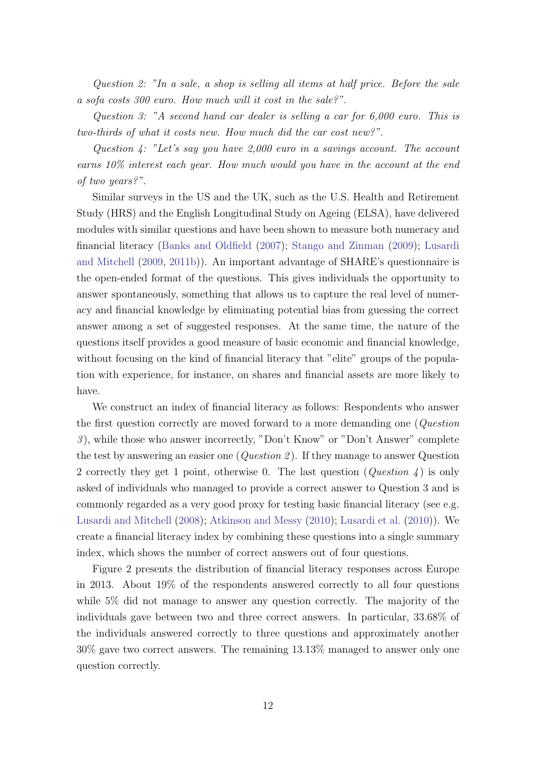*Question 2: "In a sale, a shop is selling all items at half price. Before the sale a sofa costs 300 euro. How much will it cost in the sale?".*

*Question 3: "A second hand car dealer is selling a car for 6,000 euro. This is two-thirds of what it costs new. How much did the car cost new?".*

*Question 4: "Let's say you have 2,000 euro in a savings account. The account earns 10% interest each year. How much would you have in the account at the end of two years?".*

Similar surveys in the US and the UK, such as the U.S. Health and Retirement Study (HRS) and the English Longitudinal Study on Ageing (ELSA), have delivered modules with similar questions and have been shown to measure both numeracy and financial literacy (Banks and Oldfield (2007); Stango and Zinman (2009); Lusardi and Mitchell (2009, 2011b)). An important advantage of SHARE's questionnaire is the open-ended format of the questions. This gives individuals the opportunity to answer spontaneously, something that allows us to capture the real level of numeracy and financial knowledge by eliminating potential bias from guessing the correct answer among a set of suggested responses. At the same time, the nature of the questions itself provides a good measure of basic economic and financial knowledge, without focusing on the kind of financial literacy that "elite" groups of the population with experience, for instance, on shares and financial assets are more likely to have.

We construct an index of financial literacy as follows: Respondents who answer the first question correctly are moved forward to a more demanding one (*Question 3*), while those who answer incorrectly, "Don't Know" or "Don't Answer" complete the test by answering an easier one (*Question 2*). If they manage to answer Question 2 correctly they get 1 point, otherwise 0. The last question (*Question 4*) is only asked of individuals who managed to provide a correct answer to Question 3 and is commonly regarded as a very good proxy for testing basic financial literacy (see e.g. Lusardi and Mitchell (2008); Atkinson and Messy (2010); Lusardi et al. (2010)). We create a financial literacy index by combining these questions into a single summary index, which shows the number of correct answers out of four questions.

Figure 2 presents the distribution of financial literacy responses across Europe in 2013. About 19% of the respondents answered correctly to all four questions while 5% did not manage to answer any question correctly. The majority of the individuals gave between two and three correct answers. In particular, 33.68% of the individuals answered correctly to three questions and approximately another 30% gave two correct answers. The remaining 13.13% managed to answer only one question correctly.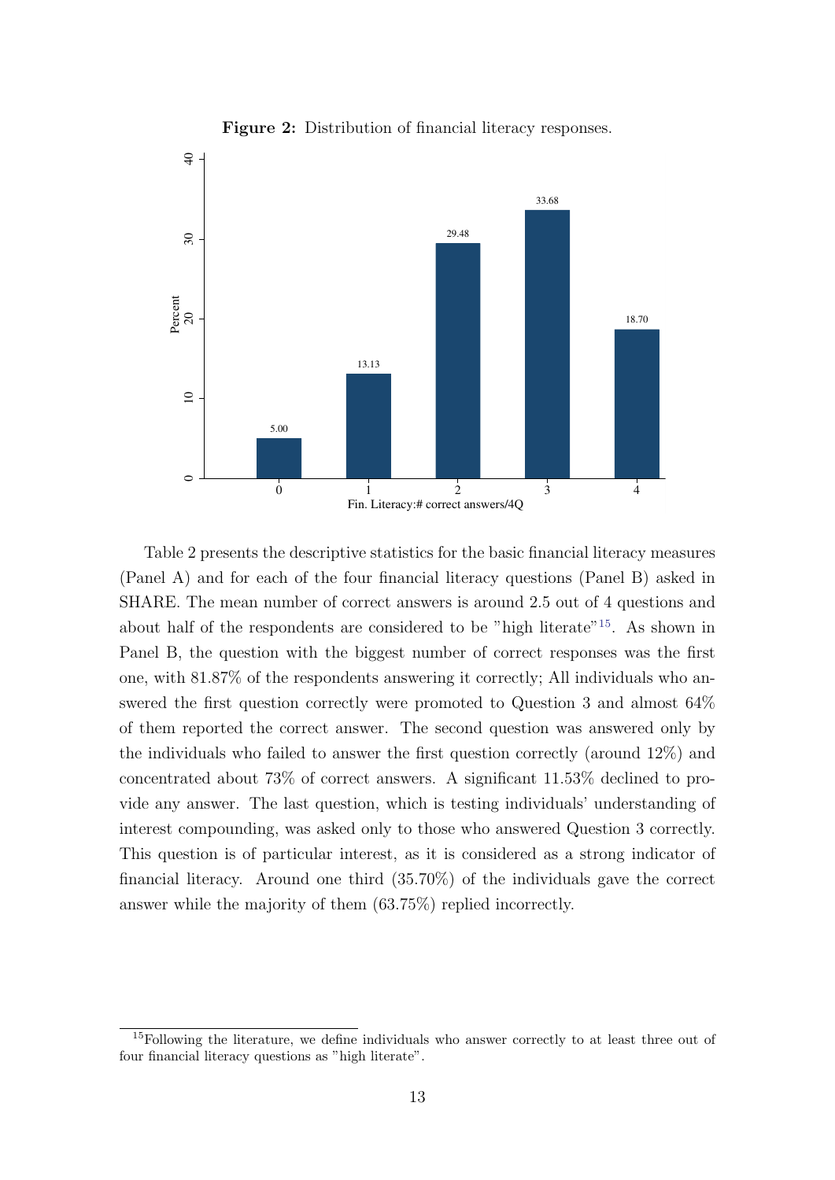**Figure 2:** Distribution of financial literacy responses.

Table 2 presents the descriptive statistics for the basic financial literacy measures (Panel A) and for each of the four financial literacy questions (Panel B) asked in SHARE. The mean number of correct answers is around 2.5 out of 4 questions and about half of the respondents are considered to be "high literate"[15]. As shown in Panel B, the question with the biggest number of correct responses was the first one, with 81.87% of the respondents answering it correctly; All individuals who answered the first question correctly were promoted to Question 3 and almost 64% of them reported the correct answer. The second question was answered only by the individuals who failed to answer the first question correctly (around 12%) and concentrated about 73% of correct answers. A significant 11.53% declined to provide any answer. The last question, which is testing individuals' understanding of interest compounding, was asked only to those who answered Question 3 correctly. This question is of particular interest, as it is considered as a strong indicator of financial literacy. Around one third (35.70%) of the individuals gave the correct answer while the majority of them (63.75%) replied incorrectly.

[15]Following the literature, we define individuals who answer correctly to at least three out of four financial literacy questions as "high literate".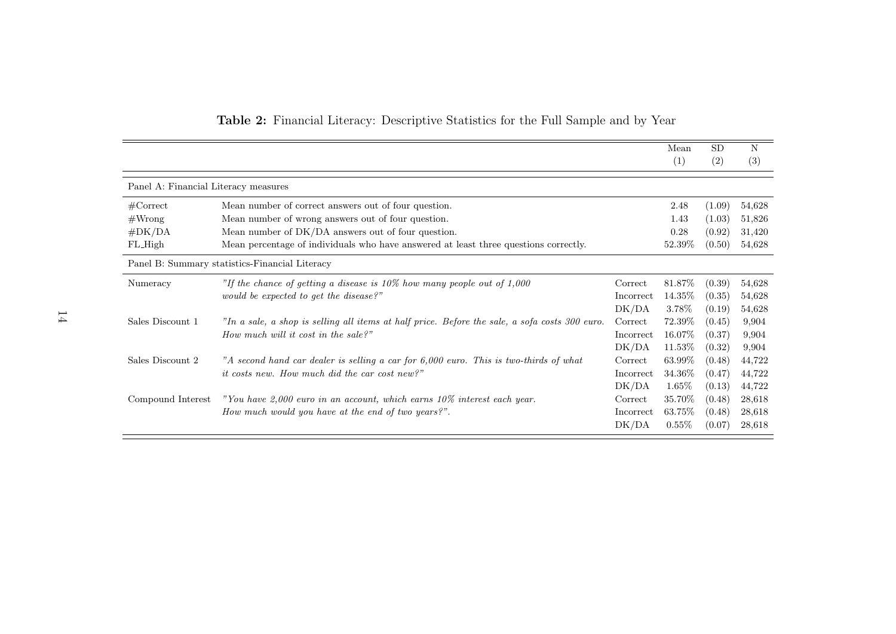**Table 2:** Financial Literacy: Descriptive Statistics for the Full Sample and by Year

| | | | Mean (1) | SD (2) | N (3) |
|---|---|---|---|---|---|
| Panel A: Financial Literacy measures | | | | | |
| #Correct | Mean number of correct answers out of four question. | | 2.48 | (1.09) | 54,628 |
| #Wrong | Mean number of wrong answers out of four question. | | 1.43 | (1.03) | 51,826 |
| #DK/DA | Mean number of DK/DA answers out of four question. | | 0.28 | (0.92) | 31,420 |
| FL_High | Mean percentage of individuals who have answered at least three questions correctly. | | 52.39% | (0.50) | 54,628 |
| Panel B: Summary statistics-Financial Literacy | | | | | |
| Numeracy | *"If the chance of getting a disease is 10% how many people out of 1,000 would be expected to get the disease?"* | Correct | 81.87% | (0.39) | 54,628 |
| | | Incorrect | 14.35% | (0.35) | 54,628 |
| | | DK/DA | 3.78% | (0.19) | 54,628 |
| Sales Discount 1 | *"In a sale, a shop is selling all items at half price. Before the sale, a sofa costs 300 euro. How much will it cost in the sale?"* | Correct | 72.39% | (0.45) | 9,904 |
| | | Incorrect | 16.07% | (0.37) | 9,904 |
| | | DK/DA | 11.53% | (0.32) | 9,904 |
| Sales Discount 2 | *"A second hand car dealer is selling a car for 6,000 euro. This is two-thirds of what it costs new. How much did the car cost new?"* | Correct | 63.99% | (0.48) | 44,722 |
| | | Incorrect | 34.36% | (0.47) | 44,722 |
| | | DK/DA | 1.65% | (0.13) | 44,722 |
| Compound Interest | *"You have 2,000 euro in an account, which earns 10% interest each year. How much would you have at the end of two years?".* | Correct | 35.70% | (0.48) | 28,618 |
| | | Incorrect | 63.75% | (0.48) | 28,618 |
| | | DK/DA | 0.55% | (0.07) | 28,618 |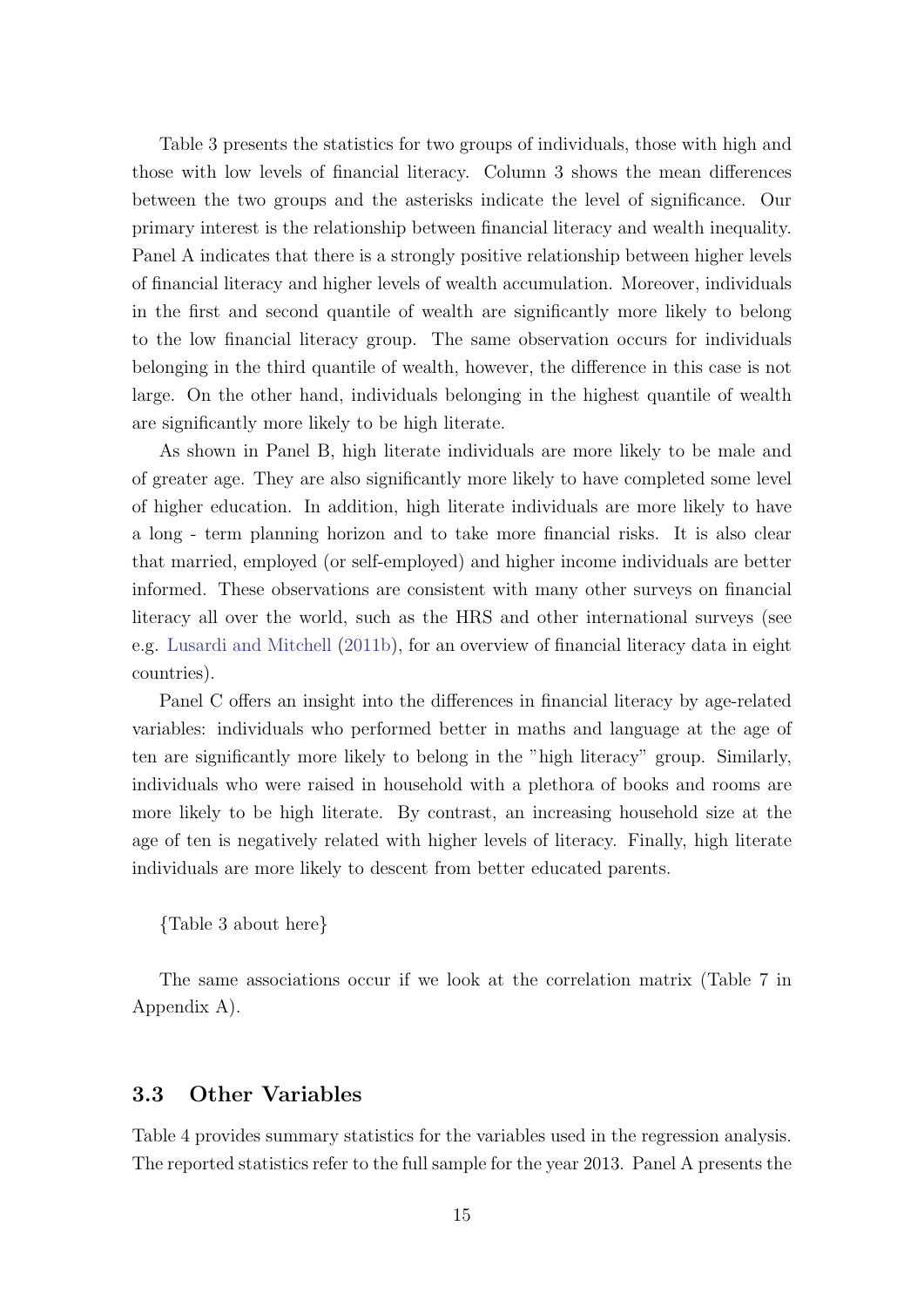Table 3 presents the statistics for two groups of individuals, those with high and those with low levels of financial literacy. Column 3 shows the mean differences between the two groups and the asterisks indicate the level of significance. Our primary interest is the relationship between financial literacy and wealth inequality. Panel A indicates that there is a strongly positive relationship between higher levels of financial literacy and higher levels of wealth accumulation. Moreover, individuals in the first and second quantile of wealth are significantly more likely to belong to the low financial literacy group. The same observation occurs for individuals belonging in the third quantile of wealth, however, the difference in this case is not large. On the other hand, individuals belonging in the highest quantile of wealth are significantly more likely to be high literate.

As shown in Panel B, high literate individuals are more likely to be male and of greater age. They are also significantly more likely to have completed some level of higher education. In addition, high literate individuals are more likely to have a long - term planning horizon and to take more financial risks. It is also clear that married, employed (or self-employed) and higher income individuals are better informed. These observations are consistent with many other surveys on financial literacy all over the world, such as the HRS and other international surveys (see e.g. Lusardi and Mitchell (2011b), for an overview of financial literacy data in eight countries).

Panel C offers an insight into the differences in financial literacy by age-related variables: individuals who performed better in maths and language at the age of ten are significantly more likely to belong in the "high literacy" group. Similarly, individuals who were raised in household with a plethora of books and rooms are more likely to be high literate. By contrast, an increasing household size at the age of ten is negatively related with higher levels of literacy. Finally, high literate individuals are more likely to descent from better educated parents.

{Table 3 about here}

The same associations occur if we look at the correlation matrix (Table 7 in Appendix A).

### 3.3 Other Variables

Table 4 provides summary statistics for the variables used in the regression analysis. The reported statistics refer to the full sample for the year 2013. Panel A presents the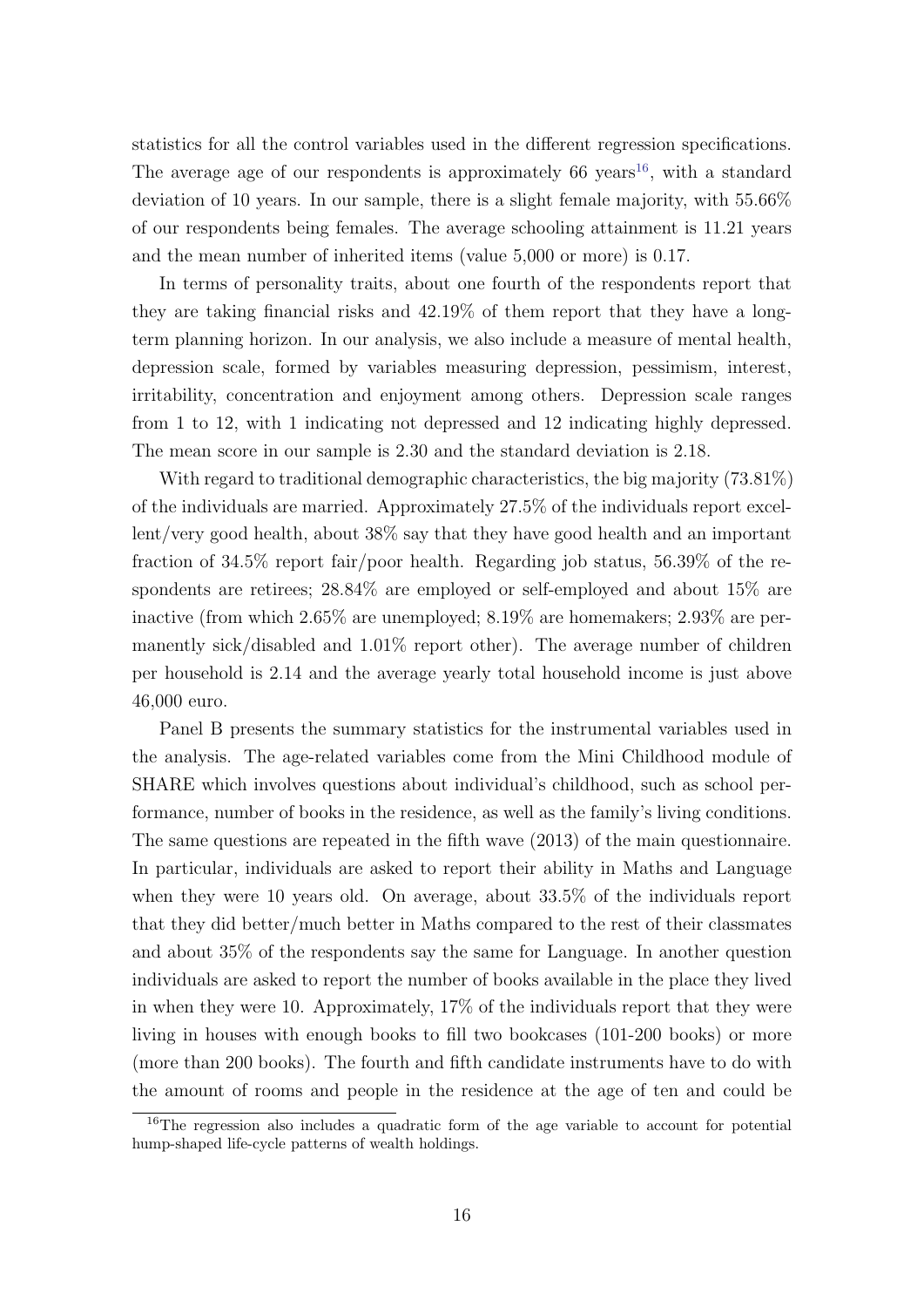statistics for all the control variables used in the different regression specifications. The average age of our respondents is approximately 66 years[16], with a standard deviation of 10 years. In our sample, there is a slight female majority, with 55.66% of our respondents being females. The average schooling attainment is 11.21 years and the mean number of inherited items (value 5,000 or more) is 0.17.

In terms of personality traits, about one fourth of the respondents report that they are taking financial risks and 42.19% of them report that they have a long-term planning horizon. In our analysis, we also include a measure of mental health, depression scale, formed by variables measuring depression, pessimism, interest, irritability, concentration and enjoyment among others. Depression scale ranges from 1 to 12, with 1 indicating not depressed and 12 indicating highly depressed. The mean score in our sample is 2.30 and the standard deviation is 2.18.

With regard to traditional demographic characteristics, the big majority (73.81%) of the individuals are married. Approximately 27.5% of the individuals report excellent/very good health, about 38% say that they have good health and an important fraction of 34.5% report fair/poor health. Regarding job status, 56.39% of the respondents are retirees; 28.84% are employed or self-employed and about 15% are inactive (from which 2.65% are unemployed; 8.19% are homemakers; 2.93% are permanently sick/disabled and 1.01% report other). The average number of children per household is 2.14 and the average yearly total household income is just above 46,000 euro.

Panel B presents the summary statistics for the instrumental variables used in the analysis. The age-related variables come from the Mini Childhood module of SHARE which involves questions about individual's childhood, such as school performance, number of books in the residence, as well as the family's living conditions. The same questions are repeated in the fifth wave (2013) of the main questionnaire. In particular, individuals are asked to report their ability in Maths and Language when they were 10 years old. On average, about 33.5% of the individuals report that they did better/much better in Maths compared to the rest of their classmates and about 35% of the respondents say the same for Language. In another question individuals are asked to report the number of books available in the place they lived in when they were 10. Approximately, 17% of the individuals report that they were living in houses with enough books to fill two bookcases (101-200 books) or more (more than 200 books). The fourth and fifth candidate instruments have to do with the amount of rooms and people in the residence at the age of ten and could be

[16]The regression also includes a quadratic form of the age variable to account for potential hump-shaped life-cycle patterns of wealth holdings.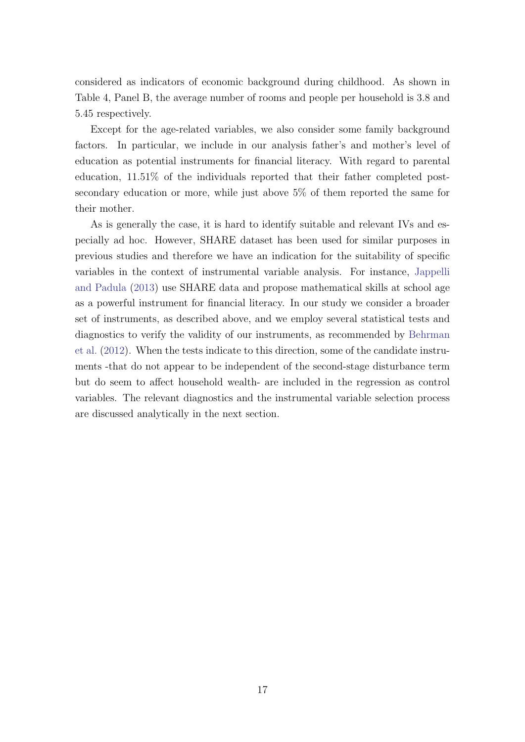considered as indicators of economic background during childhood. As shown in Table 4, Panel B, the average number of rooms and people per household is 3.8 and 5.45 respectively.

Except for the age-related variables, we also consider some family background factors. In particular, we include in our analysis father's and mother's level of education as potential instruments for financial literacy. With regard to parental education, 11.51% of the individuals reported that their father completed post-secondary education or more, while just above 5% of them reported the same for their mother.

As is generally the case, it is hard to identify suitable and relevant IVs and especially ad hoc. However, SHARE dataset has been used for similar purposes in previous studies and therefore we have an indication for the suitability of specific variables in the context of instrumental variable analysis. For instance, Jappelli and Padula (2013) use SHARE data and propose mathematical skills at school age as a powerful instrument for financial literacy. In our study we consider a broader set of instruments, as described above, and we employ several statistical tests and diagnostics to verify the validity of our instruments, as recommended by Behrman et al. (2012). When the tests indicate to this direction, some of the candidate instruments -that do not appear to be independent of the second-stage disturbance term but do seem to affect household wealth- are included in the regression as control variables. The relevant diagnostics and the instrumental variable selection process are discussed analytically in the next section.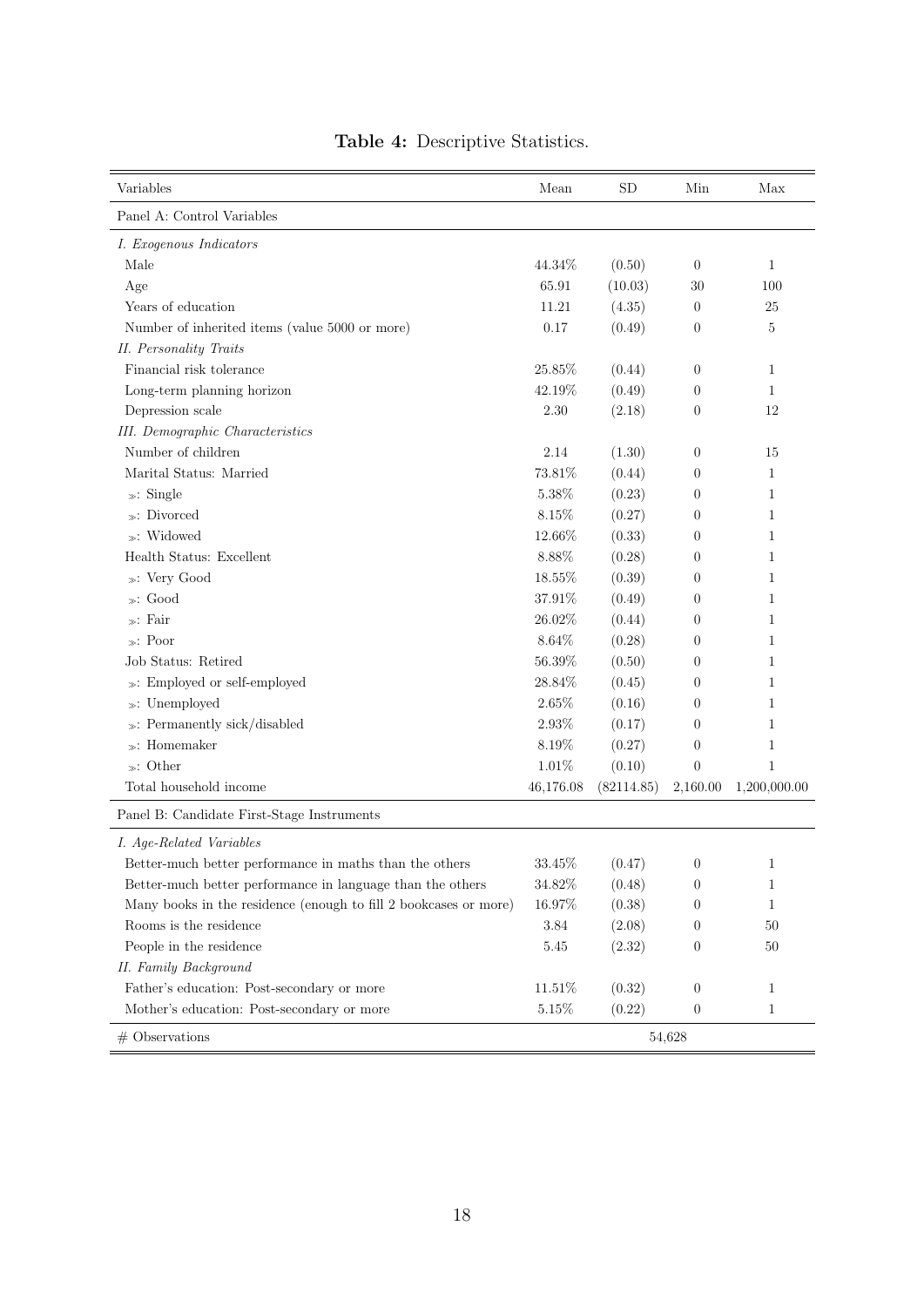**Table 4:** Descriptive Statistics.

| Variables | Mean | SD | Min | Max |
|---|---|---|---|---|
| Panel A: Control Variables | | | | |
| *I. Exogenous Indicators* | | | | |
| Male | 44.34% | (0.50) | 0 | 1 |
| Age | 65.91 | (10.03) | 30 | 100 |
| Years of education | 11.21 | (4.35) | 0 | 25 |
| Number of inherited items (value 5000 or more) | 0.17 | (0.49) | 0 | 5 |
| *II. Personality Traits* | | | | |
| Financial risk tolerance | 25.85% | (0.44) | 0 | 1 |
| Long-term planning horizon | 42.19% | (0.49) | 0 | 1 |
| Depression scale | 2.30 | (2.18) | 0 | 12 |
| *III. Demographic Characteristics* | | | | |
| Number of children | 2.14 | (1.30) | 0 | 15 |
| Marital Status: Married | 73.81% | (0.44) | 0 | 1 |
| ≫: Single | 5.38% | (0.23) | 0 | 1 |
| ≫: Divorced | 8.15% | (0.27) | 0 | 1 |
| ≫: Widowed | 12.66% | (0.33) | 0 | 1 |
| Health Status: Excellent | 8.88% | (0.28) | 0 | 1 |
| ≫: Very Good | 18.55% | (0.39) | 0 | 1 |
| ≫: Good | 37.91% | (0.49) | 0 | 1 |
| ≫: Fair | 26.02% | (0.44) | 0 | 1 |
| ≫: Poor | 8.64% | (0.28) | 0 | 1 |
| Job Status: Retired | 56.39% | (0.50) | 0 | 1 |
| ≫: Employed or self-employed | 28.84% | (0.45) | 0 | 1 |
| ≫: Unemployed | 2.65% | (0.16) | 0 | 1 |
| ≫: Permanently sick/disabled | 2.93% | (0.17) | 0 | 1 |
| ≫: Homemaker | 8.19% | (0.27) | 0 | 1 |
| ≫: Other | 1.01% | (0.10) | 0 | 1 |
| Total household income | 46,176.08 | (82114.85) | 2,160.00 | 1,200,000.00 |
| Panel B: Candidate First-Stage Instruments | | | | |
| *I. Age-Related Variables* | | | | |
| Better-much better performance in maths than the others | 33.45% | (0.47) | 0 | 1 |
| Better-much better performance in language than the others | 34.82% | (0.48) | 0 | 1 |
| Many books in the residence (enough to fill 2 bookcases or more) | 16.97% | (0.38) | 0 | 1 |
| Rooms is the residence | 3.84 | (2.08) | 0 | 50 |
| People in the residence | 5.45 | (2.32) | 0 | 50 |
| *II. Family Background* | | | | |
| Father's education: Post-secondary or more | 11.51% | (0.32) | 0 | 1 |
| Mother's education: Post-secondary or more | 5.15% | (0.22) | 0 | 1 |
| # Observations | | | 54,628 | |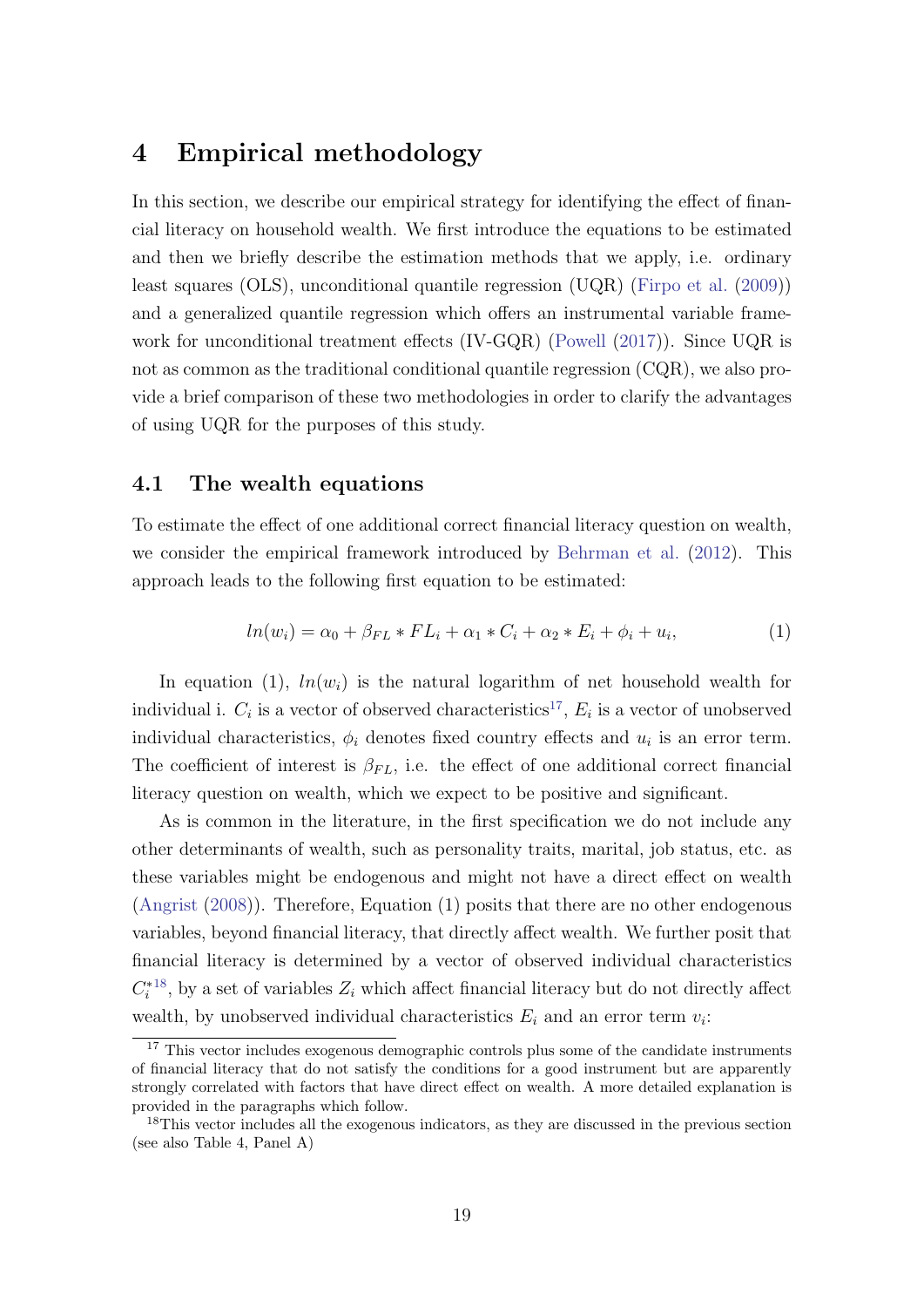## 4 Empirical methodology

In this section, we describe our empirical strategy for identifying the effect of financial literacy on household wealth. We first introduce the equations to be estimated and then we briefly describe the estimation methods that we apply, i.e. ordinary least squares (OLS), unconditional quantile regression (UQR) (Firpo et al. (2009)) and a generalized quantile regression which offers an instrumental variable framework for unconditional treatment effects (IV-GQR) (Powell (2017)). Since UQR is not as common as the traditional conditional quantile regression (CQR), we also provide a brief comparison of these two methodologies in order to clarify the advantages of using UQR for the purposes of this study.

### 4.1 The wealth equations

To estimate the effect of one additional correct financial literacy question on wealth, we consider the empirical framework introduced by Behrman et al. (2012). This approach leads to the following first equation to be estimated:

$$ln(w_i) = \alpha_0 + \beta_{FL} * FL_i + \alpha_1 * C_i + \alpha_2 * E_i + \phi_i + u_i, \quad (1)$$

In equation (1), $ln(w_i)$ is the natural logarithm of net household wealth for individual i. $C_i$ is a vector of observed characteristics[17], $E_i$ is a vector of unobserved individual characteristics, $\phi_i$ denotes fixed country effects and $u_i$ is an error term. The coefficient of interest is $\beta_{FL}$, i.e. the effect of one additional correct financial literacy question on wealth, which we expect to be positive and significant.

As is common in the literature, in the first specification we do not include any other determinants of wealth, such as personality traits, marital, job status, etc. as these variables might be endogenous and might not have a direct effect on wealth (Angrist (2008)). Therefore, Equation (1) posits that there are no other endogenous variables, beyond financial literacy, that directly affect wealth. We further posit that financial literacy is determined by a vector of observed individual characteristics $C_i^*$[18], by a set of variables $Z_i$ which affect financial literacy but do not directly affect wealth, by unobserved individual characteristics $E_i$ and an error term $v_i$:

[17] This vector includes exogenous demographic controls plus some of the candidate instruments of financial literacy that do not satisfy the conditions for a good instrument but are apparently strongly correlated with factors that have direct effect on wealth. A more detailed explanation is provided in the paragraphs which follow.

[18] This vector includes all the exogenous indicators, as they are discussed in the previous section (see also Table 4, Panel A)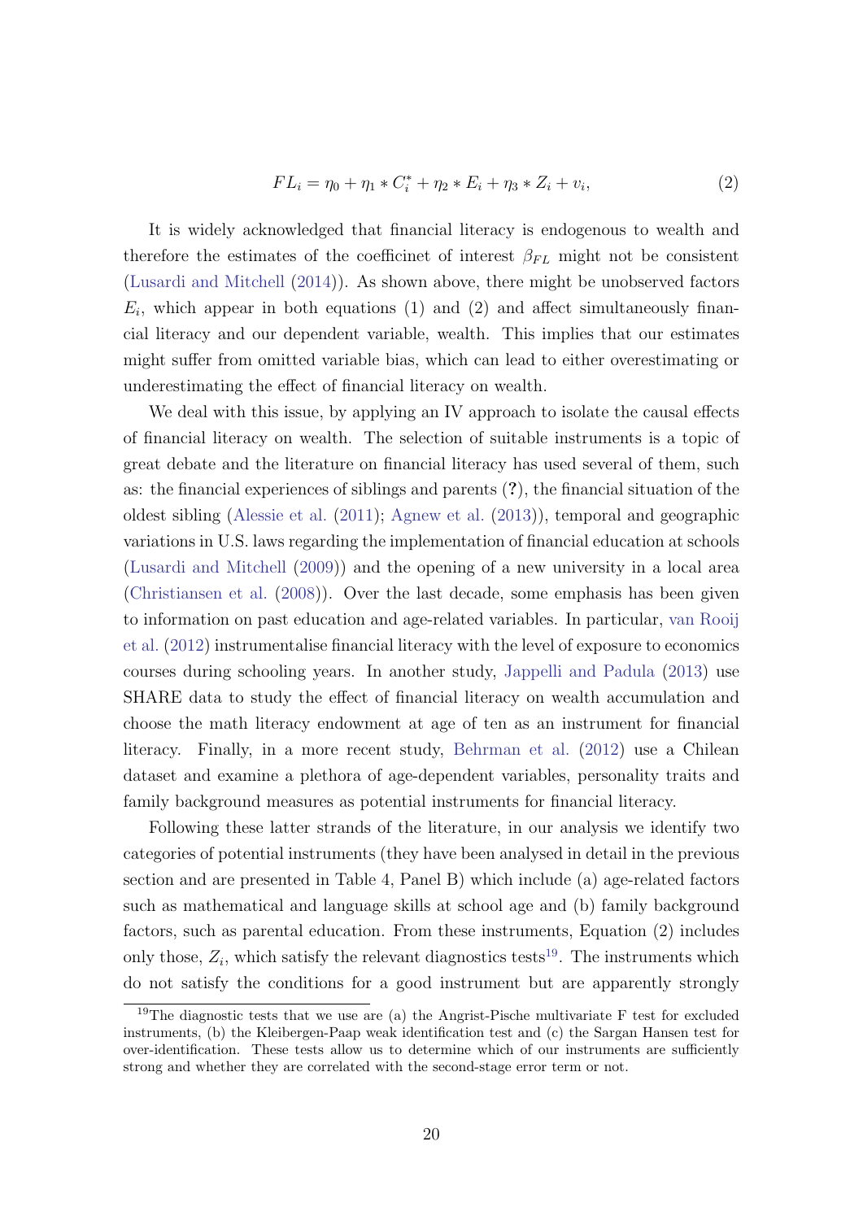$$FL_i = \eta_0 + \eta_1 * C_i^* + \eta_2 * E_i + \eta_3 * Z_i + v_i, \tag{2}$$

It is widely acknowledged that financial literacy is endogenous to wealth and therefore the estimates of the coefficinet of interest $\beta_{FL}$ might not be consistent (Lusardi and Mitchell (2014)). As shown above, there might be unobserved factors $E_i$, which appear in both equations (1) and (2) and affect simultaneously financial literacy and our dependent variable, wealth. This implies that our estimates might suffer from omitted variable bias, which can lead to either overestimating or underestimating the effect of financial literacy on wealth.

We deal with this issue, by applying an IV approach to isolate the causal effects of financial literacy on wealth. The selection of suitable instruments is a topic of great debate and the literature on financial literacy has used several of them, such as: the financial experiences of siblings and parents (**?**), the financial situation of the oldest sibling (Alessie et al. (2011); Agnew et al. (2013)), temporal and geographic variations in U.S. laws regarding the implementation of financial education at schools (Lusardi and Mitchell (2009)) and the opening of a new university in a local area (Christiansen et al. (2008)). Over the last decade, some emphasis has been given to information on past education and age-related variables. In particular, van Rooij et al. (2012) instrumentalise financial literacy with the level of exposure to economics courses during schooling years. In another study, Jappelli and Padula (2013) use SHARE data to study the effect of financial literacy on wealth accumulation and choose the math literacy endowment at age of ten as an instrument for financial literacy. Finally, in a more recent study, Behrman et al. (2012) use a Chilean dataset and examine a plethora of age-dependent variables, personality traits and family background measures as potential instruments for financial literacy.

Following these latter strands of the literature, in our analysis we identify two categories of potential instruments (they have been analysed in detail in the previous section and are presented in Table 4, Panel B) which include (a) age-related factors such as mathematical and language skills at school age and (b) family background factors, such as parental education. From these instruments, Equation (2) includes only those, $Z_i$, which satisfy the relevant diagnostics tests[19]. The instruments which do not satisfy the conditions for a good instrument but are apparently strongly

[19] The diagnostic tests that we use are (a) the Angrist-Pische multivariate F test for excluded instruments, (b) the Kleibergen-Paap weak identification test and (c) the Sargan Hansen test for over-identification. These tests allow us to determine which of our instruments are sufficiently strong and whether they are correlated with the second-stage error term or not.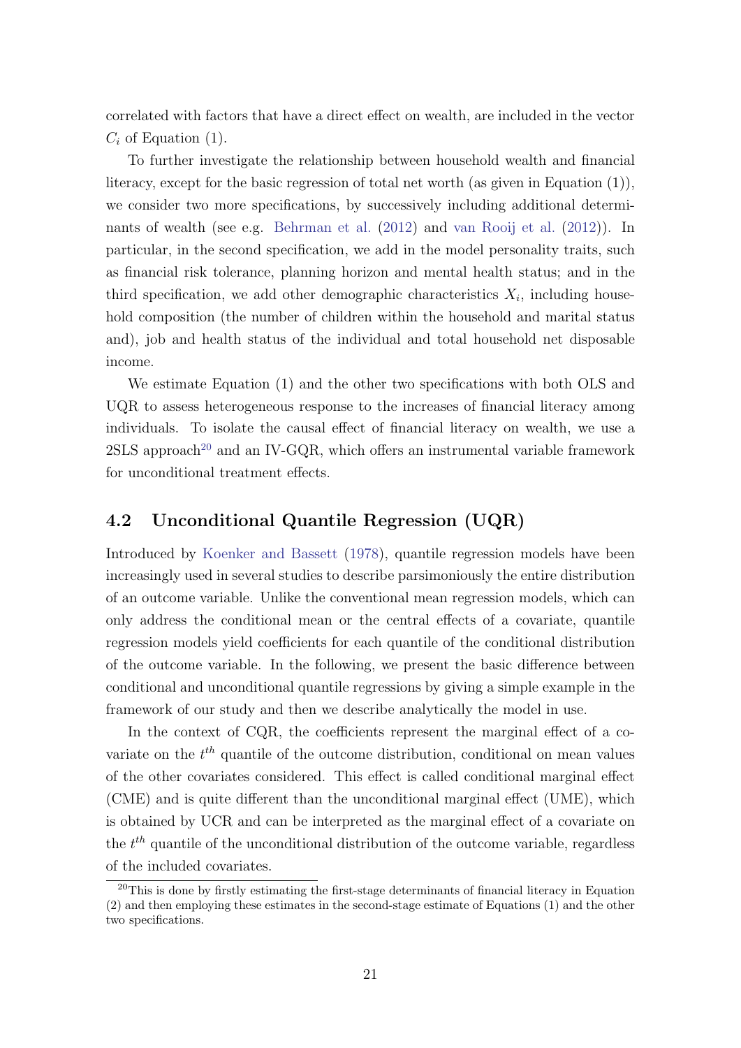correlated with factors that have a direct effect on wealth, are included in the vector $C_i$ of Equation (1).

To further investigate the relationship between household wealth and financial literacy, except for the basic regression of total net worth (as given in Equation (1)), we consider two more specifications, by successively including additional determinants of wealth (see e.g. Behrman et al. (2012) and van Rooij et al. (2012)). In particular, in the second specification, we add in the model personality traits, such as financial risk tolerance, planning horizon and mental health status; and in the third specification, we add other demographic characteristics $X_i$, including household composition (the number of children within the household and marital status and), job and health status of the individual and total household net disposable income.

We estimate Equation (1) and the other two specifications with both OLS and UQR to assess heterogeneous response to the increases of financial literacy among individuals. To isolate the causal effect of financial literacy on wealth, we use a 2SLS approach[20] and an IV-GQR, which offers an instrumental variable framework for unconditional treatment effects.

## 4.2 Unconditional Quantile Regression (UQR)

Introduced by Koenker and Bassett (1978), quantile regression models have been increasingly used in several studies to describe parsimoniously the entire distribution of an outcome variable. Unlike the conventional mean regression models, which can only address the conditional mean or the central effects of a covariate, quantile regression models yield coefficients for each quantile of the conditional distribution of the outcome variable. In the following, we present the basic difference between conditional and unconditional quantile regressions by giving a simple example in the framework of our study and then we describe analytically the model in use.

In the context of CQR, the coefficients represent the marginal effect of a covariate on the $t^{th}$ quantile of the outcome distribution, conditional on mean values of the other covariates considered. This effect is called conditional marginal effect (CME) and is quite different than the unconditional marginal effect (UME), which is obtained by UCR and can be interpreted as the marginal effect of a covariate on the $t^{th}$ quantile of the unconditional distribution of the outcome variable, regardless of the included covariates.

[20] This is done by firstly estimating the first-stage determinants of financial literacy in Equation (2) and then employing these estimates in the second-stage estimate of Equations (1) and the other two specifications.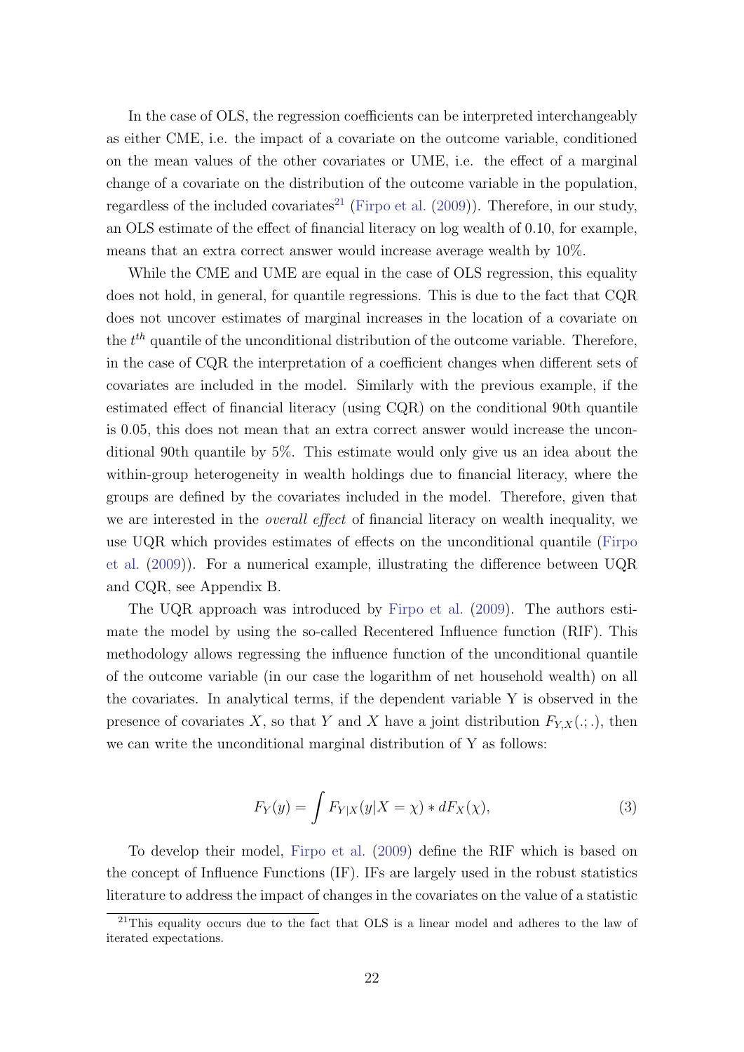In the case of OLS, the regression coefficients can be interpreted interchangeably as either CME, i.e. the impact of a covariate on the outcome variable, conditioned on the mean values of the other covariates or UME, i.e. the effect of a marginal change of a covariate on the distribution of the outcome variable in the population, regardless of the included covariates[21] (Firpo et al. (2009)). Therefore, in our study, an OLS estimate of the effect of financial literacy on log wealth of 0.10, for example, means that an extra correct answer would increase average wealth by 10%.

While the CME and UME are equal in the case of OLS regression, this equality does not hold, in general, for quantile regressions. This is due to the fact that CQR does not uncover estimates of marginal increases in the location of a covariate on the $t^{th}$ quantile of the unconditional distribution of the outcome variable. Therefore, in the case of CQR the interpretation of a coefficient changes when different sets of covariates are included in the model. Similarly with the previous example, if the estimated effect of financial literacy (using CQR) on the conditional 90th quantile is 0.05, this does not mean that an extra correct answer would increase the unconditional 90th quantile by 5%. This estimate would only give us an idea about the within-group heterogeneity in wealth holdings due to financial literacy, where the groups are defined by the covariates included in the model. Therefore, given that we are interested in the *overall effect* of financial literacy on wealth inequality, we use UQR which provides estimates of effects on the unconditional quantile (Firpo et al. (2009)). For a numerical example, illustrating the difference between UQR and CQR, see Appendix B.

The UQR approach was introduced by Firpo et al. (2009). The authors estimate the model by using the so-called Recentered Influence function (RIF). This methodology allows regressing the influence function of the unconditional quantile of the outcome variable (in our case the logarithm of net household wealth) on all the covariates. In analytical terms, if the dependent variable Y is observed in the presence of covariates $X$, so that $Y$ and $X$ have a joint distribution $F_{Y,X}(.;.)$, then we can write the unconditional marginal distribution of Y as follows:

$$F_Y(y) = \int F_{Y|X}(y|X = \chi) * dF_X(\chi), \tag{3}$$

To develop their model, Firpo et al. (2009) define the RIF which is based on the concept of Influence Functions (IF). IFs are largely used in the robust statistics literature to address the impact of changes in the covariates on the value of a statistic

[21] This equality occurs due to the fact that OLS is a linear model and adheres to the law of iterated expectations.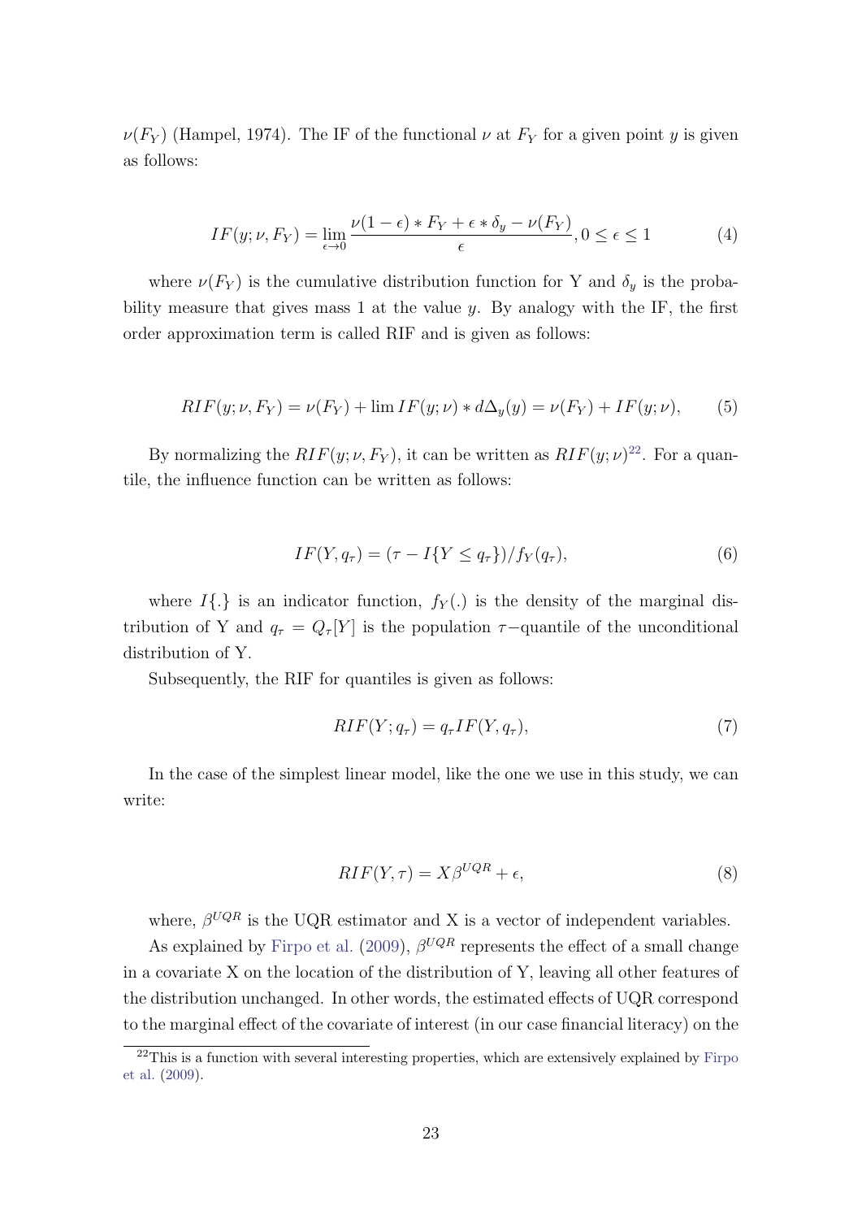$\nu(F_Y)$ (Hampel, 1974). The IF of the functional $\nu$ at $F_Y$ for a given point $y$ is given as follows:

$$IF(y;\nu,F_Y) = \lim_{\epsilon \to 0} \frac{\nu(1-\epsilon) * F_Y + \epsilon * \delta_y - \nu(F_Y)}{\epsilon}, 0 \leq \epsilon \leq 1 \tag{4}$$

where $\nu(F_Y)$ is the cumulative distribution function for Y and $\delta_y$ is the probability measure that gives mass 1 at the value $y$. By analogy with the IF, the first order approximation term is called RIF and is given as follows:

$$RIF(y;\nu,F_Y) = \nu(F_Y) + \lim IF(y;\nu) * d\Delta_y(y) = \nu(F_Y) + IF(y;\nu), \tag{5}$$

By normalizing the $RIF(y;\nu,F_Y)$, it can be written as $RIF(y;\nu)$[22]. For a quantile, the influence function can be written as follows:

$$IF(Y,q_\tau) = (\tau - I\{Y \leq q_\tau\})/f_Y(q_\tau), \tag{6}$$

where $I\{.\}$ is an indicator function, $f_Y(.)$ is the density of the marginal distribution of Y and $q_\tau = Q_\tau[Y]$ is the population $\tau-$quantile of the unconditional distribution of Y.

Subsequently, the RIF for quantiles is given as follows:

$$RIF(Y;q_\tau) = q_\tau IF(Y,q_\tau), \tag{7}$$

In the case of the simplest linear model, like the one we use in this study, we can write:

$$RIF(Y,\tau) = X\beta^{UQR} + \epsilon, \tag{8}$$

where, $\beta^{UQR}$ is the UQR estimator and X is a vector of independent variables.

As explained by Firpo et al. (2009), $\beta^{UQR}$ represents the effect of a small change in a covariate X on the location of the distribution of Y, leaving all other features of the distribution unchanged. In other words, the estimated effects of UQR correspond to the marginal effect of the covariate of interest (in our case financial literacy) on the

[22] This is a function with several interesting properties, which are extensively explained by Firpo et al. (2009).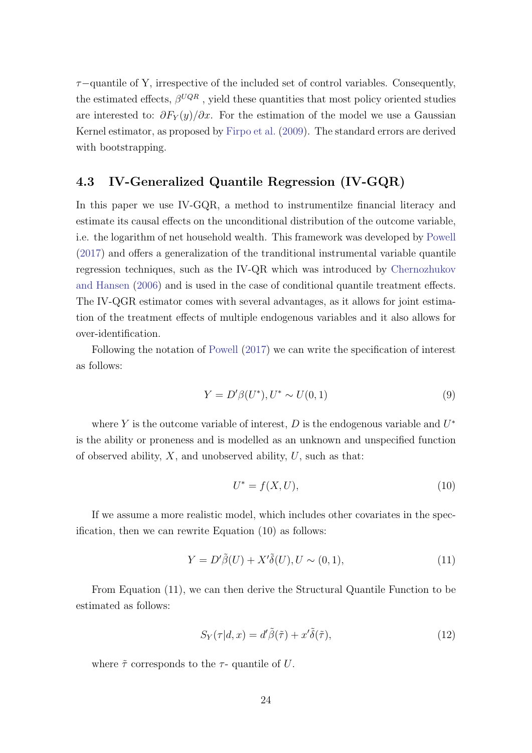$\tau-$quantile of Y, irrespective of the included set of control variables. Consequently, the estimated effects, $\beta^{UQR}$ , yield these quantities that most policy oriented studies are interested to: $\partial F_Y(y)/\partial x$. For the estimation of the model we use a Gaussian Kernel estimator, as proposed by Firpo et al. (2009). The standard errors are derived with bootstrapping.

### 4.3 IV-Generalized Quantile Regression (IV-GQR)

In this paper we use IV-GQR, a method to instrumentilze financial literacy and estimate its causal effects on the unconditional distribution of the outcome variable, i.e. the logarithm of net household wealth. This framework was developed by Powell (2017) and offers a generalization of the tranditional instrumental variable quantile regression techniques, such as the IV-QR which was introduced by Chernozhukov and Hansen (2006) and is used in the case of conditional quantile treatment effects. The IV-QGR estimator comes with several advantages, as it allows for joint estimation of the treatment effects of multiple endogenous variables and it also allows for over-identification.

Following the notation of Powell (2017) we can write the specification of interest as follows:

$$Y = D'\beta(U^*), U^* \sim U(0,1) \tag{9}$$

where $Y$ is the outcome variable of interest, $D$ is the endogenous variable and $U^*$ is the ability or proneness and is modelled as an unknown and unspecified function of observed ability, $X$, and unobserved ability, $U$, such as that:

$$U^* = f(X, U), \tag{10}$$

If we assume a more realistic model, which includes other covariates in the specification, then we can rewrite Equation (10) as follows:

$$Y = D'\tilde{\beta}(U) + X'\tilde{\delta}(U), U \sim (0,1), \tag{11}$$

From Equation (11), we can then derive the Structural Quantile Function to be estimated as follows:

$$S_Y(\tau|d,x) = d'\tilde{\beta}(\tilde{\tau}) + x'\tilde{\delta}(\tilde{\tau}), \tag{12}$$

where $\tilde{\tau}$ corresponds to the $\tau$- quantile of $U$.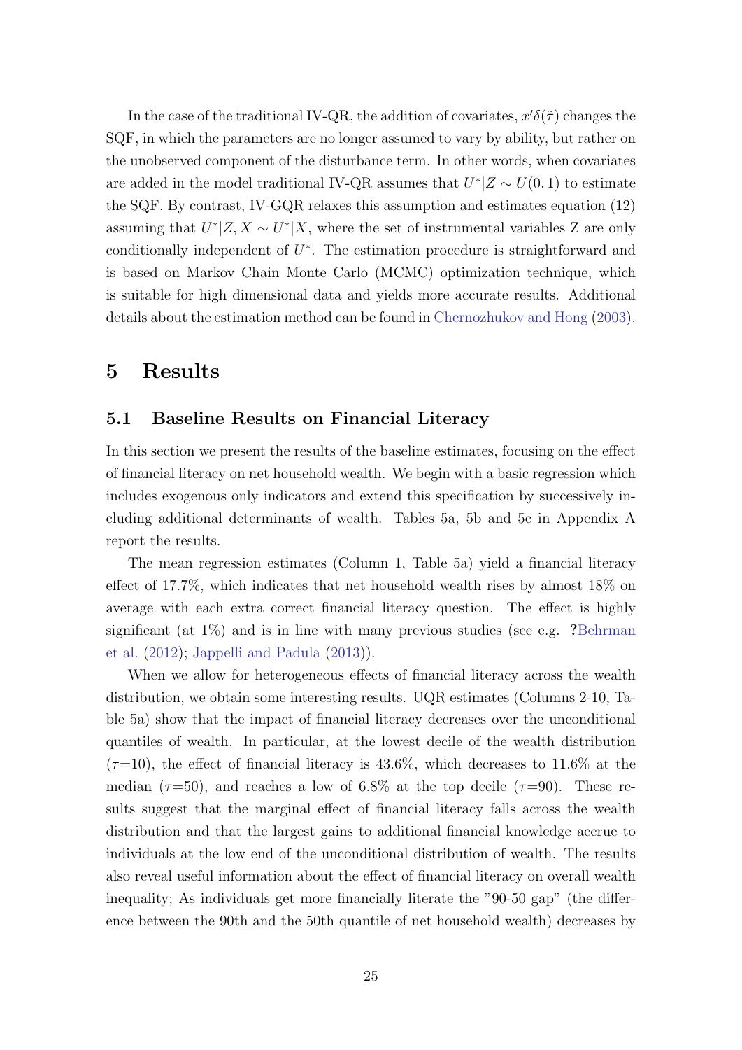In the case of the traditional IV-QR, the addition of covariates, $x'\delta(\tilde{\tau})$ changes the SQF, in which the parameters are no longer assumed to vary by ability, but rather on the unobserved component of the disturbance term. In other words, when covariates are added in the model traditional IV-QR assumes that $U^{*}|Z \sim U(0,1)$ to estimate the SQF. By contrast, IV-GQR relaxes this assumption and estimates equation (12) assuming that $U^{*}|Z, X \sim U^{*}|X$, where the set of instrumental variables Z are only conditionally independent of $U^{*}$. The estimation procedure is straightforward and is based on Markov Chain Monte Carlo (MCMC) optimization technique, which is suitable for high dimensional data and yields more accurate results. Additional details about the estimation method can be found in Chernozhukov and Hong (2003).

# 5 Results

## 5.1 Baseline Results on Financial Literacy

In this section we present the results of the baseline estimates, focusing on the effect of financial literacy on net household wealth. We begin with a basic regression which includes exogenous only indicators and extend this specification by successively including additional determinants of wealth. Tables 5a, 5b and 5c in Appendix A report the results.

The mean regression estimates (Column 1, Table 5a) yield a financial literacy effect of 17.7%, which indicates that net household wealth rises by almost 18% on average with each extra correct financial literacy question. The effect is highly significant (at 1%) and is in line with many previous studies (see e.g. **?**Behrman et al. (2012); Jappelli and Padula (2013)).

When we allow for heterogeneous effects of financial literacy across the wealth distribution, we obtain some interesting results. UQR estimates (Columns 2-10, Table 5a) show that the impact of financial literacy decreases over the unconditional quantiles of wealth. In particular, at the lowest decile of the wealth distribution ($\tau$=10), the effect of financial literacy is 43.6%, which decreases to 11.6% at the median ($\tau$=50), and reaches a low of 6.8% at the top decile ($\tau$=90). These results suggest that the marginal effect of financial literacy falls across the wealth distribution and that the largest gains to additional financial knowledge accrue to individuals at the low end of the unconditional distribution of wealth. The results also reveal useful information about the effect of financial literacy on overall wealth inequality; As individuals get more financially literate the "90-50 gap" (the difference between the 90th and the 50th quantile of net household wealth) decreases by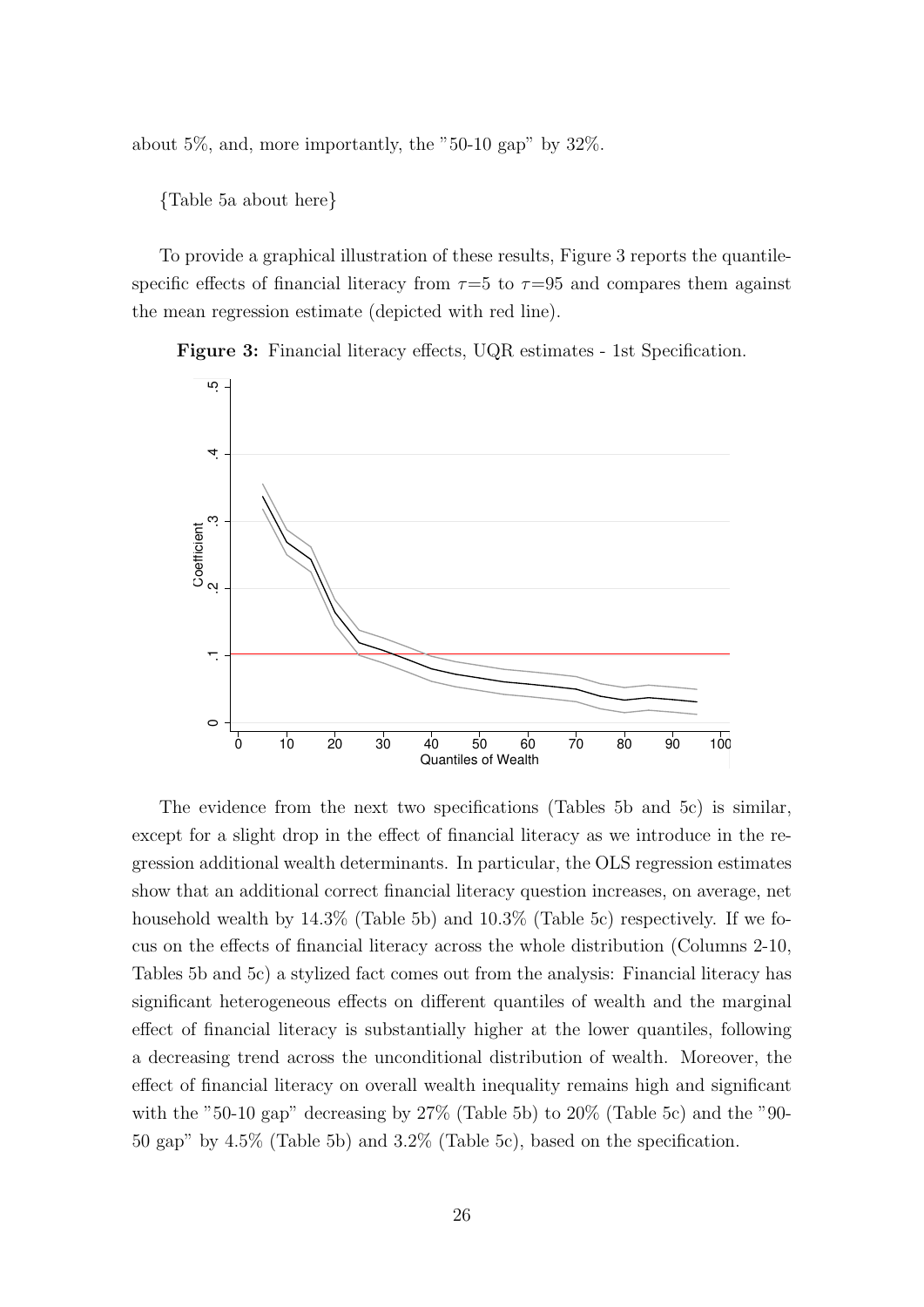about 5%, and, more importantly, the "50-10 gap" by 32%.

{Table 5a about here}

To provide a graphical illustration of these results, Figure 3 reports the quantile-specific effects of financial literacy from $\tau$=5 to $\tau$=95 and compares them against the mean regression estimate (depicted with red line).

**Figure 3:** Financial literacy effects, UQR estimates - 1st Specification.

The evidence from the next two specifications (Tables 5b and 5c) is similar, except for a slight drop in the effect of financial literacy as we introduce in the regression additional wealth determinants. In particular, the OLS regression estimates show that an additional correct financial literacy question increases, on average, net household wealth by 14.3% (Table 5b) and 10.3% (Table 5c) respectively. If we focus on the effects of financial literacy across the whole distribution (Columns 2-10, Tables 5b and 5c) a stylized fact comes out from the analysis: Financial literacy has significant heterogeneous effects on different quantiles of wealth and the marginal effect of financial literacy is substantially higher at the lower quantiles, following a decreasing trend across the unconditional distribution of wealth. Moreover, the effect of financial literacy on overall wealth inequality remains high and significant with the "50-10 gap" decreasing by 27% (Table 5b) to 20% (Table 5c) and the "90-50 gap" by 4.5% (Table 5b) and 3.2% (Table 5c), based on the specification.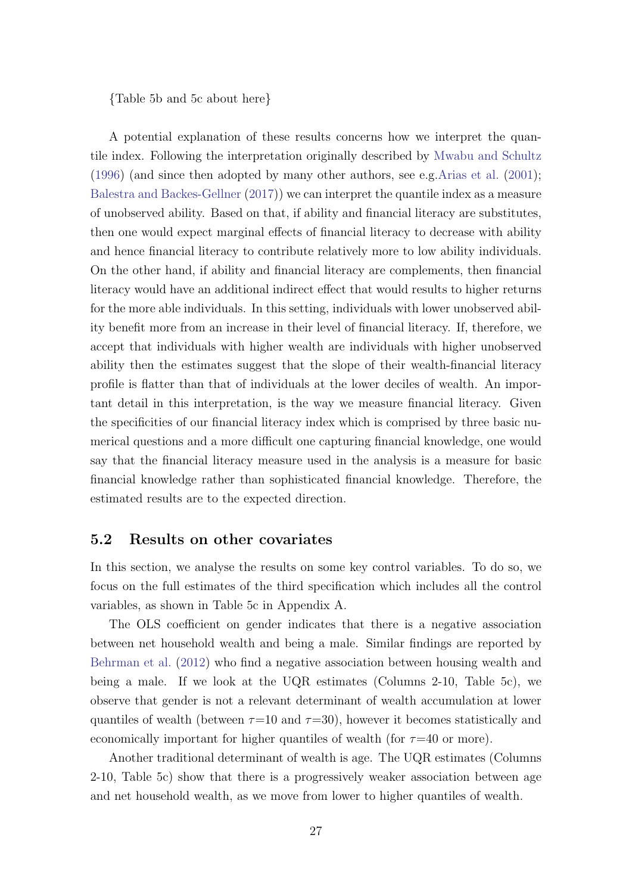{Table 5b and 5c about here}

A potential explanation of these results concerns how we interpret the quantile index. Following the interpretation originally described by Mwabu and Schultz (1996) (and since then adopted by many other authors, see e.g.Arias et al. (2001); Balestra and Backes-Gellner (2017)) we can interpret the quantile index as a measure of unobserved ability. Based on that, if ability and financial literacy are substitutes, then one would expect marginal effects of financial literacy to decrease with ability and hence financial literacy to contribute relatively more to low ability individuals. On the other hand, if ability and financial literacy are complements, then financial literacy would have an additional indirect effect that would results to higher returns for the more able individuals. In this setting, individuals with lower unobserved ability benefit more from an increase in their level of financial literacy. If, therefore, we accept that individuals with higher wealth are individuals with higher unobserved ability then the estimates suggest that the slope of their wealth-financial literacy profile is flatter than that of individuals at the lower deciles of wealth. An important detail in this interpretation, is the way we measure financial literacy. Given the specificities of our financial literacy index which is comprised by three basic numerical questions and a more difficult one capturing financial knowledge, one would say that the financial literacy measure used in the analysis is a measure for basic financial knowledge rather than sophisticated financial knowledge. Therefore, the estimated results are to the expected direction.

## 5.2 Results on other covariates

In this section, we analyse the results on some key control variables. To do so, we focus on the full estimates of the third specification which includes all the control variables, as shown in Table 5c in Appendix A.

The OLS coefficient on gender indicates that there is a negative association between net household wealth and being a male. Similar findings are reported by Behrman et al. (2012) who find a negative association between housing wealth and being a male. If we look at the UQR estimates (Columns 2-10, Table 5c), we observe that gender is not a relevant determinant of wealth accumulation at lower quantiles of wealth (between $\tau$=10 and $\tau$=30), however it becomes statistically and economically important for higher quantiles of wealth (for $\tau$=40 or more).

Another traditional determinant of wealth is age. The UQR estimates (Columns 2-10, Table 5c) show that there is a progressively weaker association between age and net household wealth, as we move from lower to higher quantiles of wealth.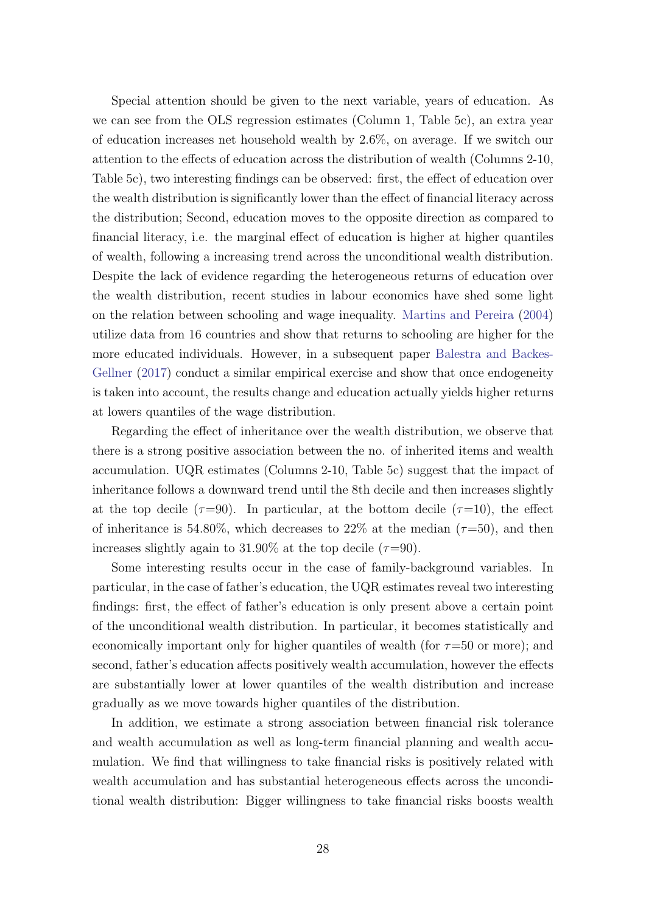Special attention should be given to the next variable, years of education. As we can see from the OLS regression estimates (Column 1, Table 5c), an extra year of education increases net household wealth by 2.6%, on average. If we switch our attention to the effects of education across the distribution of wealth (Columns 2-10, Table 5c), two interesting findings can be observed: first, the effect of education over the wealth distribution is significantly lower than the effect of financial literacy across the distribution; Second, education moves to the opposite direction as compared to financial literacy, i.e. the marginal effect of education is higher at higher quantiles of wealth, following a increasing trend across the unconditional wealth distribution. Despite the lack of evidence regarding the heterogeneous returns of education over the wealth distribution, recent studies in labour economics have shed some light on the relation between schooling and wage inequality. Martins and Pereira (2004) utilize data from 16 countries and show that returns to schooling are higher for the more educated individuals. However, in a subsequent paper Balestra and Backes-Gellner (2017) conduct a similar empirical exercise and show that once endogeneity is taken into account, the results change and education actually yields higher returns at lowers quantiles of the wage distribution.

Regarding the effect of inheritance over the wealth distribution, we observe that there is a strong positive association between the no. of inherited items and wealth accumulation. UQR estimates (Columns 2-10, Table 5c) suggest that the impact of inheritance follows a downward trend until the 8th decile and then increases slightly at the top decile ($\tau$=90). In particular, at the bottom decile ($\tau$=10), the effect of inheritance is 54.80%, which decreases to 22% at the median ($\tau$=50), and then increases slightly again to 31.90% at the top decile ($\tau$=90).

Some interesting results occur in the case of family-background variables. In particular, in the case of father's education, the UQR estimates reveal two interesting findings: first, the effect of father's education is only present above a certain point of the unconditional wealth distribution. In particular, it becomes statistically and economically important only for higher quantiles of wealth (for $\tau$=50 or more); and second, father's education affects positively wealth accumulation, however the effects are substantially lower at lower quantiles of the wealth distribution and increase gradually as we move towards higher quantiles of the distribution.

In addition, we estimate a strong association between financial risk tolerance and wealth accumulation as well as long-term financial planning and wealth accumulation. We find that willingness to take financial risks is positively related with wealth accumulation and has substantial heterogeneous effects across the unconditional wealth distribution: Bigger willingness to take financial risks boosts wealth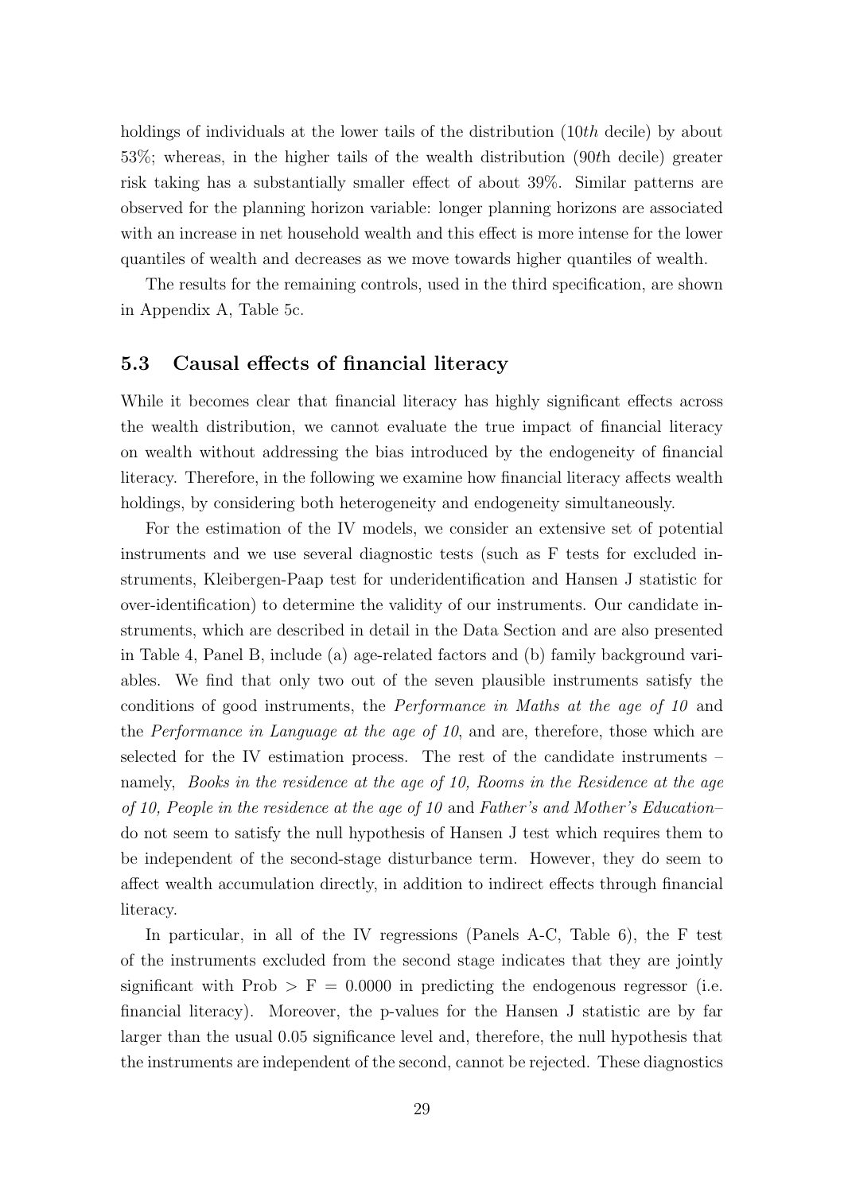holdings of individuals at the lower tails of the distribution (10*th* decile) by about 53%; whereas, in the higher tails of the wealth distribution (90*th* decile) greater risk taking has a substantially smaller effect of about 39%. Similar patterns are observed for the planning horizon variable: longer planning horizons are associated with an increase in net household wealth and this effect is more intense for the lower quantiles of wealth and decreases as we move towards higher quantiles of wealth.

The results for the remaining controls, used in the third specification, are shown in Appendix A, Table 5c.

### 5.3 Causal effects of financial literacy

While it becomes clear that financial literacy has highly significant effects across the wealth distribution, we cannot evaluate the true impact of financial literacy on wealth without addressing the bias introduced by the endogeneity of financial literacy. Therefore, in the following we examine how financial literacy affects wealth holdings, by considering both heterogeneity and endogeneity simultaneously.

For the estimation of the IV models, we consider an extensive set of potential instruments and we use several diagnostic tests (such as F tests for excluded instruments, Kleibergen-Paap test for underidentification and Hansen J statistic for over-identification) to determine the validity of our instruments. Our candidate instruments, which are described in detail in the Data Section and are also presented in Table 4, Panel B, include (a) age-related factors and (b) family background variables. We find that only two out of the seven plausible instruments satisfy the conditions of good instruments, the *Performance in Maths at the age of 10* and the *Performance in Language at the age of 10*, and are, therefore, those which are selected for the IV estimation process. The rest of the candidate instruments – namely, *Books in the residence at the age of 10, Rooms in the Residence at the age of 10, People in the residence at the age of 10* and *Father's and Mother's Education*– do not seem to satisfy the null hypothesis of Hansen J test which requires them to be independent of the second-stage disturbance term. However, they do seem to affect wealth accumulation directly, in addition to indirect effects through financial literacy.

In particular, in all of the IV regressions (Panels A-C, Table 6), the F test of the instruments excluded from the second stage indicates that they are jointly significant with Prob $>$ F $= 0.0000$ in predicting the endogenous regressor (i.e. financial literacy). Moreover, the p-values for the Hansen J statistic are by far larger than the usual 0.05 significance level and, therefore, the null hypothesis that the instruments are independent of the second, cannot be rejected. These diagnostics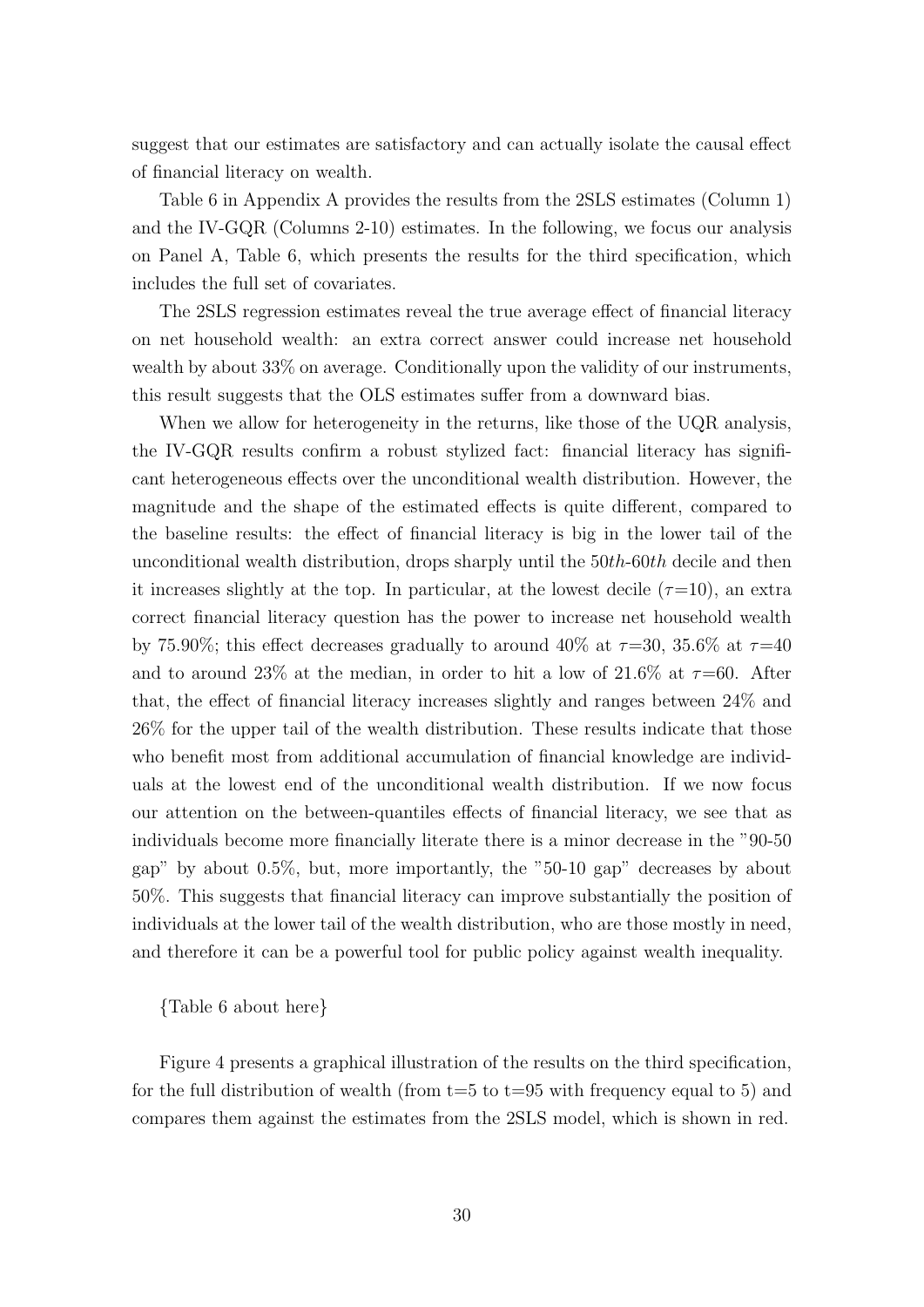suggest that our estimates are satisfactory and can actually isolate the causal effect of financial literacy on wealth.

Table 6 in Appendix A provides the results from the 2SLS estimates (Column 1) and the IV-GQR (Columns 2-10) estimates. In the following, we focus our analysis on Panel A, Table 6, which presents the results for the third specification, which includes the full set of covariates.

The 2SLS regression estimates reveal the true average effect of financial literacy on net household wealth: an extra correct answer could increase net household wealth by about 33% on average. Conditionally upon the validity of our instruments, this result suggests that the OLS estimates suffer from a downward bias.

When we allow for heterogeneity in the returns, like those of the UQR analysis, the IV-GQR results confirm a robust stylized fact: financial literacy has significant heterogeneous effects over the unconditional wealth distribution. However, the magnitude and the shape of the estimated effects is quite different, compared to the baseline results: the effect of financial literacy is big in the lower tail of the unconditional wealth distribution, drops sharply until the 50*th*-60*th* decile and then it increases slightly at the top. In particular, at the lowest decile ($\tau$=10), an extra correct financial literacy question has the power to increase net household wealth by 75.90%; this effect decreases gradually to around 40% at $\tau$=30, 35.6% at $\tau$=40 and to around 23% at the median, in order to hit a low of 21.6% at $\tau$=60. After that, the effect of financial literacy increases slightly and ranges between 24% and 26% for the upper tail of the wealth distribution. These results indicate that those who benefit most from additional accumulation of financial knowledge are individuals at the lowest end of the unconditional wealth distribution. If we now focus our attention on the between-quantiles effects of financial literacy, we see that as individuals become more financially literate there is a minor decrease in the "90-50 gap" by about 0.5%, but, more importantly, the "50-10 gap" decreases by about 50%. This suggests that financial literacy can improve substantially the position of individuals at the lower tail of the wealth distribution, who are those mostly in need, and therefore it can be a powerful tool for public policy against wealth inequality.

{Table 6 about here}

Figure 4 presents a graphical illustration of the results on the third specification, for the full distribution of wealth (from t=5 to t=95 with frequency equal to 5) and compares them against the estimates from the 2SLS model, which is shown in red.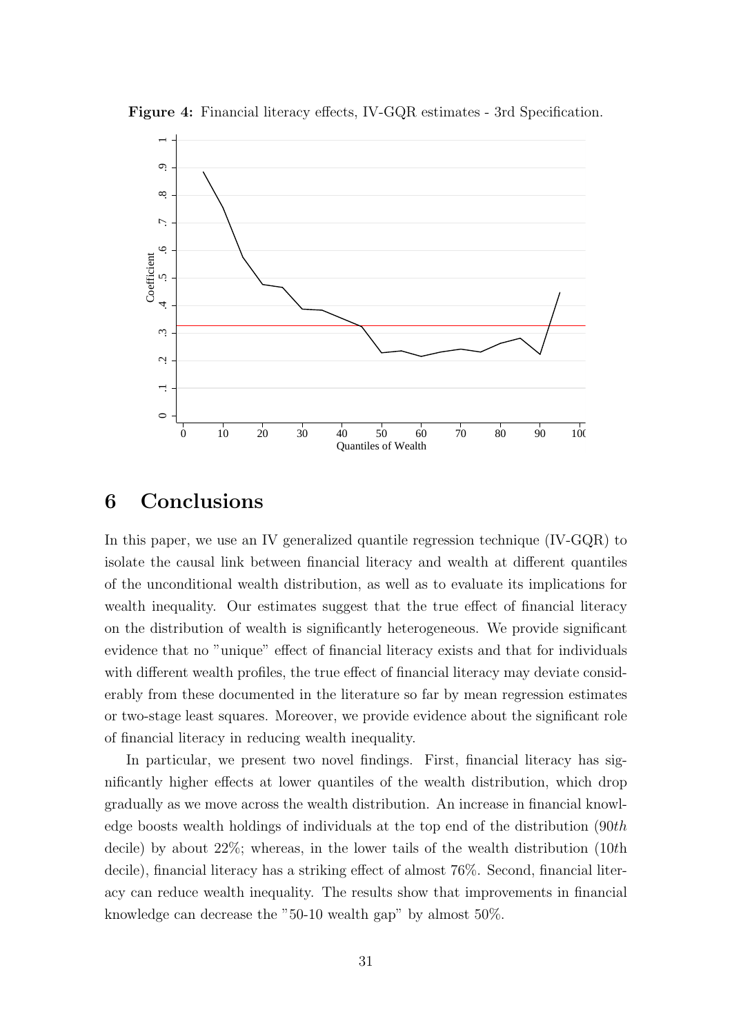**Figure 4:** Financial literacy effects, IV-GQR estimates - 3rd Specification.

## 6 Conclusions

In this paper, we use an IV generalized quantile regression technique (IV-GQR) to isolate the causal link between financial literacy and wealth at different quantiles of the unconditional wealth distribution, as well as to evaluate its implications for wealth inequality. Our estimates suggest that the true effect of financial literacy on the distribution of wealth is significantly heterogeneous. We provide significant evidence that no "unique" effect of financial literacy exists and that for individuals with different wealth profiles, the true effect of financial literacy may deviate considerably from these documented in the literature so far by mean regression estimates or two-stage least squares. Moreover, we provide evidence about the significant role of financial literacy in reducing wealth inequality.

In particular, we present two novel findings. First, financial literacy has significantly higher effects at lower quantiles of the wealth distribution, which drop gradually as we move across the wealth distribution. An increase in financial knowledge boosts wealth holdings of individuals at the top end of the distribution (90*th* decile) by about 22%; whereas, in the lower tails of the wealth distribution (10*th* decile), financial literacy has a striking effect of almost 76%. Second, financial literacy can reduce wealth inequality. The results show that improvements in financial knowledge can decrease the "50-10 wealth gap" by almost 50%.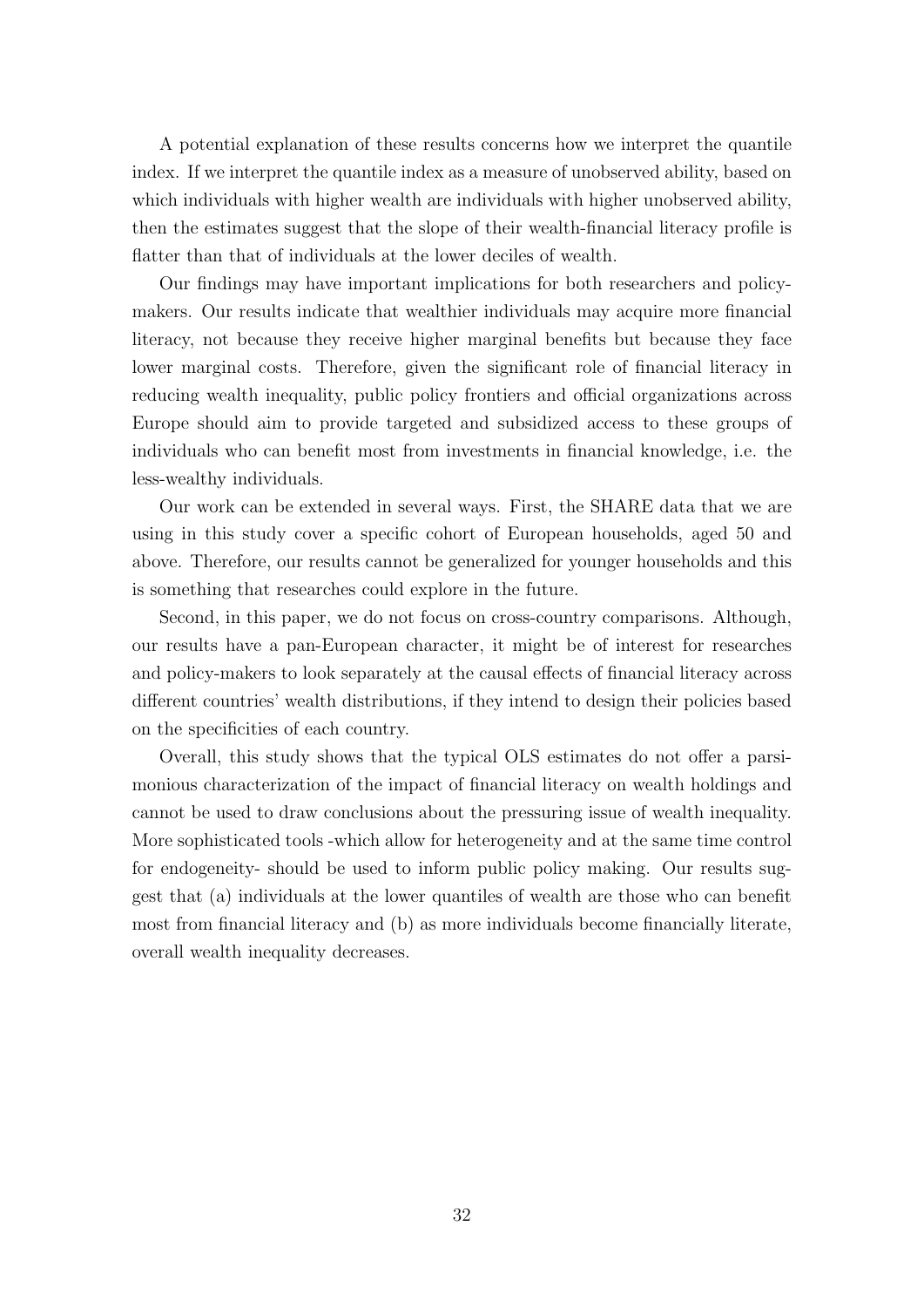A potential explanation of these results concerns how we interpret the quantile index. If we interpret the quantile index as a measure of unobserved ability, based on which individuals with higher wealth are individuals with higher unobserved ability, then the estimates suggest that the slope of their wealth-financial literacy profile is flatter than that of individuals at the lower deciles of wealth.

Our findings may have important implications for both researchers and policy-makers. Our results indicate that wealthier individuals may acquire more financial literacy, not because they receive higher marginal benefits but because they face lower marginal costs. Therefore, given the significant role of financial literacy in reducing wealth inequality, public policy frontiers and official organizations across Europe should aim to provide targeted and subsidized access to these groups of individuals who can benefit most from investments in financial knowledge, i.e. the less-wealthy individuals.

Our work can be extended in several ways. First, the SHARE data that we are using in this study cover a specific cohort of European households, aged 50 and above. Therefore, our results cannot be generalized for younger households and this is something that researches could explore in the future.

Second, in this paper, we do not focus on cross-country comparisons. Although, our results have a pan-European character, it might be of interest for researches and policy-makers to look separately at the causal effects of financial literacy across different countries' wealth distributions, if they intend to design their policies based on the specificities of each country.

Overall, this study shows that the typical OLS estimates do not offer a parsimonious characterization of the impact of financial literacy on wealth holdings and cannot be used to draw conclusions about the pressuring issue of wealth inequality. More sophisticated tools -which allow for heterogeneity and at the same time control for endogeneity- should be used to inform public policy making. Our results suggest that (a) individuals at the lower quantiles of wealth are those who can benefit most from financial literacy and (b) as more individuals become financially literate, overall wealth inequality decreases.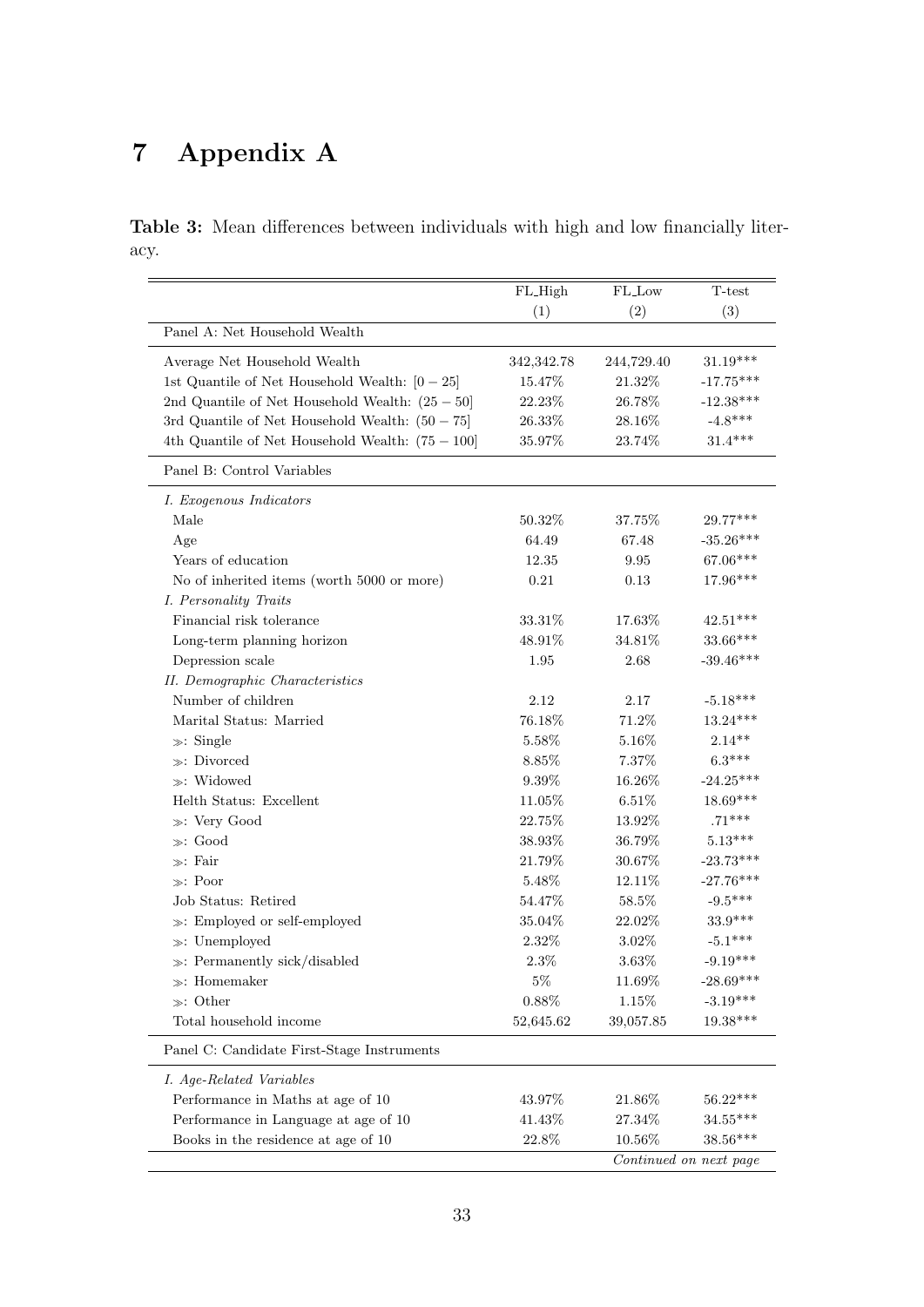# 7 Appendix A

**Table 3:** Mean differences between individuals with high and low financially literacy.

| | FL_High | FL_Low | T-test |
|---|---|---|---|
| | (1) | (2) | (3) |
| Panel A: Net Household Wealth | | | |
| Average Net Household Wealth | 342,342.78 | 244,729.40 | 31.19*** |
| 1st Quantile of Net Household Wealth: $[0-25]$ | 15.47% | 21.32% | -17.75*** |
| 2nd Quantile of Net Household Wealth: $(25-50]$ | 22.23% | 26.78% | -12.38*** |
| 3rd Quantile of Net Household Wealth: $(50-75]$ | 26.33% | 28.16% | -4.8*** |
| 4th Quantile of Net Household Wealth: $(75-100]$ | 35.97% | 23.74% | 31.4*** |
| Panel B: Control Variables | | | |
| *I. Exogenous Indicators* | | | |
| Male | 50.32% | 37.75% | 29.77*** |
| Age | 64.49 | 67.48 | -35.26*** |
| Years of education | 12.35 | 9.95 | 67.06*** |
| No of inherited items (worth 5000 or more) | 0.21 | 0.13 | 17.96*** |
| *I. Personality Traits* | | | |
| Financial risk tolerance | 33.31% | 17.63% | 42.51*** |
| Long-term planning horizon | 48.91% | 34.81% | 33.66*** |
| Depression scale | 1.95 | 2.68 | -39.46*** |
| *II. Demographic Characteristics* | | | |
| Number of children | 2.12 | 2.17 | -5.18*** |
| Marital Status: Married | 76.18% | 71.2% | 13.24*** |
| ≫: Single | 5.58% | 5.16% | 2.14** |
| ≫: Divorced | 8.85% | 7.37% | 6.3*** |
| ≫: Widowed | 9.39% | 16.26% | -24.25*** |
| Helth Status: Excellent | 11.05% | 6.51% | 18.69*** |
| ≫: Very Good | 22.75% | 13.92% | .71*** |
| ≫: Good | 38.93% | 36.79% | 5.13*** |
| ≫: Fair | 21.79% | 30.67% | -23.73*** |
| ≫: Poor | 5.48% | 12.11% | -27.76*** |
| Job Status: Retired | 54.47% | 58.5% | -9.5*** |
| ≫: Employed or self-employed | 35.04% | 22.02% | 33.9*** |
| ≫: Unemployed | 2.32% | 3.02% | -5.1*** |
| ≫: Permanently sick/disabled | 2.3% | 3.63% | -9.19*** |
| ≫: Homemaker | 5% | 11.69% | -28.69*** |
| ≫: Other | 0.88% | 1.15% | -3.19*** |
| Total household income | 52,645.62 | 39,057.85 | 19.38*** |
| Panel C: Candidate First-Stage Instruments | | | |
| *I. Age-Related Variables* | | | |
| Performance in Maths at age of 10 | 43.97% | 21.86% | 56.22*** |
| Performance in Language at age of 10 | 41.43% | 27.34% | 34.55*** |
| Books in the residence at age of 10 | 22.8% | 10.56% | 38.56*** |

*Continued on next page*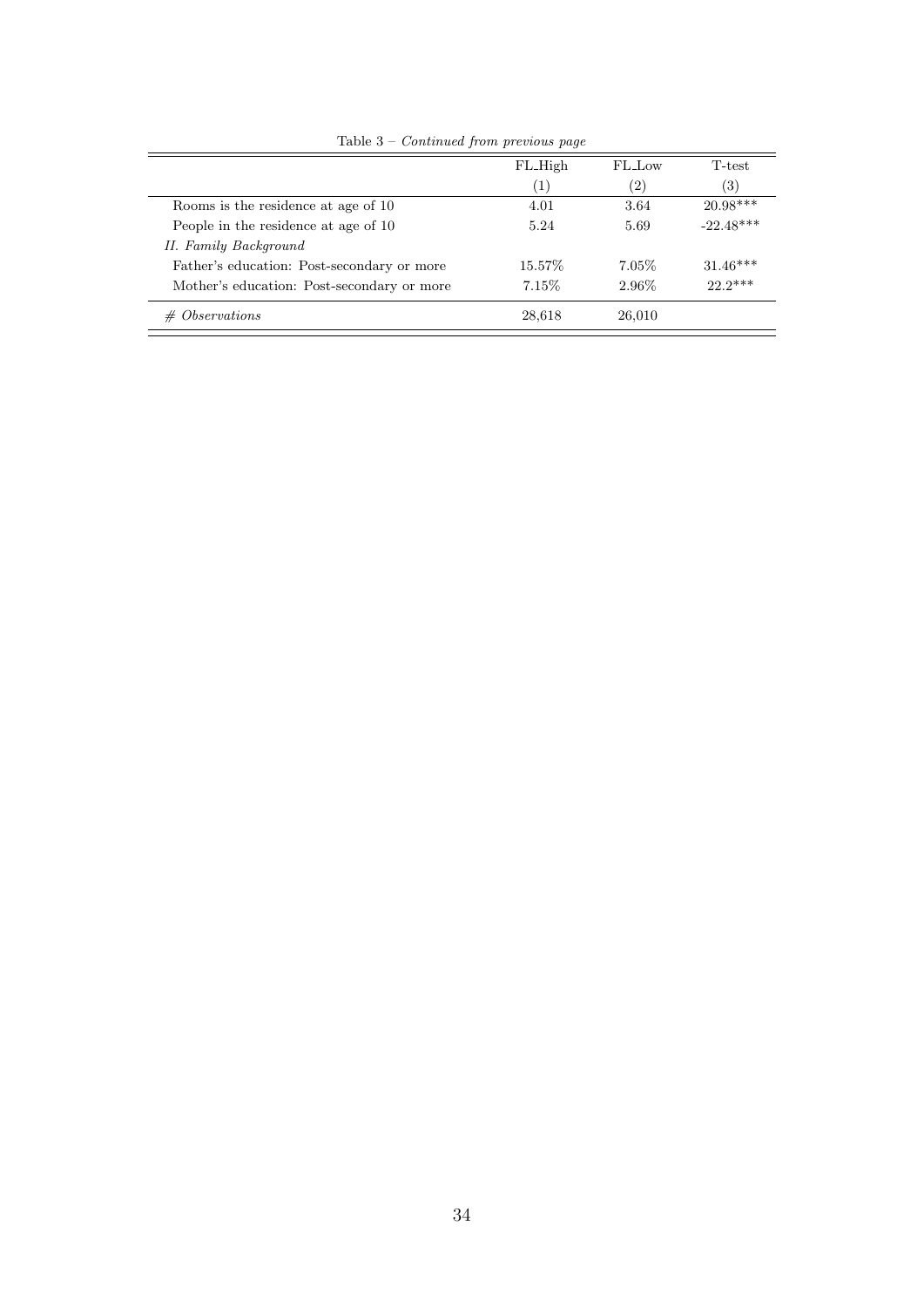Table 3 – *Continued from previous page*

| | FL_High | FL_Low | T-test |
|---|---|---|---|
| | (1) | (2) | (3) |
| Rooms is the residence at age of 10 | 4.01 | 3.64 | 20.98*** |
| People in the residence at age of 10 | 5.24 | 5.69 | -22.48*** |
| *II. Family Background* | | | |
| Father's education: Post-secondary or more | 15.57% | 7.05% | 31.46*** |
| Mother's education: Post-secondary or more | 7.15% | 2.96% | 22.2*** |
| *# Observations* | 28,618 | 26,010 | |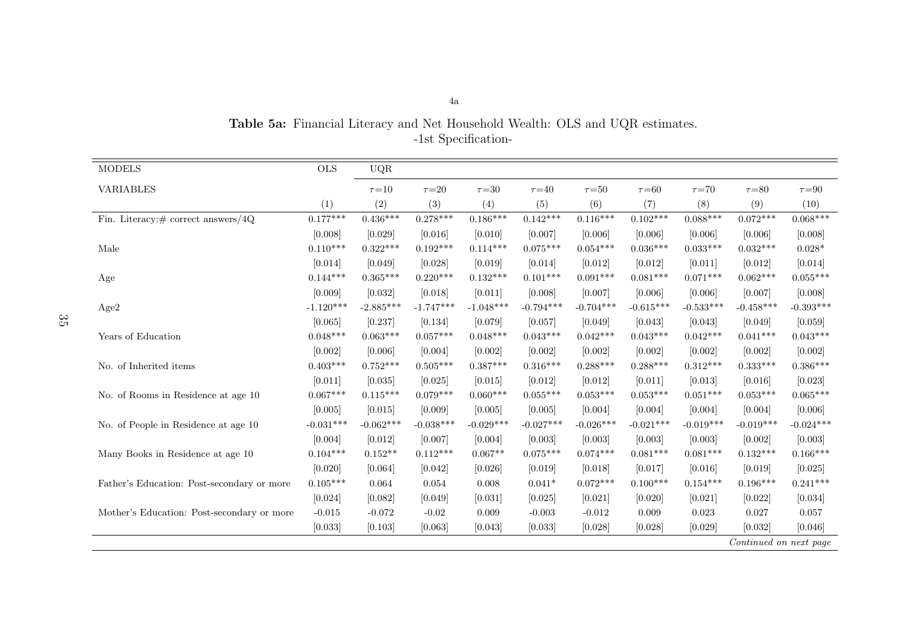**Table 5a:** Financial Literacy and Net Household Wealth: OLS and UQR estimates.
-1st Specification-

| MODELS | OLS | UQR | | | | | | | | |
|---|---|---|---|---|---|---|---|---|---|---|
| VARIABLES | | $\tau$=10 | $\tau$=20 | $\tau$=30 | $\tau$=40 | $\tau$=50 | $\tau$=60 | $\tau$=70 | $\tau$=80 | $\tau$=90 |
| | (1) | (2) | (3) | (4) | (5) | (6) | (7) | (8) | (9) | (10) |
| Fin. Literacy:# correct answers/4Q | 0.177*** | 0.436*** | 0.278*** | 0.186*** | 0.142*** | 0.116*** | 0.102*** | 0.088*** | 0.072*** | 0.068*** |
| | [0.008] | [0.029] | [0.016] | [0.010] | [0.007] | [0.006] | [0.006] | [0.006] | [0.006] | [0.008] |
| Male | 0.110*** | 0.322*** | 0.192*** | 0.114*** | 0.075*** | 0.054*** | 0.036*** | 0.033*** | 0.032*** | 0.028* |
| | [0.014] | [0.049] | [0.028] | [0.019] | [0.014] | [0.012] | [0.012] | [0.011] | [0.012] | [0.014] |
| Age | 0.144*** | 0.365*** | 0.220*** | 0.132*** | 0.101*** | 0.091*** | 0.081*** | 0.071*** | 0.062*** | 0.055*** |
| | [0.009] | [0.032] | [0.018] | [0.011] | [0.008] | [0.007] | [0.006] | [0.006] | [0.007] | [0.008] |
| Age2 | -1.120*** | -2.885*** | -1.747*** | -1.048*** | -0.794*** | -0.704*** | -0.615*** | -0.533*** | -0.458*** | -0.393*** |
| | [0.065] | [0.237] | [0.134] | [0.079] | [0.057] | [0.049] | [0.043] | [0.043] | [0.049] | [0.059] |
| Years of Education | 0.048*** | 0.063*** | 0.057*** | 0.048*** | 0.043*** | 0.042*** | 0.043*** | 0.042*** | 0.041*** | 0.043*** |
| | [0.002] | [0.006] | [0.004] | [0.002] | [0.002] | [0.002] | [0.002] | [0.002] | [0.002] | [0.002] |
| No. of Inherited items | 0.403*** | 0.752*** | 0.505*** | 0.387*** | 0.316*** | 0.288*** | 0.288*** | 0.312*** | 0.333*** | 0.386*** |
| | [0.011] | [0.035] | [0.025] | [0.015] | [0.012] | [0.012] | [0.011] | [0.013] | [0.016] | [0.023] |
| No. of Rooms in Residence at age 10 | 0.067*** | 0.115*** | 0.079*** | 0.060*** | 0.055*** | 0.053*** | 0.053*** | 0.051*** | 0.053*** | 0.065*** |
| | [0.005] | [0.015] | [0.009] | [0.005] | [0.005] | [0.004] | [0.004] | [0.004] | [0.004] | [0.006] |
| No. of People in Residence at age 10 | -0.031*** | -0.062*** | -0.038*** | -0.029*** | -0.027*** | -0.026*** | -0.021*** | -0.019*** | -0.019*** | -0.024*** |
| | [0.004] | [0.012] | [0.007] | [0.004] | [0.003] | [0.003] | [0.003] | [0.003] | [0.002] | [0.003] |
| Many Books in Residence at age 10 | 0.104*** | 0.152** | 0.112*** | 0.067** | 0.075*** | 0.074*** | 0.081*** | 0.081*** | 0.132*** | 0.166*** |
| | [0.020] | [0.064] | [0.042] | [0.026] | [0.019] | [0.018] | [0.017] | [0.016] | [0.019] | [0.025] |
| Father's Education: Post-secondary or more | 0.105*** | 0.064 | 0.054 | 0.008 | 0.041* | 0.072*** | 0.100*** | 0.154*** | 0.196*** | 0.241*** |
| | [0.024] | [0.082] | [0.049] | [0.031] | [0.025] | [0.021] | [0.020] | [0.021] | [0.022] | [0.034] |
| Mother's Education: Post-secondary or more | -0.015 | -0.072 | -0.02 | 0.009 | -0.003 | -0.012 | 0.009 | 0.023 | 0.027 | 0.057 |
| | [0.033] | [0.103] | [0.063] | [0.043] | [0.033] | [0.028] | [0.028] | [0.029] | [0.032] | [0.046] |

*Continued on next page*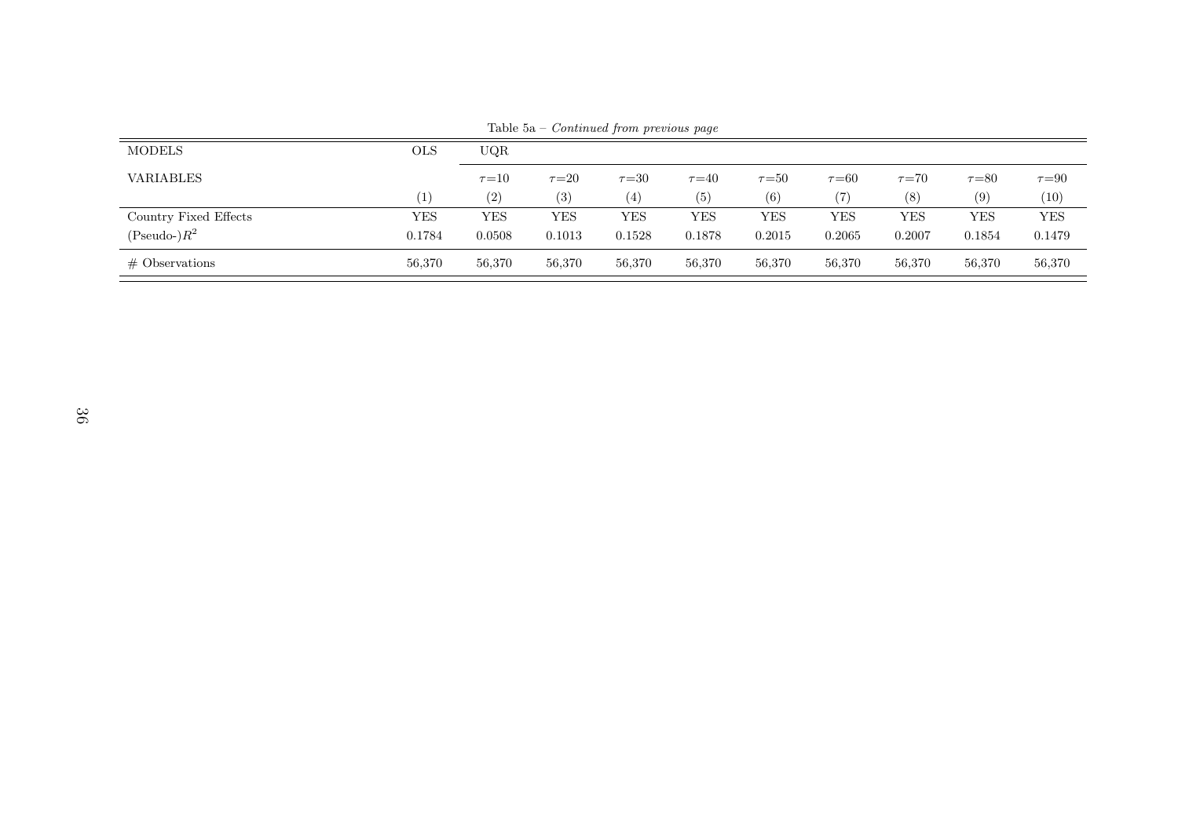Table 5a – *Continued from previous page*

| MODELS | OLS | UQR | | | | | | | | |
|---|---|---|---|---|---|---|---|---|---|---|
| VARIABLES | | $\tau$=10 | $\tau$=20 | $\tau$=30 | $\tau$=40 | $\tau$=50 | $\tau$=60 | $\tau$=70 | $\tau$=80 | $\tau$=90 |
| | (1) | (2) | (3) | (4) | (5) | (6) | (7) | (8) | (9) | (10) |
| Country Fixed Effects | YES | YES | YES | YES | YES | YES | YES | YES | YES | YES |
| (Pseudo-)$R^2$ | 0.1784 | 0.0508 | 0.1013 | 0.1528 | 0.1878 | 0.2015 | 0.2065 | 0.2007 | 0.1854 | 0.1479 |
| # Observations | 56,370 | 56,370 | 56,370 | 56,370 | 56,370 | 56,370 | 56,370 | 56,370 | 56,370 | 56,370 |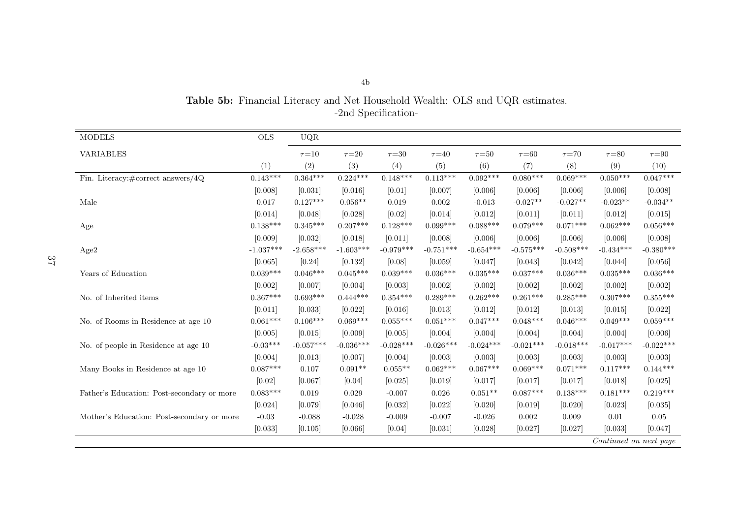**Table 5b:** Financial Literacy and Net Household Wealth: OLS and UQR estimates.
-2nd Specification-

| MODELS | OLS | UQR | | | | | | | | |
|---|---|---|---|---|---|---|---|---|---|---|
| VARIABLES | | $\tau$=10 | $\tau$=20 | $\tau$=30 | $\tau$=40 | $\tau$=50 | $\tau$=60 | $\tau$=70 | $\tau$=80 | $\tau$=90 |
| | (1) | (2) | (3) | (4) | (5) | (6) | (7) | (8) | (9) | (10) |
| Fin. Literacy:#correct answers/4Q | 0.143*** | 0.364*** | 0.224*** | 0.148*** | 0.113*** | 0.092*** | 0.080*** | 0.069*** | 0.050*** | 0.047*** |
| | [0.008] | [0.031] | [0.016] | [0.01] | [0.007] | [0.006] | [0.006] | [0.006] | [0.006] | [0.008] |
| Male | 0.017 | 0.127*** | 0.056** | 0.019 | 0.002 | -0.013 | -0.027** | -0.027** | -0.023** | -0.034** |
| | [0.014] | [0.048] | [0.028] | [0.02] | [0.014] | [0.012] | [0.011] | [0.011] | [0.012] | [0.015] |
| Age | 0.138*** | 0.345*** | 0.207*** | 0.128*** | 0.099*** | 0.088*** | 0.079*** | 0.071*** | 0.062*** | 0.056*** |
| | [0.009] | [0.032] | [0.018] | [0.011] | [0.008] | [0.006] | [0.006] | [0.006] | [0.006] | [0.008] |
| Age2 | -1.037*** | -2.658*** | -1.603*** | -0.979*** | -0.751*** | -0.654*** | -0.575*** | -0.508*** | -0.434*** | -0.380*** |
| | [0.065] | [0.24] | [0.132] | [0.08] | [0.059] | [0.047] | [0.043] | [0.042] | [0.044] | [0.056] |
| Years of Education | 0.039*** | 0.046*** | 0.045*** | 0.039*** | 0.036*** | 0.035*** | 0.037*** | 0.036*** | 0.035*** | 0.036*** |
| | [0.002] | [0.007] | [0.004] | [0.003] | [0.002] | [0.002] | [0.002] | [0.002] | [0.002] | [0.002] |
| No. of Inherited items | 0.367*** | 0.693*** | 0.444*** | 0.354*** | 0.289*** | 0.262*** | 0.261*** | 0.285*** | 0.307*** | 0.355*** |
| | [0.011] | [0.033] | [0.022] | [0.016] | [0.013] | [0.012] | [0.012] | [0.013] | [0.015] | [0.022] |
| No. of Rooms in Residence at age 10 | 0.061*** | 0.106*** | 0.069*** | 0.055*** | 0.051*** | 0.047*** | 0.048*** | 0.046*** | 0.049*** | 0.059*** |
| | [0.005] | [0.015] | [0.009] | [0.005] | [0.004] | [0.004] | [0.004] | [0.004] | [0.004] | [0.006] |
| No. of people in Residence at age 10 | -0.03*** | -0.057*** | -0.036*** | -0.028*** | -0.026*** | -0.024*** | -0.021*** | -0.018*** | -0.017*** | -0.022*** |
| | [0.004] | [0.013] | [0.007] | [0.004] | [0.003] | [0.003] | [0.003] | [0.003] | [0.003] | [0.003] |
| Many Books in Residence at age 10 | 0.087*** | 0.107 | 0.091** | 0.055** | 0.062*** | 0.067*** | 0.069*** | 0.071*** | 0.117*** | 0.144*** |
| | [0.02] | [0.067] | [0.04] | [0.025] | [0.019] | [0.017] | [0.017] | [0.017] | [0.018] | [0.025] |
| Father's Education: Post-secondary or more | 0.083*** | 0.019 | 0.029 | -0.007 | 0.026 | 0.051** | 0.087*** | 0.138*** | 0.181*** | 0.219*** |
| | [0.024] | [0.079] | [0.046] | [0.032] | [0.022] | [0.020] | [0.019] | [0.020] | [0.023] | [0.035] |
| Mother's Education: Post-secondary or more | -0.03 | -0.088 | -0.028 | -0.009 | -0.007 | -0.026 | 0.002 | 0.009 | 0.01 | 0.05 |
| | [0.033] | [0.105] | [0.066] | [0.04] | [0.031] | [0.028] | [0.027] | [0.027] | [0.033] | [0.047] |

*Continued on next page*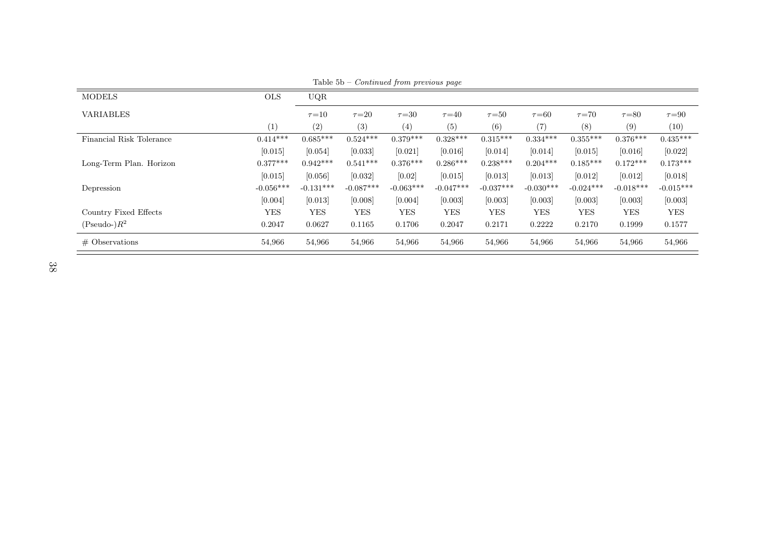Table 5b – *Continued from previous page*

| MODELS | OLS | UQR | | | | | | | | |
|---|---|---|---|---|---|---|---|---|---|---|
| VARIABLES | | $\tau$=10 | $\tau$=20 | $\tau$=30 | $\tau$=40 | $\tau$=50 | $\tau$=60 | $\tau$=70 | $\tau$=80 | $\tau$=90 |
| | (1) | (2) | (3) | (4) | (5) | (6) | (7) | (8) | (9) | (10) |
| Financial Risk Tolerance | 0.414*** | 0.685*** | 0.524*** | 0.379*** | 0.328*** | 0.315*** | 0.334*** | 0.355*** | 0.376*** | 0.435*** |
| | [0.015] | [0.054] | [0.033] | [0.021] | [0.016] | [0.014] | [0.014] | [0.015] | [0.016] | [0.022] |
| Long-Term Plan. Horizon | 0.377*** | 0.942*** | 0.541*** | 0.376*** | 0.286*** | 0.238*** | 0.204*** | 0.185*** | 0.172*** | 0.173*** |
| | [0.015] | [0.056] | [0.032] | [0.02] | [0.015] | [0.013] | [0.013] | [0.012] | [0.012] | [0.018] |
| Depression | -0.056*** | -0.131*** | -0.087*** | -0.063*** | -0.047*** | -0.037*** | -0.030*** | -0.024*** | -0.018*** | -0.015*** |
| | [0.004] | [0.013] | [0.008] | [0.004] | [0.003] | [0.003] | [0.003] | [0.003] | [0.003] | [0.003] |
| Country Fixed Effects | YES | YES | YES | YES | YES | YES | YES | YES | YES | YES |
| (Pseudo-)$R^2$ | 0.2047 | 0.0627 | 0.1165 | 0.1706 | 0.2047 | 0.2171 | 0.2222 | 0.2170 | 0.1999 | 0.1577 |
| # Observations | 54,966 | 54,966 | 54,966 | 54,966 | 54,966 | 54,966 | 54,966 | 54,966 | 54,966 | 54,966 |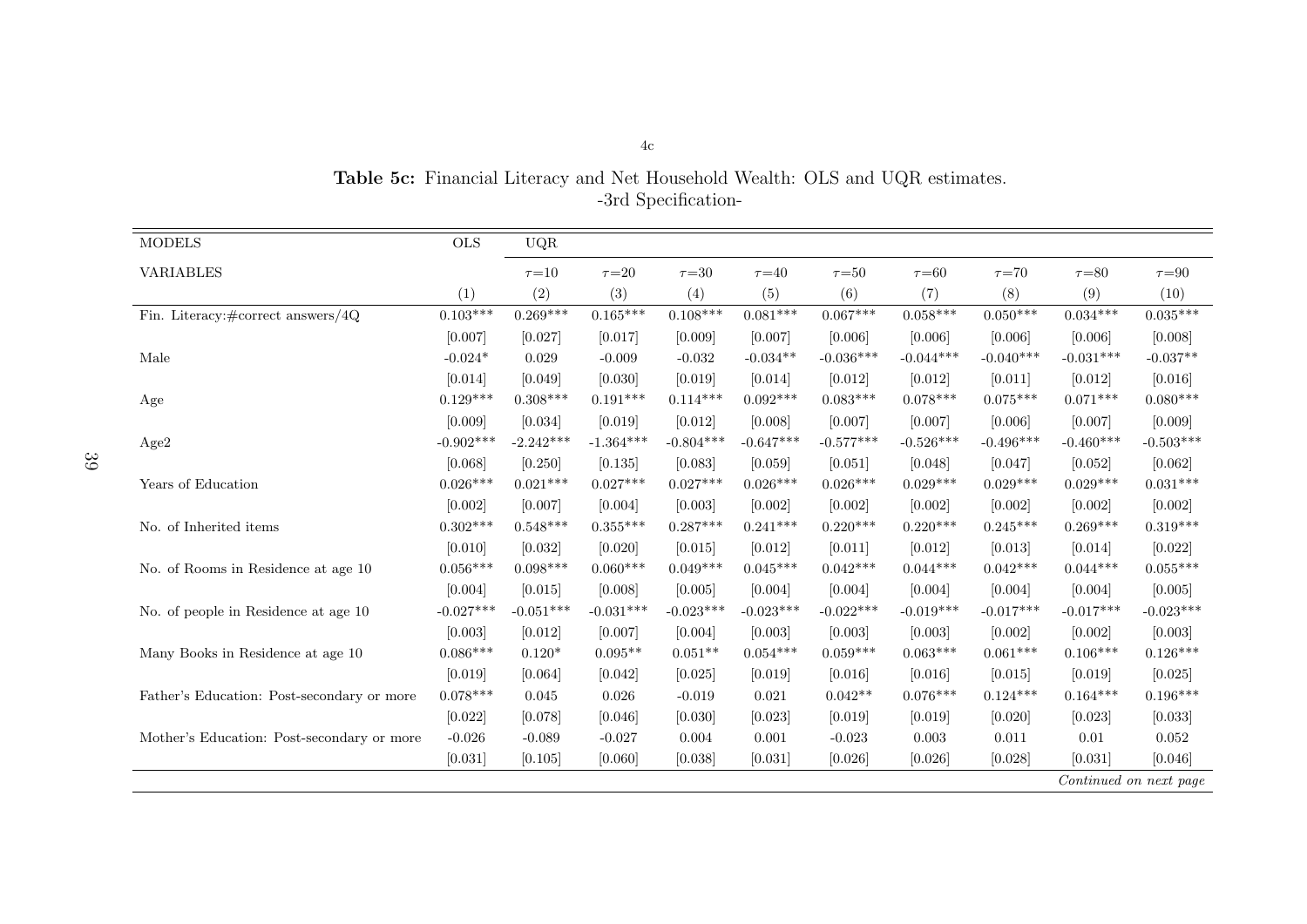**Table 5c:** Financial Literacy and Net Household Wealth: OLS and UQR estimates.
-3rd Specification-

| MODELS | OLS | UQR | | | | | | | | |
|---|---|---|---|---|---|---|---|---|---|---|
| VARIABLES | | $\tau$=10 | $\tau$=20 | $\tau$=30 | $\tau$=40 | $\tau$=50 | $\tau$=60 | $\tau$=70 | $\tau$=80 | $\tau$=90 |
| | (1) | (2) | (3) | (4) | (5) | (6) | (7) | (8) | (9) | (10) |
| Fin. Literacy:#correct answers/4Q | 0.103*** | 0.269*** | 0.165*** | 0.108*** | 0.081*** | 0.067*** | 0.058*** | 0.050*** | 0.034*** | 0.035*** |
| | [0.007] | [0.027] | [0.017] | [0.009] | [0.007] | [0.006] | [0.006] | [0.006] | [0.006] | [0.008] |
| Male | -0.024* | 0.029 | -0.009 | -0.032 | -0.034** | -0.036*** | -0.044*** | -0.040*** | -0.031*** | -0.037** |
| | [0.014] | [0.049] | [0.030] | [0.019] | [0.014] | [0.012] | [0.012] | [0.011] | [0.012] | [0.016] |
| Age | 0.129*** | 0.308*** | 0.191*** | 0.114*** | 0.092*** | 0.083*** | 0.078*** | 0.075*** | 0.071*** | 0.080*** |
| | [0.009] | [0.034] | [0.019] | [0.012] | [0.008] | [0.007] | [0.007] | [0.006] | [0.007] | [0.009] |
| Age2 | -0.902*** | -2.242*** | -1.364*** | -0.804*** | -0.647*** | -0.577*** | -0.526*** | -0.496*** | -0.460*** | -0.503*** |
| | [0.068] | [0.250] | [0.135] | [0.083] | [0.059] | [0.051] | [0.048] | [0.047] | [0.052] | [0.062] |
| Years of Education | 0.026*** | 0.021*** | 0.027*** | 0.027*** | 0.026*** | 0.026*** | 0.029*** | 0.029*** | 0.029*** | 0.031*** |
| | [0.002] | [0.007] | [0.004] | [0.003] | [0.002] | [0.002] | [0.002] | [0.002] | [0.002] | [0.002] |
| No. of Inherited items | 0.302*** | 0.548*** | 0.355*** | 0.287*** | 0.241*** | 0.220*** | 0.220*** | 0.245*** | 0.269*** | 0.319*** |
| | [0.010] | [0.032] | [0.020] | [0.015] | [0.012] | [0.011] | [0.012] | [0.013] | [0.014] | [0.022] |
| No. of Rooms in Residence at age 10 | 0.056*** | 0.098*** | 0.060*** | 0.049*** | 0.045*** | 0.042*** | 0.044*** | 0.042*** | 0.044*** | 0.055*** |
| | [0.004] | [0.015] | [0.008] | [0.005] | [0.004] | [0.004] | [0.004] | [0.004] | [0.004] | [0.005] |
| No. of people in Residence at age 10 | -0.027*** | -0.051*** | -0.031*** | -0.023*** | -0.023*** | -0.022*** | -0.019*** | -0.017*** | -0.017*** | -0.023*** |
| | [0.003] | [0.012] | [0.007] | [0.004] | [0.003] | [0.003] | [0.003] | [0.002] | [0.002] | [0.003] |
| Many Books in Residence at age 10 | 0.086*** | 0.120* | 0.095** | 0.051** | 0.054*** | 0.059*** | 0.063*** | 0.061*** | 0.106*** | 0.126*** |
| | [0.019] | [0.064] | [0.042] | [0.025] | [0.019] | [0.016] | [0.016] | [0.015] | [0.019] | [0.025] |
| Father's Education: Post-secondary or more | 0.078*** | 0.045 | 0.026 | -0.019 | 0.021 | 0.042** | 0.076*** | 0.124*** | 0.164*** | 0.196*** |
| | [0.022] | [0.078] | [0.046] | [0.030] | [0.023] | [0.019] | [0.019] | [0.020] | [0.023] | [0.033] |
| Mother's Education: Post-secondary or more | -0.026 | -0.089 | -0.027 | 0.004 | 0.001 | -0.023 | 0.003 | 0.011 | 0.01 | 0.052 |
| | [0.031] | [0.105] | [0.060] | [0.038] | [0.031] | [0.026] | [0.026] | [0.028] | [0.031] | [0.046] |

*Continued on next page*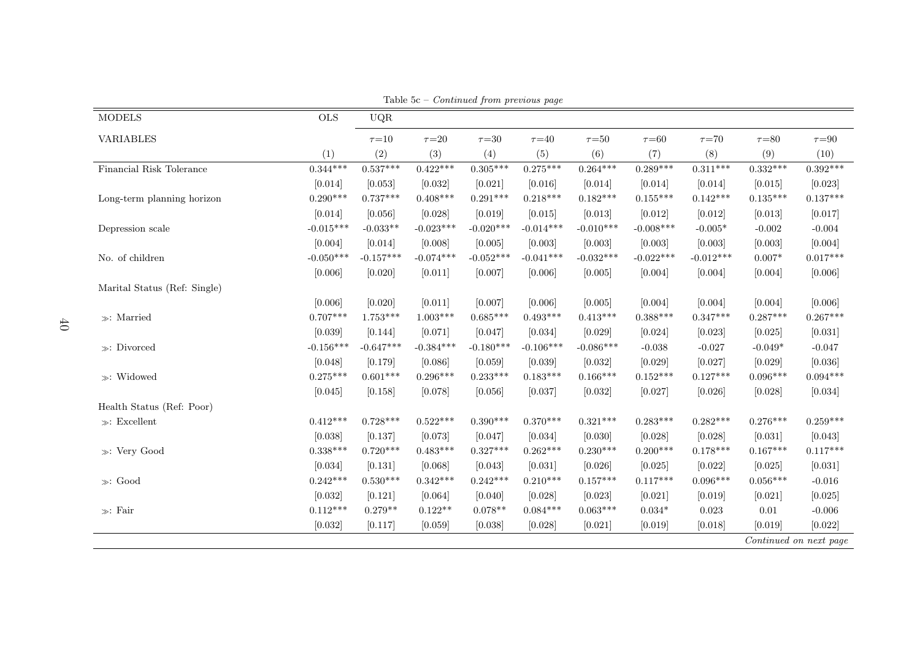Table 5c – *Continued from previous page*

| MODELS | OLS | UQR | | | | | | | | |
|---|---|---|---|---|---|---|---|---|---|---|
| VARIABLES | | $\tau$=10 | $\tau$=20 | $\tau$=30 | $\tau$=40 | $\tau$=50 | $\tau$=60 | $\tau$=70 | $\tau$=80 | $\tau$=90 |
| | (1) | (2) | (3) | (4) | (5) | (6) | (7) | (8) | (9) | (10) |
| Financial Risk Tolerance | 0.344*** | 0.537*** | 0.422*** | 0.305*** | 0.275*** | 0.264*** | 0.289*** | 0.311*** | 0.332*** | 0.392*** |
| | [0.014] | [0.053] | [0.032] | [0.021] | [0.016] | [0.014] | [0.014] | [0.014] | [0.015] | [0.023] |
| Long-term planning horizon | 0.290*** | 0.737*** | 0.408*** | 0.291*** | 0.218*** | 0.182*** | 0.155*** | 0.142*** | 0.135*** | 0.137*** |
| | [0.014] | [0.056] | [0.028] | [0.019] | [0.015] | [0.013] | [0.012] | [0.012] | [0.013] | [0.017] |
| Depression scale | -0.015*** | -0.033** | -0.023*** | -0.020*** | -0.014*** | -0.010*** | -0.008*** | -0.005* | -0.002 | -0.004 |
| | [0.004] | [0.014] | [0.008] | [0.005] | [0.003] | [0.003] | [0.003] | [0.003] | [0.003] | [0.004] |
| No. of children | -0.050*** | -0.157*** | -0.074*** | -0.052*** | -0.041*** | -0.032*** | -0.022*** | -0.012*** | 0.007* | 0.017*** |
| | [0.006] | [0.020] | [0.011] | [0.007] | [0.006] | [0.005] | [0.004] | [0.004] | [0.004] | [0.006] |
| Marital Status (Ref: Single) | | | | | | | | | | |
| | [0.006] | [0.020] | [0.011] | [0.007] | [0.006] | [0.005] | [0.004] | [0.004] | [0.004] | [0.006] |
| ≫: Married | 0.707*** | 1.753*** | 1.003*** | 0.685*** | 0.493*** | 0.413*** | 0.388*** | 0.347*** | 0.287*** | 0.267*** |
| | [0.039] | [0.144] | [0.071] | [0.047] | [0.034] | [0.029] | [0.024] | [0.023] | [0.025] | [0.031] |
| ≫: Divorced | -0.156*** | -0.647*** | -0.384*** | -0.180*** | -0.106*** | -0.086*** | -0.038 | -0.027 | -0.049* | -0.047 |
| | [0.048] | [0.179] | [0.086] | [0.059] | [0.039] | [0.032] | [0.029] | [0.027] | [0.029] | [0.036] |
| ≫: Widowed | 0.275*** | 0.601*** | 0.296*** | 0.233*** | 0.183*** | 0.166*** | 0.152*** | 0.127*** | 0.096*** | 0.094*** |
| | [0.045] | [0.158] | [0.078] | [0.056] | [0.037] | [0.032] | [0.027] | [0.026] | [0.028] | [0.034] |
| Health Status (Ref: Poor) | | | | | | | | | | |
| ≫: Excellent | 0.412*** | 0.728*** | 0.522*** | 0.390*** | 0.370*** | 0.321*** | 0.283*** | 0.282*** | 0.276*** | 0.259*** |
| | [0.038] | [0.137] | [0.073] | [0.047] | [0.034] | [0.030] | [0.028] | [0.028] | [0.031] | [0.043] |
| ≫: Very Good | 0.338*** | 0.720*** | 0.483*** | 0.327*** | 0.262*** | 0.230*** | 0.200*** | 0.178*** | 0.167*** | 0.117*** |
| | [0.034] | [0.131] | [0.068] | [0.043] | [0.031] | [0.026] | [0.025] | [0.022] | [0.025] | [0.031] |
| ≫: Good | 0.242*** | 0.530*** | 0.342*** | 0.242*** | 0.210*** | 0.157*** | 0.117*** | 0.096*** | 0.056*** | -0.016 |
| | [0.032] | [0.121] | [0.064] | [0.040] | [0.028] | [0.023] | [0.021] | [0.019] | [0.021] | [0.025] |
| ≫: Fair | 0.112*** | 0.279** | 0.122** | 0.078** | 0.084*** | 0.063*** | 0.034* | 0.023 | 0.01 | -0.006 |
| | [0.032] | [0.117] | [0.059] | [0.038] | [0.028] | [0.021] | [0.019] | [0.018] | [0.019] | [0.022] |

*Continued on next page*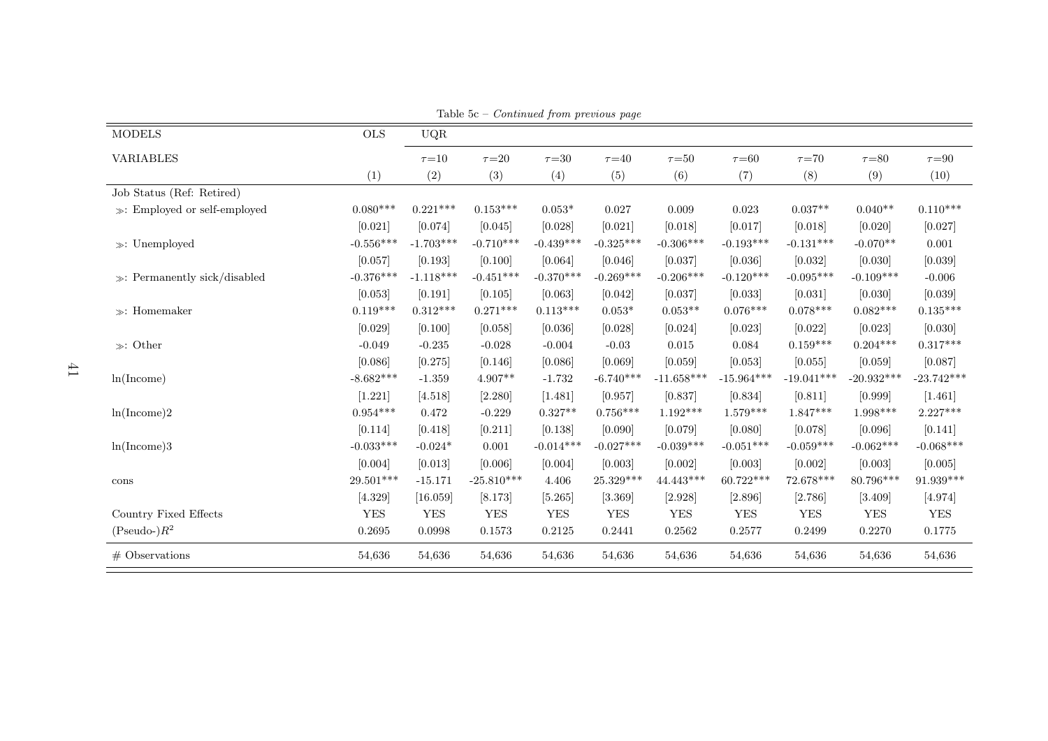Table 5c – *Continued from previous page*

| MODELS | OLS | UQR | | | | | | | | |
|---|---|---|---|---|---|---|---|---|---|---|
| VARIABLES | | $\tau$=10 | $\tau$=20 | $\tau$=30 | $\tau$=40 | $\tau$=50 | $\tau$=60 | $\tau$=70 | $\tau$=80 | $\tau$=90 |
| | (1) | (2) | (3) | (4) | (5) | (6) | (7) | (8) | (9) | (10) |
| Job Status (Ref: Retired) | | | | | | | | | | |
| ≫: Employed or self-employed | 0.080*** | 0.221*** | 0.153*** | 0.053* | 0.027 | 0.009 | 0.023 | 0.037** | 0.040** | 0.110*** |
| | [0.021] | [0.074] | [0.045] | [0.028] | [0.021] | [0.018] | [0.017] | [0.018] | [0.020] | [0.027] |
| ≫: Unemployed | -0.556*** | -1.703*** | -0.710*** | -0.439*** | -0.325*** | -0.306*** | -0.193*** | -0.131*** | -0.070** | 0.001 |
| | [0.057] | [0.193] | [0.100] | [0.064] | [0.046] | [0.037] | [0.036] | [0.032] | [0.030] | [0.039] |
| ≫: Permanently sick/disabled | -0.376*** | -1.118*** | -0.451*** | -0.370*** | -0.269*** | -0.206*** | -0.120*** | -0.095*** | -0.109*** | -0.006 |
| | [0.053] | [0.191] | [0.105] | [0.063] | [0.042] | [0.037] | [0.033] | [0.031] | [0.030] | [0.039] |
| ≫: Homemaker | 0.119*** | 0.312*** | 0.271*** | 0.113*** | 0.053* | 0.053** | 0.076*** | 0.078*** | 0.082*** | 0.135*** |
| | [0.029] | [0.100] | [0.058] | [0.036] | [0.028] | [0.024] | [0.023] | [0.022] | [0.023] | [0.030] |
| ≫: Other | -0.049 | -0.235 | -0.028 | -0.004 | -0.03 | 0.015 | 0.084 | 0.159*** | 0.204*** | 0.317*** |
| | [0.086] | [0.275] | [0.146] | [0.086] | [0.069] | [0.059] | [0.053] | [0.055] | [0.059] | [0.087] |
| ln(Income) | -8.682*** | -1.359 | 4.907** | -1.732 | -6.740*** | -11.658*** | -15.964*** | -19.041*** | -20.932*** | -23.742*** |
| | [1.221] | [4.518] | [2.280] | [1.481] | [0.957] | [0.837] | [0.834] | [0.811] | [0.999] | [1.461] |
| ln(Income)2 | 0.954*** | 0.472 | -0.229 | 0.327** | 0.756*** | 1.192*** | 1.579*** | 1.847*** | 1.998*** | 2.227*** |
| | [0.114] | [0.418] | [0.211] | [0.138] | [0.090] | [0.079] | [0.080] | [0.078] | [0.096] | [0.141] |
| ln(Income)3 | -0.033*** | -0.024* | 0.001 | -0.014*** | -0.027*** | -0.039*** | -0.051*** | -0.059*** | -0.062*** | -0.068*** |
| | [0.004] | [0.013] | [0.006] | [0.004] | [0.003] | [0.002] | [0.003] | [0.002] | [0.003] | [0.005] |
| cons | 29.501*** | -15.171 | -25.810*** | 4.406 | 25.329*** | 44.443*** | 60.722*** | 72.678*** | 80.796*** | 91.939*** |
| | [4.329] | [16.059] | [8.173] | [5.265] | [3.369] | [2.928] | [2.896] | [2.786] | [3.409] | [4.974] |
| Country Fixed Effects | YES | YES | YES | YES | YES | YES | YES | YES | YES | YES |
| (Pseudo-)$R^2$ | 0.2695 | 0.0998 | 0.1573 | 0.2125 | 0.2441 | 0.2562 | 0.2577 | 0.2499 | 0.2270 | 0.1775 |
| # Observations | 54,636 | 54,636 | 54,636 | 54,636 | 54,636 | 54,636 | 54,636 | 54,636 | 54,636 | 54,636 |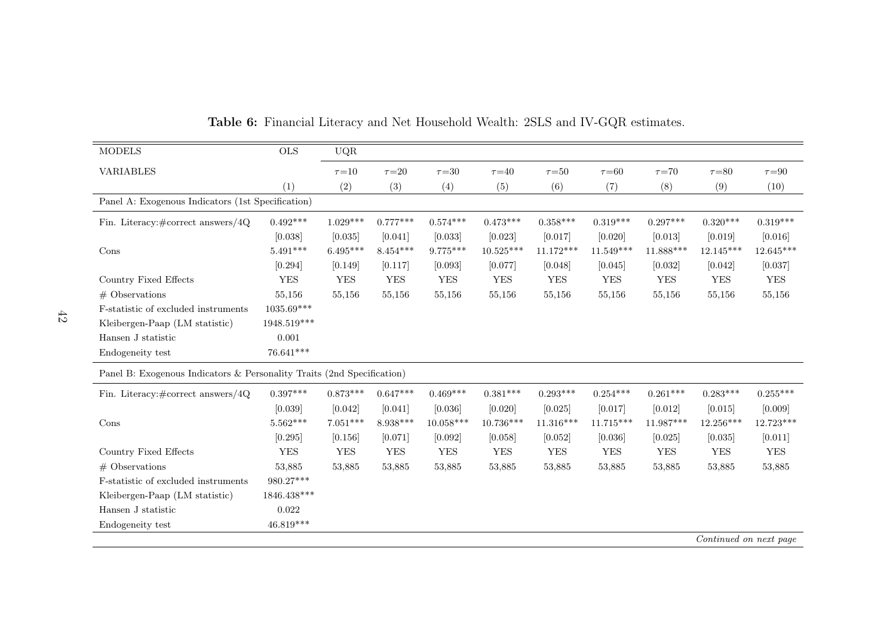**Table 6:** Financial Literacy and Net Household Wealth: 2SLS and IV-GQR estimates.

| MODELS | OLS | UQR | | | | | | | | |
|---|---|---|---|---|---|---|---|---|---|---|
| VARIABLES | | $\tau$=10 | $\tau$=20 | $\tau$=30 | $\tau$=40 | $\tau$=50 | $\tau$=60 | $\tau$=70 | $\tau$=80 | $\tau$=90 |
| | (1) | (2) | (3) | (4) | (5) | (6) | (7) | (8) | (9) | (10) |
| Panel A: Exogenous Indicators (1st Specification) | | | | | | | | | | |
| Fin. Literacy:#correct answers/4Q | 0.492*** | 1.029*** | 0.777*** | 0.574*** | 0.473*** | 0.358*** | 0.319*** | 0.297*** | 0.320*** | 0.319*** |
| | [0.038] | [0.035] | [0.041] | [0.033] | [0.023] | [0.017] | [0.020] | [0.013] | [0.019] | [0.016] |
| Cons | 5.491*** | 6.495*** | 8.454*** | 9.775*** | 10.525*** | 11.172*** | 11.549*** | 11.888*** | 12.145*** | 12.645*** |
| | [0.294] | [0.149] | [0.117] | [0.093] | [0.077] | [0.048] | [0.045] | [0.032] | [0.042] | [0.037] |
| Country Fixed Effects | YES | YES | YES | YES | YES | YES | YES | YES | YES | YES |
| # Observations | 55,156 | 55,156 | 55,156 | 55,156 | 55,156 | 55,156 | 55,156 | 55,156 | 55,156 | 55,156 |
| F-statistic of excluded instruments | 1035.69*** | | | | | | | | | |
| Kleibergen-Paap (LM statistic) | 1948.519*** | | | | | | | | | |
| Hansen J statistic | 0.001 | | | | | | | | | |
| Endogeneity test | 76.641*** | | | | | | | | | |
| Panel B: Exogenous Indicators & Personality Traits (2nd Specification) | | | | | | | | | | |
| Fin. Literacy:#correct answers/4Q | 0.397*** | 0.873*** | 0.647*** | 0.469*** | 0.381*** | 0.293*** | 0.254*** | 0.261*** | 0.283*** | 0.255*** |
| | [0.039] | [0.042] | [0.041] | [0.036] | [0.020] | [0.025] | [0.017] | [0.012] | [0.015] | [0.009] |
| Cons | 5.562*** | 7.051*** | 8.938*** | 10.058*** | 10.736*** | 11.316*** | 11.715*** | 11.987*** | 12.256*** | 12.723*** |
| | [0.295] | [0.156] | [0.071] | [0.092] | [0.058] | [0.052] | [0.036] | [0.025] | [0.035] | [0.011] |
| Country Fixed Effects | YES | YES | YES | YES | YES | YES | YES | YES | YES | YES |
| # Observations | 53,885 | 53,885 | 53,885 | 53,885 | 53,885 | 53,885 | 53,885 | 53,885 | 53,885 | 53,885 |
| F-statistic of excluded instruments | 980.27*** | | | | | | | | | |
| Kleibergen-Paap (LM statistic) | 1846.438*** | | | | | | | | | |
| Hansen J statistic | 0.022 | | | | | | | | | |
| Endogeneity test | 46.819*** | | | | | | | | | |

*Continued on next page*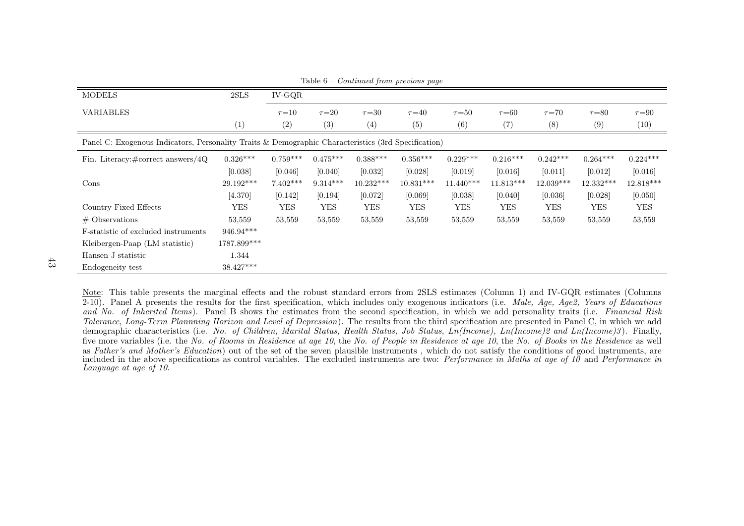Table 6 – *Continued from previous page*

| MODELS | 2SLS | IV-GQR | | | | | | | | |
|---|---|---|---|---|---|---|---|---|---|---|
| VARIABLES | | $\tau$=10 | $\tau$=20 | $\tau$=30 | $\tau$=40 | $\tau$=50 | $\tau$=60 | $\tau$=70 | $\tau$=80 | $\tau$=90 |
| | (1) | (2) | (3) | (4) | (5) | (6) | (7) | (8) | (9) | (10) |
| Panel C: Exogenous Indicators, Personality Traits & Demographic Characteristics (3rd Specification) | | | | | | | | | | |
| Fin. Literacy:#correct answers/4Q | 0.326*** | 0.759*** | 0.475*** | 0.388*** | 0.356*** | 0.229*** | 0.216*** | 0.242*** | 0.264*** | 0.224*** |
| | [0.038] | [0.046] | [0.040] | [0.032] | [0.028] | [0.019] | [0.016] | [0.011] | [0.012] | [0.016] |
| Cons | 29.192*** | 7.402*** | 9.314*** | 10.232*** | 10.831*** | 11.440*** | 11.813*** | 12.039*** | 12.332*** | 12.818*** |
| | [4.370] | [0.142] | [0.194] | [0.072] | [0.069] | [0.038] | [0.040] | [0.036] | [0.028] | [0.050] |
| Country Fixed Effects | YES | YES | YES | YES | YES | YES | YES | YES | YES | YES |
| # Observations | 53,559 | 53,559 | 53,559 | 53,559 | 53,559 | 53,559 | 53,559 | 53,559 | 53,559 | 53,559 |
| F-statistic of excluded instruments | 946.94*** | | | | | | | | | |
| Kleibergen-Paap (LM statistic) | 1787.899*** | | | | | | | | | |
| Hansen J statistic | 1.344 | | | | | | | | | |
| Endogeneity test | 38.427*** | | | | | | | | | |

Note: This table presents the marginal effects and the robust standard errors from 2SLS estimates (Column 1) and IV-GQR estimates (Columns 2-10). Panel A presents the results for the first specification, which includes only exogenous indicators (i.e. *Male, Age, Age2, Years of Educations and No. of Inherited Items*). Panel B shows the estimates from the second specification, in which we add personality traits (i.e. *Financial Risk Tolerance, Long-Term Plannning Horizon and Level of Depression*). The results from the third specification are presented in Panel C, in which we add demographic characteristics (i.e. *No. of Children, Marital Status, Health Status, Job Status, Ln(Income), Ln(Income)2 and Ln(Income)3*). Finally, five more variables (i.e. the *No. of Rooms in Residence at age 10*, the *No. of People in Residence at age 10*, the *No. of Books in the Residence* as well as *Father's and Mother's Education*) out of the set of the seven plausible instruments , which do not satisfy the conditions of good instruments, are included in the above specifications as control variables. The excluded instruments are two: *Performance in Maths at age of 10* and *Performance in Language at age of 10*.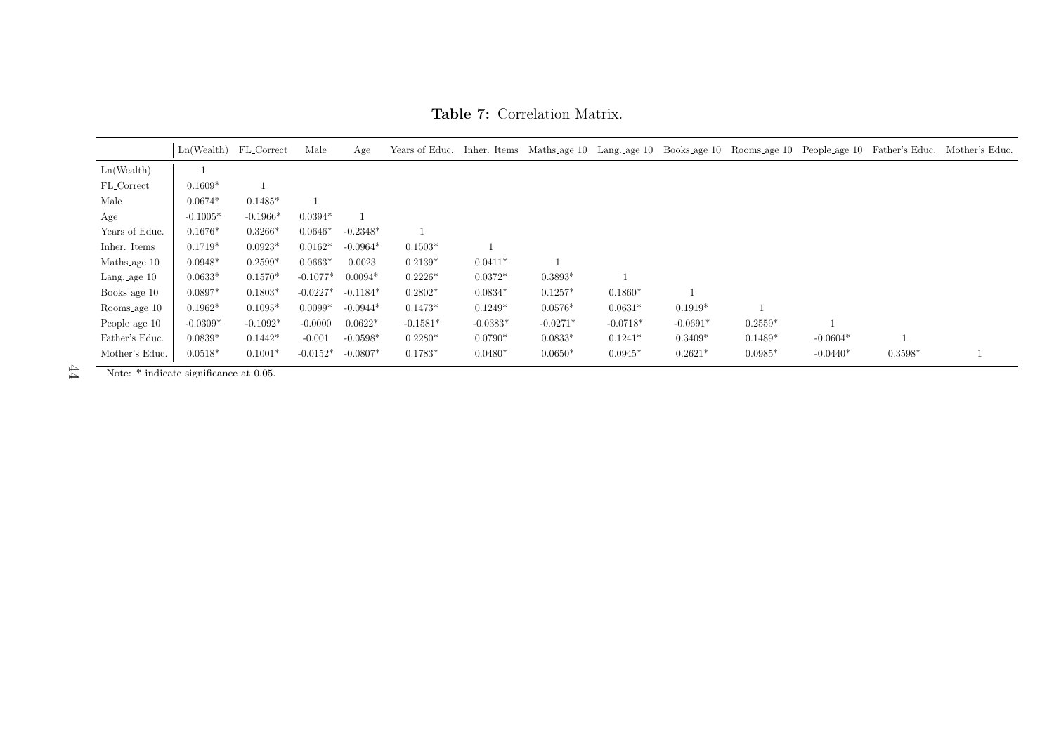**Table 7:** Correlation Matrix.

| | Ln(Wealth) | FL_Correct | Male | Age | Years of Educ. | Inher. Items | Maths_age 10 | Lang._age 10 | Books_age 10 | Rooms_age 10 | People_age 10 | Father's Educ. | Mother's Educ. |
|---|---|---|---|---|---|---|---|---|---|---|---|---|---|
| Ln(Wealth) | 1 | | | | | | | | | | | | |
| FL_Correct | 0.1609* | 1 | | | | | | | | | | | |
| Male | 0.0674* | 0.1485* | 1 | | | | | | | | | | |
| Age | -0.1005* | -0.1966* | 0.0394* | 1 | | | | | | | | | |
| Years of Educ. | 0.1676* | 0.3266* | 0.0646* | -0.2348* | 1 | | | | | | | | |
| Inher. Items | 0.1719* | 0.0923* | 0.0162* | -0.0964* | 0.1503* | 1 | | | | | | | |
| Maths_age 10 | 0.0948* | 0.2599* | 0.0663* | 0.0023 | 0.2139* | 0.0411* | 1 | | | | | | |
| Lang._age 10 | 0.0633* | 0.1570* | -0.1077* | 0.0094* | 0.2226* | 0.0372* | 0.3893* | 1 | | | | | |
| Books_age 10 | 0.0897* | 0.1803* | -0.0227* | -0.1184* | 0.2802* | 0.0834* | 0.1257* | 0.1860* | 1 | | | | |
| Rooms_age 10 | 0.1962* | 0.1095* | 0.0099* | -0.0944* | 0.1473* | 0.1249* | 0.0576* | 0.0631* | 0.1919* | 1 | | | |
| People_age 10 | -0.0309* | -0.1092* | -0.0000 | 0.0622* | -0.1581* | -0.0383* | -0.0271* | -0.0718* | -0.0691* | 0.2559* | 1 | | |
| Father's Educ. | 0.0839* | 0.1442* | -0.001 | -0.0598* | 0.2280* | 0.0790* | 0.0833* | 0.1241* | 0.3409* | 0.1489* | -0.0604* | 1 | |
| Mother's Educ. | 0.0518* | 0.1001* | -0.0152* | -0.0807* | 0.1783* | 0.0480* | 0.0650* | 0.0945* | 0.2621* | 0.0985* | -0.0440* | 0.3598* | 1 |

Note: * indicate significance at 0.05.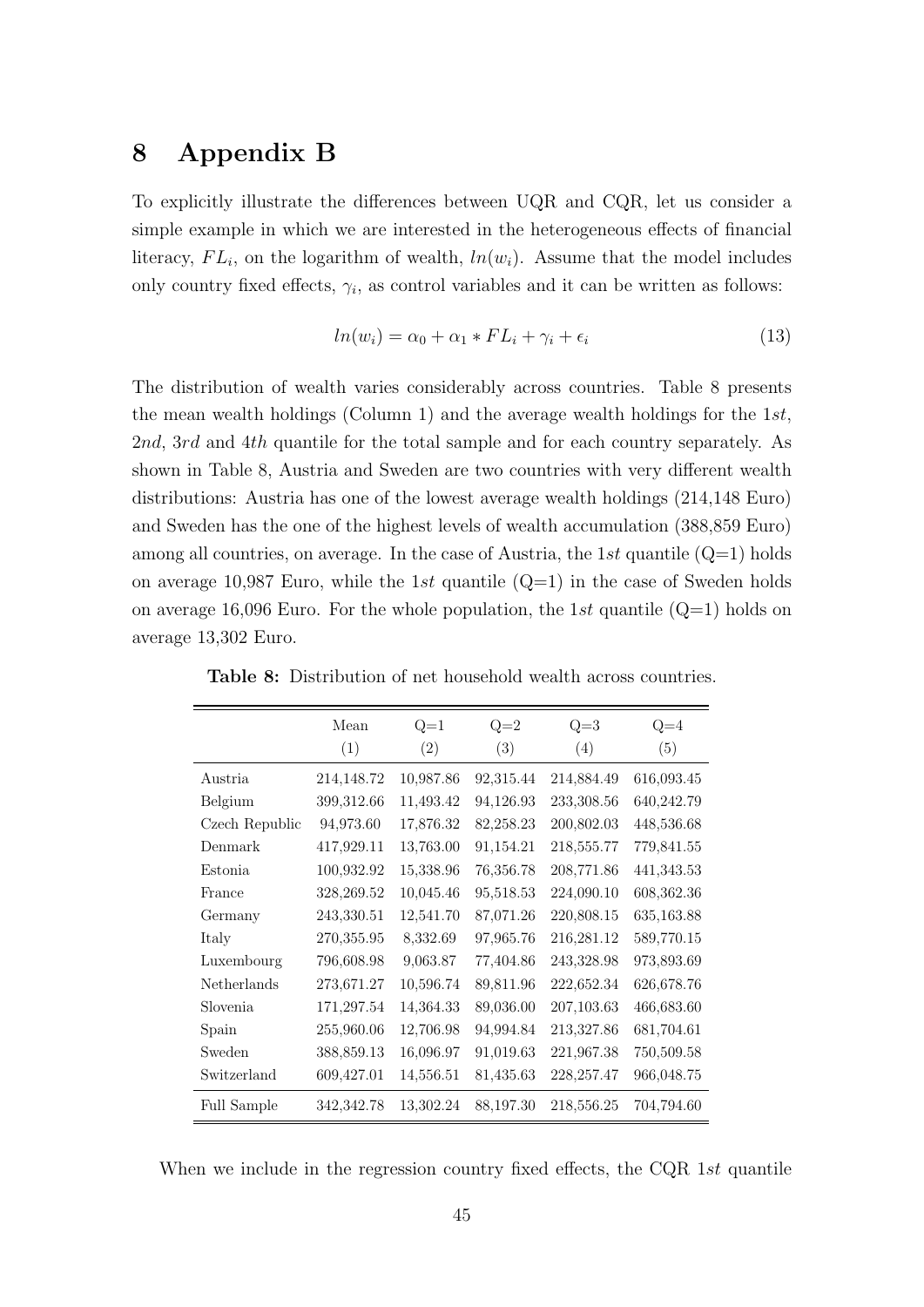# 8 Appendix B

To explicitly illustrate the differences between UQR and CQR, let us consider a simple example in which we are interested in the heterogeneous effects of financial literacy, $FL_i$, on the logarithm of wealth, $ln(w_i)$. Assume that the model includes only country fixed effects, $\gamma_i$, as control variables and it can be written as follows:

$$ln(w_i) = \alpha_0 + \alpha_1 * FL_i + \gamma_i + \epsilon_i \tag{13}$$

The distribution of wealth varies considerably across countries. Table 8 presents the mean wealth holdings (Column 1) and the average wealth holdings for the 1*st*, 2*nd*, 3*rd* and 4*th* quantile for the total sample and for each country separately. As shown in Table 8, Austria and Sweden are two countries with very different wealth distributions: Austria has one of the lowest average wealth holdings (214,148 Euro) and Sweden has the one of the highest levels of wealth accumulation (388,859 Euro) among all countries, on average. In the case of Austria, the 1*st* quantile (Q=1) holds on average 10,987 Euro, while the 1*st* quantile (Q=1) in the case of Sweden holds on average 16,096 Euro. For the whole population, the 1*st* quantile (Q=1) holds on average 13,302 Euro.

**Table 8:** Distribution of net household wealth across countries.

| | Mean (1) | Q=1 (2) | Q=2 (3) | Q=3 (4) | Q=4 (5) |
|---|---|---|---|---|---|
| Austria | 214,148.72 | 10,987.86 | 92,315.44 | 214,884.49 | 616,093.45 |
| Belgium | 399,312.66 | 11,493.42 | 94,126.93 | 233,308.56 | 640,242.79 |
| Czech Republic | 94,973.60 | 17,876.32 | 82,258.23 | 200,802.03 | 448,536.68 |
| Denmark | 417,929.11 | 13,763.00 | 91,154.21 | 218,555.77 | 779,841.55 |
| Estonia | 100,932.92 | 15,338.96 | 76,356.78 | 208,771.86 | 441,343.53 |
| France | 328,269.52 | 10,045.46 | 95,518.53 | 224,090.10 | 608,362.36 |
| Germany | 243,330.51 | 12,541.70 | 87,071.26 | 220,808.15 | 635,163.88 |
| Italy | 270,355.95 | 8,332.69 | 97,965.76 | 216,281.12 | 589,770.15 |
| Luxembourg | 796,608.98 | 9,063.87 | 77,404.86 | 243,328.98 | 973,893.69 |
| Netherlands | 273,671.27 | 10,596.74 | 89,811.96 | 222,652.34 | 626,678.76 |
| Slovenia | 171,297.54 | 14,364.33 | 89,036.00 | 207,103.63 | 466,683.60 |
| Spain | 255,960.06 | 12,706.98 | 94,994.84 | 213,327.86 | 681,704.61 |
| Sweden | 388,859.13 | 16,096.97 | 91,019.63 | 221,967.38 | 750,509.58 |
| Switzerland | 609,427.01 | 14,556.51 | 81,435.63 | 228,257.47 | 966,048.75 |
| Full Sample | 342,342.78 | 13,302.24 | 88,197.30 | 218,556.25 | 704,794.60 |

When we include in the regression country fixed effects, the CQR 1*st* quantile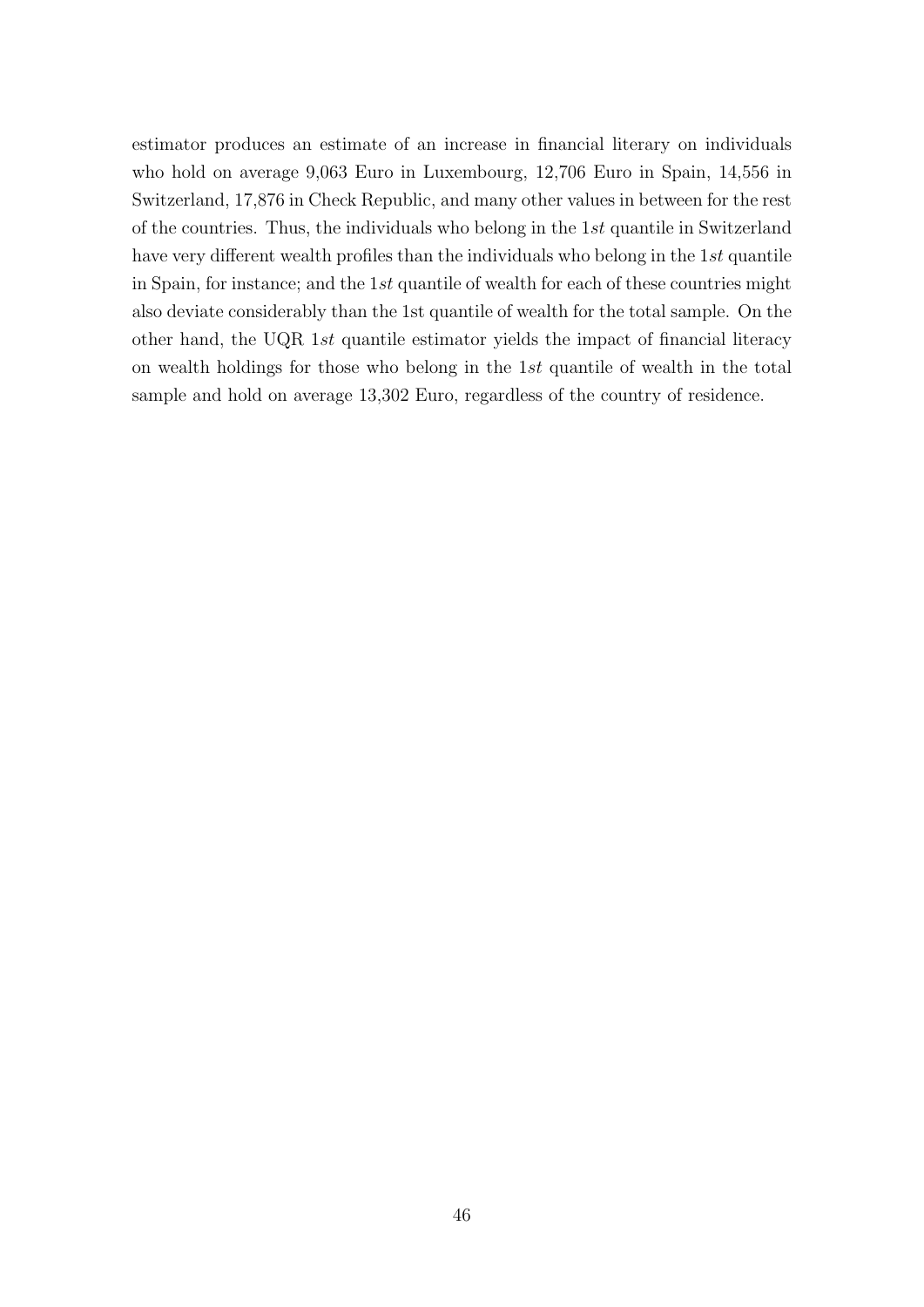estimator produces an estimate of an increase in financial literary on individuals who hold on average 9,063 Euro in Luxembourg, 12,706 Euro in Spain, 14,556 in Switzerland, 17,876 in Check Republic, and many other values in between for the rest of the countries. Thus, the individuals who belong in the 1*st* quantile in Switzerland have very different wealth profiles than the individuals who belong in the 1*st* quantile in Spain, for instance; and the 1*st* quantile of wealth for each of these countries might also deviate considerably than the 1st quantile of wealth for the total sample. On the other hand, the UQR 1*st* quantile estimator yields the impact of financial literacy on wealth holdings for those who belong in the 1*st* quantile of wealth in the total sample and hold on average 13,302 Euro, regardless of the country of residence.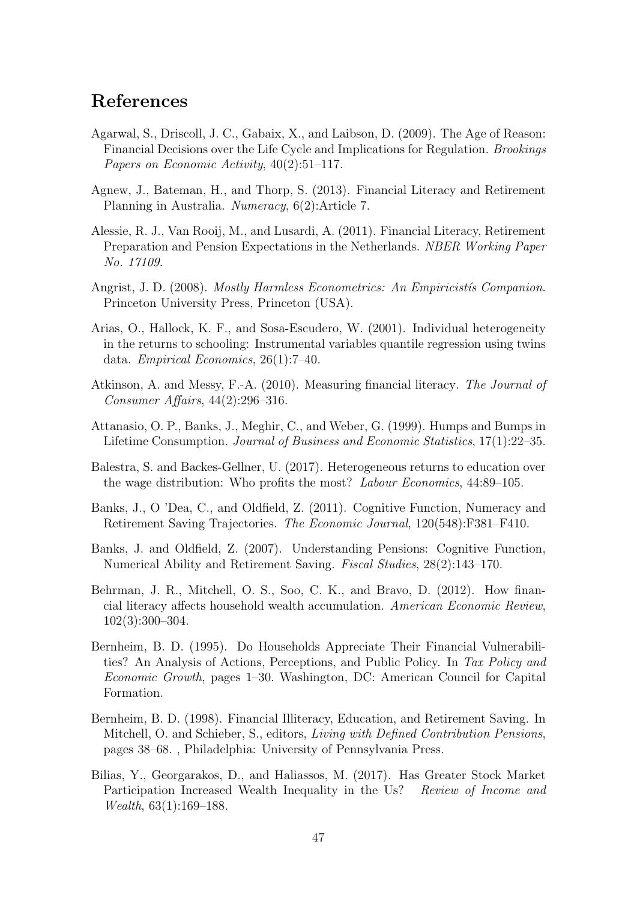# References

Agarwal, S., Driscoll, J. C., Gabaix, X., and Laibson, D. (2009). The Age of Reason: Financial Decisions over the Life Cycle and Implications for Regulation. *Brookings Papers on Economic Activity*, 40(2):51–117.

Agnew, J., Bateman, H., and Thorp, S. (2013). Financial Literacy and Retirement Planning in Australia. *Numeracy*, 6(2):Article 7.

Alessie, R. J., Van Rooij, M., and Lusardi, A. (2011). Financial Literacy, Retirement Preparation and Pension Expectations in the Netherlands. *NBER Working Paper No. 17109*.

Angrist, J. D. (2008). *Mostly Harmless Econometrics: An Empiricistís Companion*. Princeton University Press, Princeton (USA).

Arias, O., Hallock, K. F., and Sosa-Escudero, W. (2001). Individual heterogeneity in the returns to schooling: Instrumental variables quantile regression using twins data. *Empirical Economics*, 26(1):7–40.

Atkinson, A. and Messy, F.-A. (2010). Measuring financial literacy. *The Journal of Consumer Affairs*, 44(2):296–316.

Attanasio, O. P., Banks, J., Meghir, C., and Weber, G. (1999). Humps and Bumps in Lifetime Consumption. *Journal of Business and Economic Statistics*, 17(1):22–35.

Balestra, S. and Backes-Gellner, U. (2017). Heterogeneous returns to education over the wage distribution: Who profits the most? *Labour Economics*, 44:89–105.

Banks, J., O 'Dea, C., and Oldfield, Z. (2011). Cognitive Function, Numeracy and Retirement Saving Trajectories. *The Economic Journal*, 120(548):F381–F410.

Banks, J. and Oldfield, Z. (2007). Understanding Pensions: Cognitive Function, Numerical Ability and Retirement Saving. *Fiscal Studies*, 28(2):143–170.

Behrman, J. R., Mitchell, O. S., Soo, C. K., and Bravo, D. (2012). How financial literacy affects household wealth accumulation. *American Economic Review*, 102(3):300–304.

Bernheim, B. D. (1995). Do Households Appreciate Their Financial Vulnerabilities? An Analysis of Actions, Perceptions, and Public Policy. In *Tax Policy and Economic Growth*, pages 1–30. Washington, DC: American Council for Capital Formation.

Bernheim, B. D. (1998). Financial Illiteracy, Education, and Retirement Saving. In Mitchell, O. and Schieber, S., editors, *Living with Defined Contribution Pensions*, pages 38–68. , Philadelphia: University of Pennsylvania Press.

Bilias, Y., Georgarakos, D., and Haliassos, M. (2017). Has Greater Stock Market Participation Increased Wealth Inequality in the Us? *Review of Income and Wealth*, 63(1):169–188.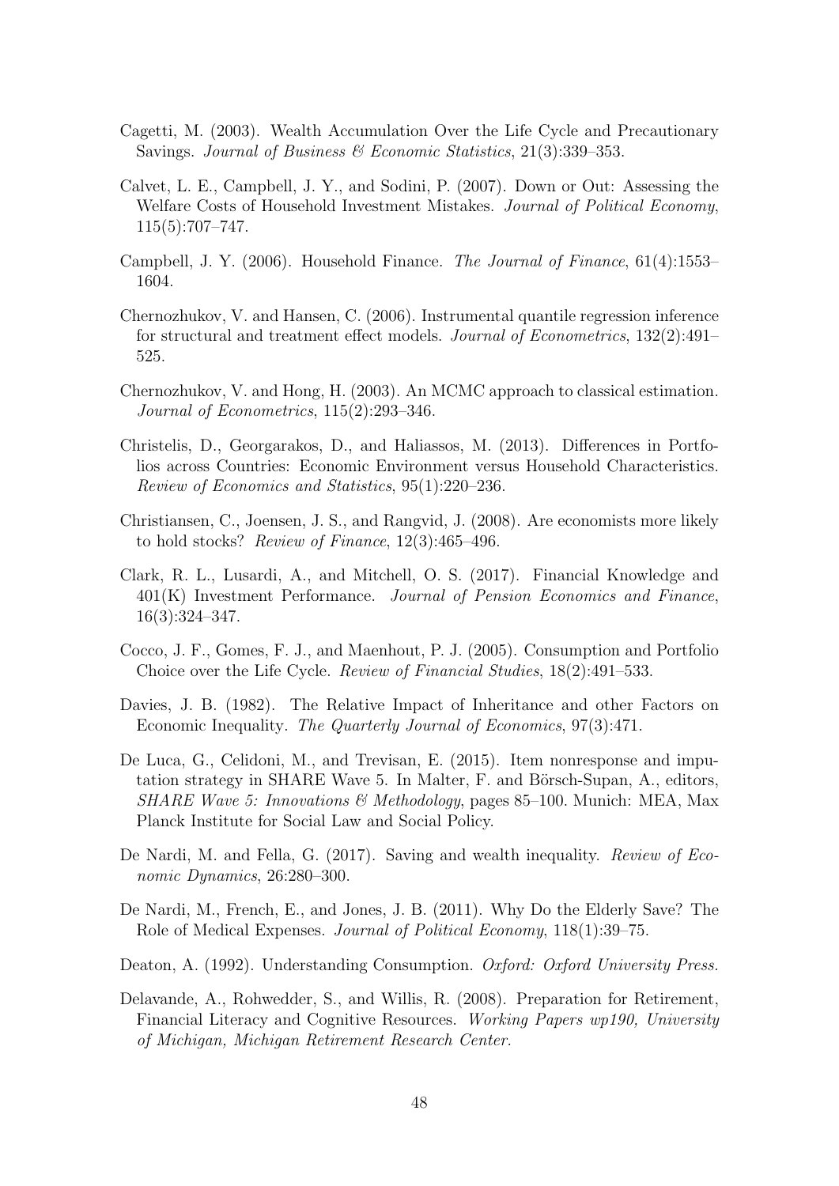Cagetti, M. (2003). Wealth Accumulation Over the Life Cycle and Precautionary Savings. *Journal of Business & Economic Statistics*, 21(3):339–353.

Calvet, L. E., Campbell, J. Y., and Sodini, P. (2007). Down or Out: Assessing the Welfare Costs of Household Investment Mistakes. *Journal of Political Economy*, 115(5):707–747.

Campbell, J. Y. (2006). Household Finance. *The Journal of Finance*, 61(4):1553–1604.

Chernozhukov, V. and Hansen, C. (2006). Instrumental quantile regression inference for structural and treatment effect models. *Journal of Econometrics*, 132(2):491–525.

Chernozhukov, V. and Hong, H. (2003). An MCMC approach to classical estimation. *Journal of Econometrics*, 115(2):293–346.

Christelis, D., Georgarakos, D., and Haliassos, M. (2013). Differences in Portfolios across Countries: Economic Environment versus Household Characteristics. *Review of Economics and Statistics*, 95(1):220–236.

Christiansen, C., Joensen, J. S., and Rangvid, J. (2008). Are economists more likely to hold stocks? *Review of Finance*, 12(3):465–496.

Clark, R. L., Lusardi, A., and Mitchell, O. S. (2017). Financial Knowledge and 401(K) Investment Performance. *Journal of Pension Economics and Finance*, 16(3):324–347.

Cocco, J. F., Gomes, F. J., and Maenhout, P. J. (2005). Consumption and Portfolio Choice over the Life Cycle. *Review of Financial Studies*, 18(2):491–533.

Davies, J. B. (1982). The Relative Impact of Inheritance and other Factors on Economic Inequality. *The Quarterly Journal of Economics*, 97(3):471.

De Luca, G., Celidoni, M., and Trevisan, E. (2015). Item nonresponse and imputation strategy in SHARE Wave 5. In Malter, F. and Börsch-Supan, A., editors, *SHARE Wave 5: Innovations & Methodology*, pages 85–100. Munich: MEA, Max Planck Institute for Social Law and Social Policy.

De Nardi, M. and Fella, G. (2017). Saving and wealth inequality. *Review of Economic Dynamics*, 26:280–300.

De Nardi, M., French, E., and Jones, J. B. (2011). Why Do the Elderly Save? The Role of Medical Expenses. *Journal of Political Economy*, 118(1):39–75.

Deaton, A. (1992). Understanding Consumption. *Oxford: Oxford University Press.*

Delavande, A., Rohwedder, S., and Willis, R. (2008). Preparation for Retirement, Financial Literacy and Cognitive Resources. *Working Papers wp190, University of Michigan, Michigan Retirement Research Center.*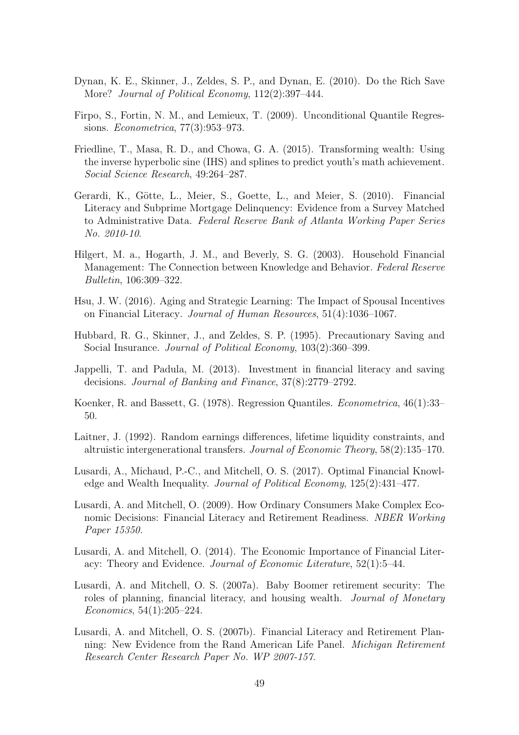Dynan, K. E., Skinner, J., Zeldes, S. P., and Dynan, E. (2010). Do the Rich Save More? *Journal of Political Economy*, 112(2):397–444.

Firpo, S., Fortin, N. M., and Lemieux, T. (2009). Unconditional Quantile Regressions. *Econometrica*, 77(3):953–973.

Friedline, T., Masa, R. D., and Chowa, G. A. (2015). Transforming wealth: Using the inverse hyperbolic sine (IHS) and splines to predict youth's math achievement. *Social Science Research*, 49:264–287.

Gerardi, K., Götte, L., Meier, S., Goette, L., and Meier, S. (2010). Financial Literacy and Subprime Mortgage Delinquency: Evidence from a Survey Matched to Administrative Data. *Federal Reserve Bank of Atlanta Working Paper Series No. 2010-10*.

Hilgert, M. a., Hogarth, J. M., and Beverly, S. G. (2003). Household Financial Management: The Connection between Knowledge and Behavior. *Federal Reserve Bulletin*, 106:309–322.

Hsu, J. W. (2016). Aging and Strategic Learning: The Impact of Spousal Incentives on Financial Literacy. *Journal of Human Resources*, 51(4):1036–1067.

Hubbard, R. G., Skinner, J., and Zeldes, S. P. (1995). Precautionary Saving and Social Insurance. *Journal of Political Economy*, 103(2):360–399.

Jappelli, T. and Padula, M. (2013). Investment in financial literacy and saving decisions. *Journal of Banking and Finance*, 37(8):2779–2792.

Koenker, R. and Bassett, G. (1978). Regression Quantiles. *Econometrica*, 46(1):33–50.

Laitner, J. (1992). Random earnings differences, lifetime liquidity constraints, and altruistic intergenerational transfers. *Journal of Economic Theory*, 58(2):135–170.

Lusardi, A., Michaud, P.-C., and Mitchell, O. S. (2017). Optimal Financial Knowledge and Wealth Inequality. *Journal of Political Economy*, 125(2):431–477.

Lusardi, A. and Mitchell, O. (2009). How Ordinary Consumers Make Complex Economic Decisions: Financial Literacy and Retirement Readiness. *NBER Working Paper 15350*.

Lusardi, A. and Mitchell, O. (2014). The Economic Importance of Financial Literacy: Theory and Evidence. *Journal of Economic Literature*, 52(1):5–44.

Lusardi, A. and Mitchell, O. S. (2007a). Baby Boomer retirement security: The roles of planning, financial literacy, and housing wealth. *Journal of Monetary Economics*, 54(1):205–224.

Lusardi, A. and Mitchell, O. S. (2007b). Financial Literacy and Retirement Planning: New Evidence from the Rand American Life Panel. *Michigan Retirement Research Center Research Paper No. WP 2007-157*.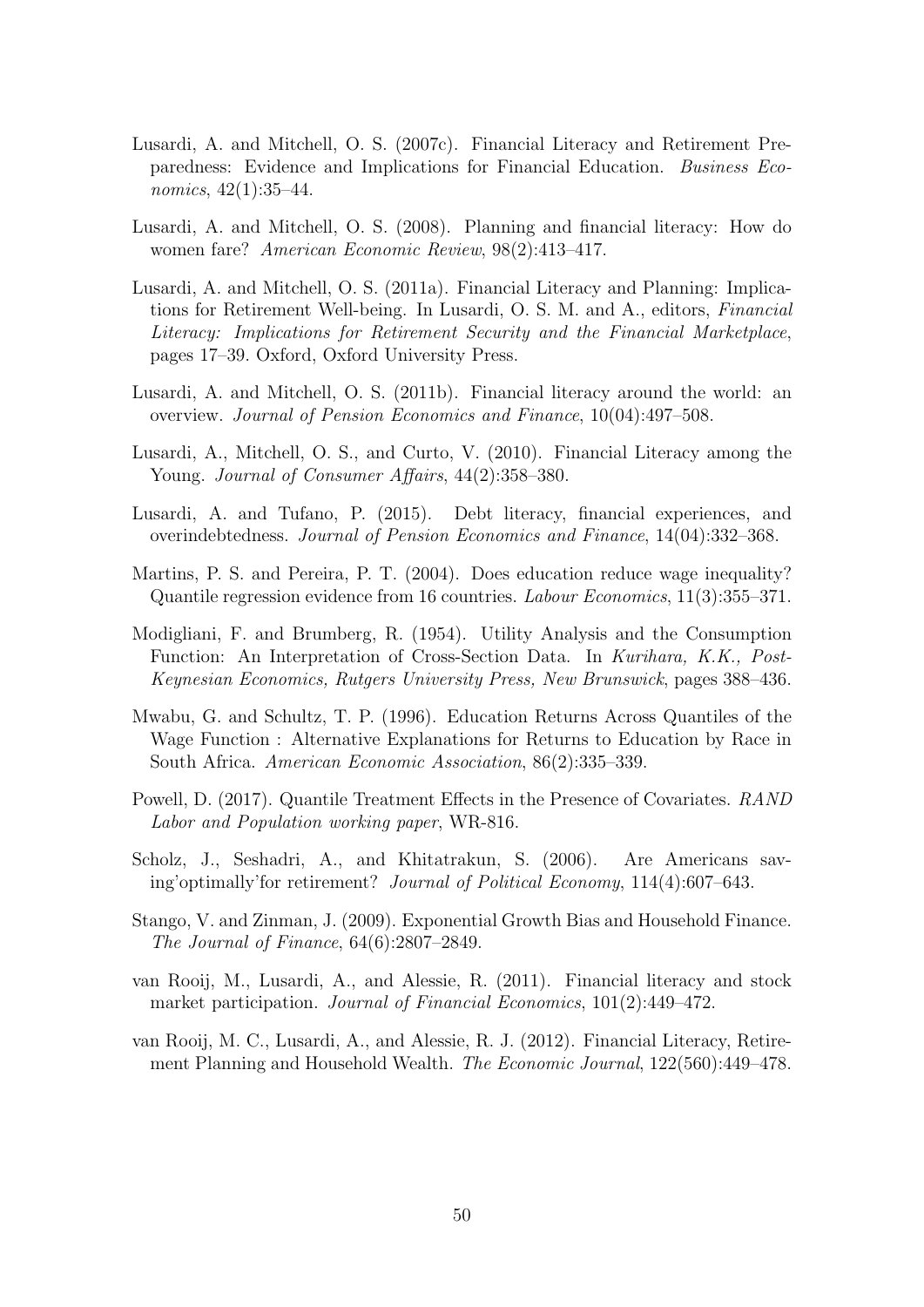Lusardi, A. and Mitchell, O. S. (2007c). Financial Literacy and Retirement Preparedness: Evidence and Implications for Financial Education. *Business Economics*, 42(1):35–44.

Lusardi, A. and Mitchell, O. S. (2008). Planning and financial literacy: How do women fare? *American Economic Review*, 98(2):413–417.

Lusardi, A. and Mitchell, O. S. (2011a). Financial Literacy and Planning: Implications for Retirement Well-being. In Lusardi, O. S. M. and A., editors, *Financial Literacy: Implications for Retirement Security and the Financial Marketplace*, pages 17–39. Oxford, Oxford University Press.

Lusardi, A. and Mitchell, O. S. (2011b). Financial literacy around the world: an overview. *Journal of Pension Economics and Finance*, 10(04):497–508.

Lusardi, A., Mitchell, O. S., and Curto, V. (2010). Financial Literacy among the Young. *Journal of Consumer Affairs*, 44(2):358–380.

Lusardi, A. and Tufano, P. (2015). Debt literacy, financial experiences, and overindebtedness. *Journal of Pension Economics and Finance*, 14(04):332–368.

Martins, P. S. and Pereira, P. T. (2004). Does education reduce wage inequality? Quantile regression evidence from 16 countries. *Labour Economics*, 11(3):355–371.

Modigliani, F. and Brumberg, R. (1954). Utility Analysis and the Consumption Function: An Interpretation of Cross-Section Data. In *Kurihara, K.K., Post-Keynesian Economics, Rutgers University Press, New Brunswick*, pages 388–436.

Mwabu, G. and Schultz, T. P. (1996). Education Returns Across Quantiles of the Wage Function : Alternative Explanations for Returns to Education by Race in South Africa. *American Economic Association*, 86(2):335–339.

Powell, D. (2017). Quantile Treatment Effects in the Presence of Covariates. *RAND Labor and Population working paper*, WR-816.

Scholz, J., Seshadri, A., and Khitatrakun, S. (2006). Are Americans saving'optimally'for retirement? *Journal of Political Economy*, 114(4):607–643.

Stango, V. and Zinman, J. (2009). Exponential Growth Bias and Household Finance. *The Journal of Finance*, 64(6):2807–2849.

van Rooij, M., Lusardi, A., and Alessie, R. (2011). Financial literacy and stock market participation. *Journal of Financial Economics*, 101(2):449–472.

van Rooij, M. C., Lusardi, A., and Alessie, R. J. (2012). Financial Literacy, Retirement Planning and Household Wealth. *The Economic Journal*, 122(560):449–478.